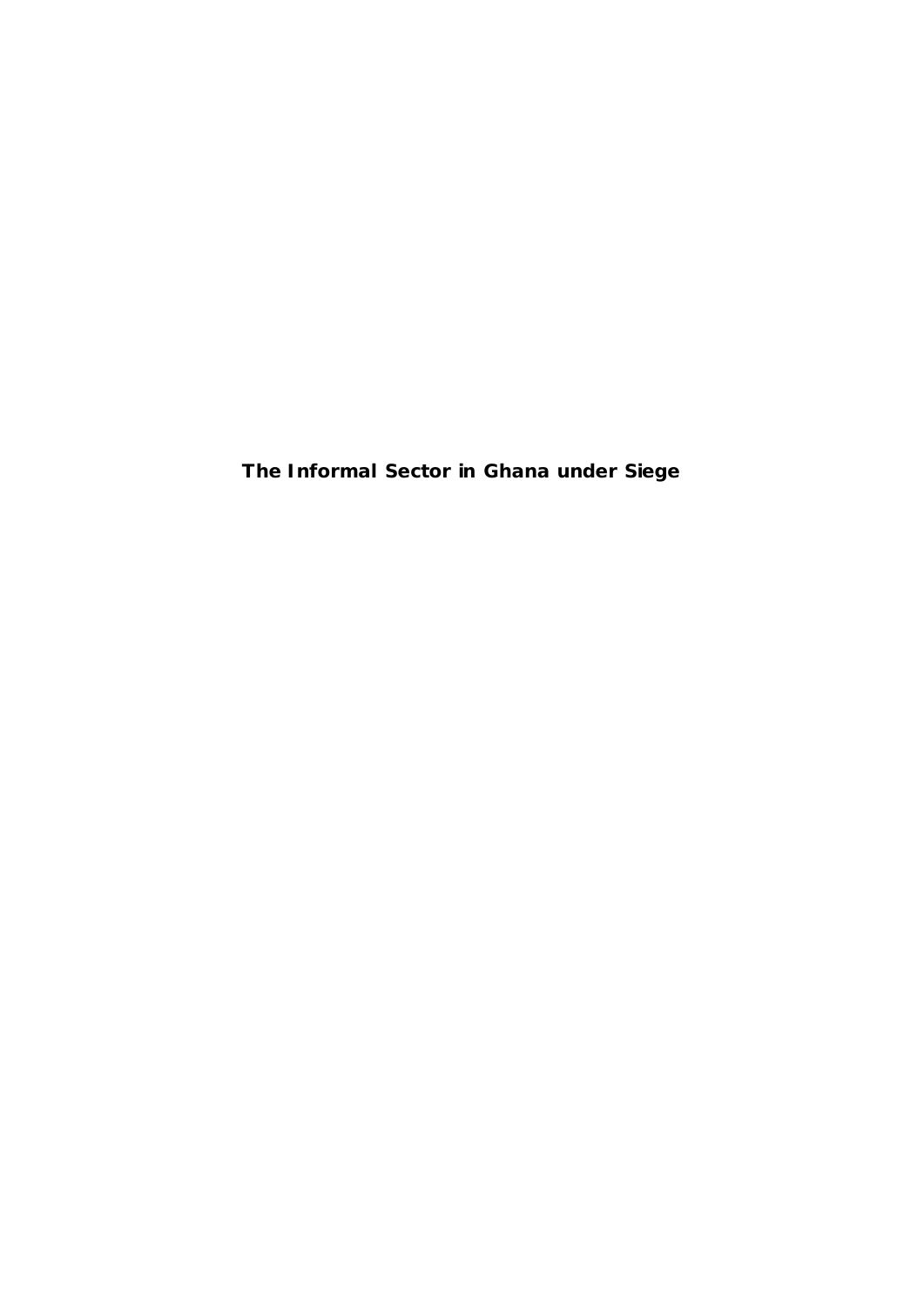# The Informal Sector in Ghana under Siege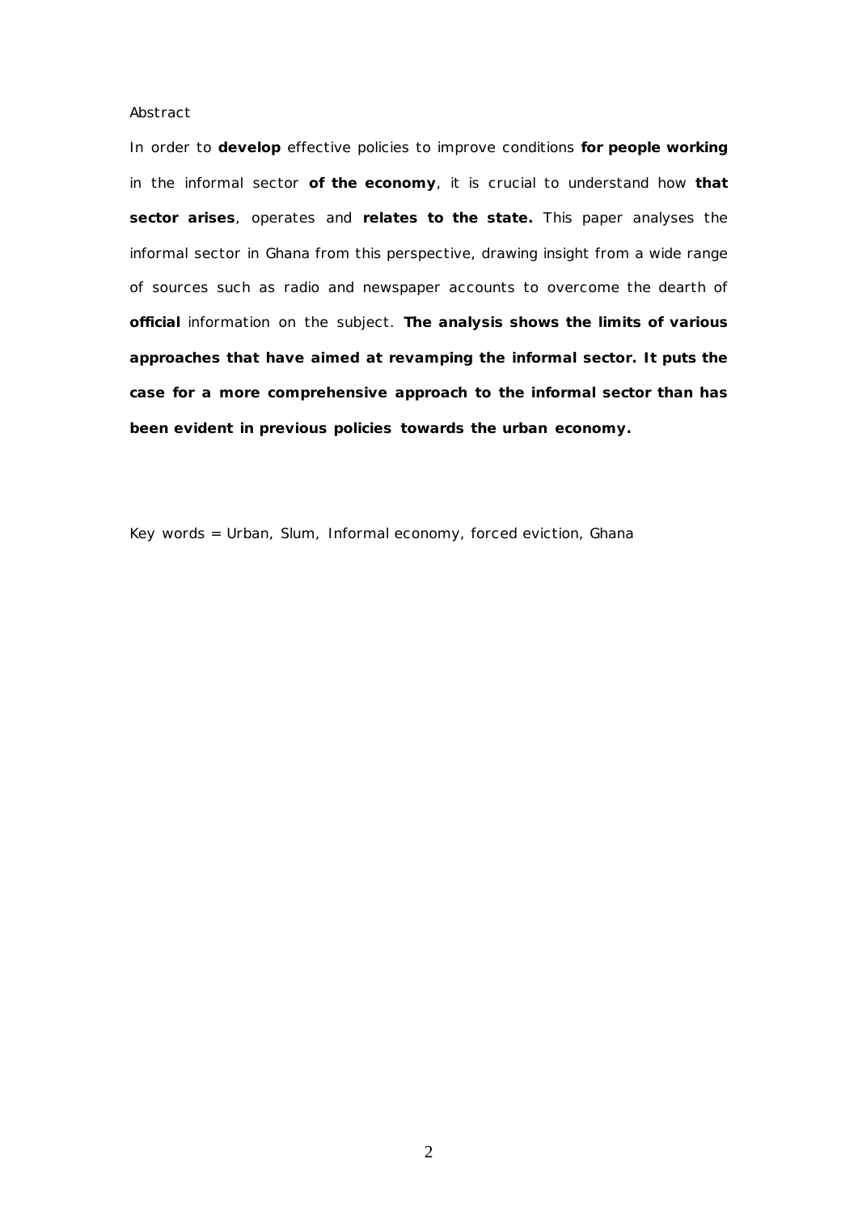Abstract

In order to **develop** effective policies to improve conditions **for people working** in the informal sector **of the economy**, it is crucial to understand how **that sector arises**, operates and **relates to the state.** This paper analyses the informal sector in Ghana from this perspective, drawing insight from a wide range of sources such as radio and newspaper accounts to overcome the dearth of **official** information on the subject. **The analysis shows the limits of various approaches that have aimed at revamping the informal sector. It puts the case for a more comprehensive approach to the informal sector than has been evident in previous policies towards the urban economy.**

Key words = Urban, Slum, Informal economy, forced eviction, Ghana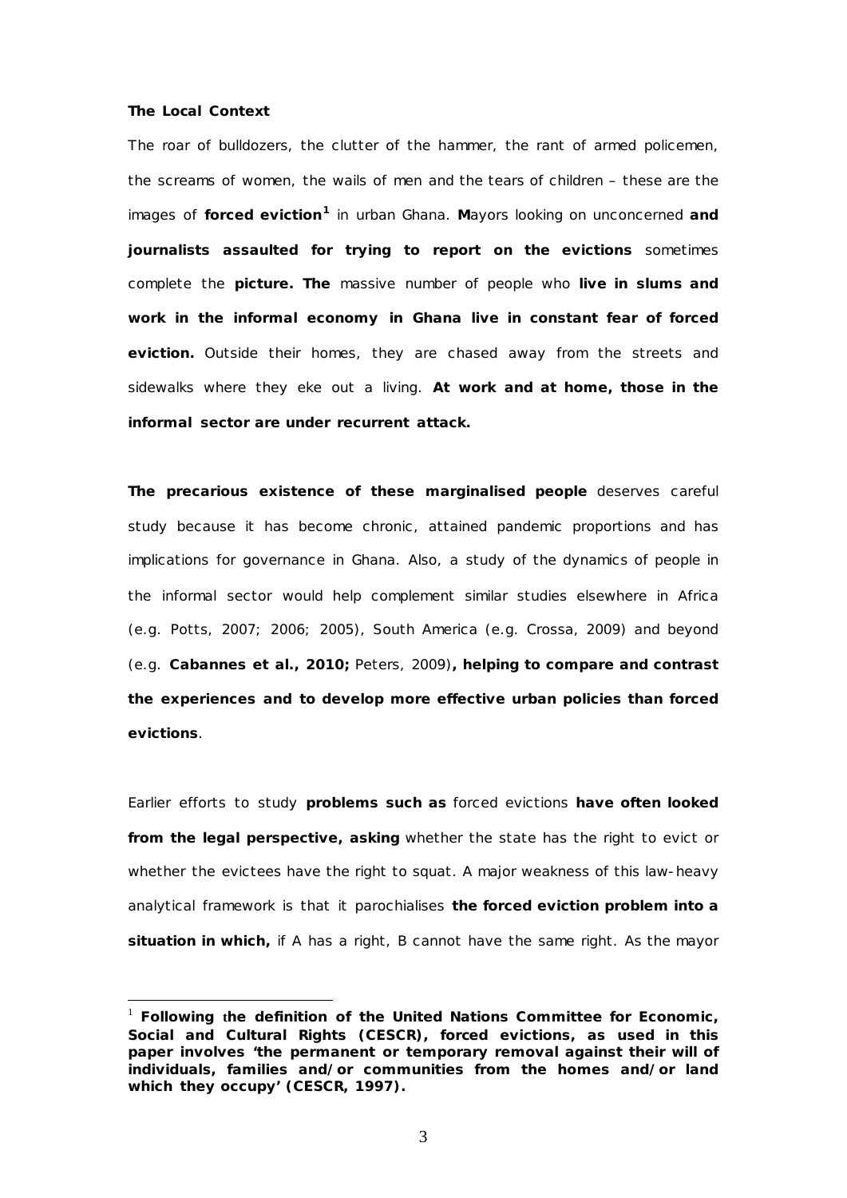**The Local Context**

The roar of bulldozers, the clutter of the hammer, the rant of armed policemen, the screams of women, the wails of men and the tears of children – these are the images of **forced eviction**[1] in urban Ghana. **M**ayors looking on unconcerned **and journalists assaulted for trying to report on the evictions** sometimes complete the **picture. The** massive number of people who **live in slums and work in the informal economy in Ghana live in constant fear of forced eviction.** Outside their homes, they are chased away from the streets and sidewalks where they eke out a living. **At work and at home, those in the informal sector are under recurrent attack.**

**The precarious existence of these marginalised people** deserves careful study because it has become chronic, attained pandemic proportions and has implications for governance in Ghana. Also, a study of the dynamics of people in the informal sector would help complement similar studies elsewhere in Africa (e.g. Potts, 2007; 2006; 2005), South America (e.g. Crossa, 2009) and beyond (e.g. **Cabannes et al., 2010;** Peters, 2009)**, helping to compare and contrast the experiences and to develop more effective urban policies than forced evictions**.

Earlier efforts to study **problems such as** forced evictions **have often looked from the legal perspective, asking** whether the state has the right to evict or whether the evictees have the right to squat. A major weakness of this law-heavy analytical framework is that it parochialises **the forced eviction problem into a situation in which,** if A has a right, B cannot have the same right. As the mayor

---

[1] **Following the definition of the United Nations Committee for Economic, Social and Cultural Rights (CESCR), forced evictions, as used in this paper involves 'the permanent or temporary removal against their will of individuals, families and/or communities from the homes and/or land which they occupy' (CESCR, 1997).**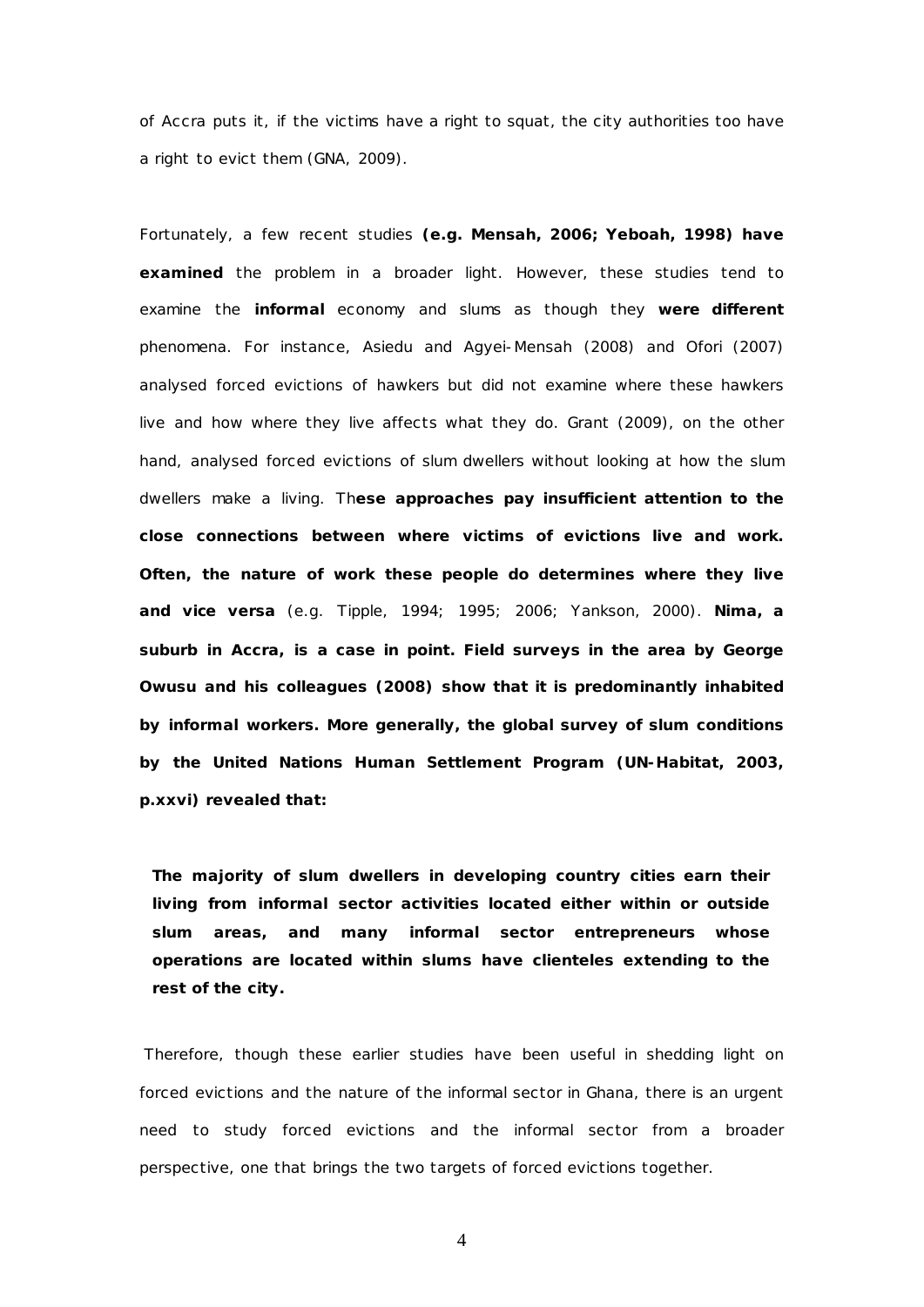of Accra puts it, if the victims have a right to squat, the city authorities too have a right to evict them (GNA, 2009).

Fortunately, a few recent studies **(e.g. Mensah, 2006; Yeboah, 1998) have examined** the problem in a broader light. However, these studies tend to examine the **informal** economy and slums as though they **were different** phenomena. For instance, Asiedu and Agyei-Mensah (2008) and Ofori (2007) analysed forced evictions of hawkers but did not examine where these hawkers live and how where they live affects what they do. Grant (2009), on the other hand, analysed forced evictions of slum dwellers without looking at how the slum dwellers make a living. Th**ese approaches pay insufficient attention to the close connections between where victims of evictions live and work. Often, the nature of work these people do determines where they live and vice versa** (e.g. Tipple, 1994; 1995; 2006; Yankson, 2000). **Nima, a suburb in Accra, is a case in point. Field surveys in the area by George Owusu and his colleagues (2008) show that it is predominantly inhabited by informal workers. More generally, the global survey of slum conditions by the United Nations Human Settlement Program (UN-Habitat, 2003, p.xxvi) revealed that:**

> **The majority of slum dwellers in developing country cities earn their living from informal sector activities located either within or outside slum areas, and many informal sector entrepreneurs whose operations are located within slums have clienteles extending to the rest of the city.**

Therefore, though these earlier studies have been useful in shedding light on forced evictions and the nature of the informal sector in Ghana, there is an urgent need to study forced evictions and the informal sector from a broader perspective, one that brings the two targets of forced evictions together.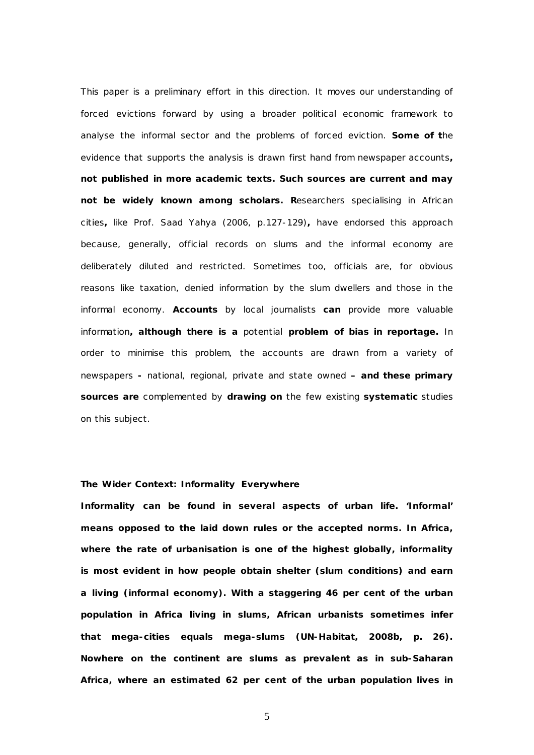This paper is a preliminary effort in this direction. It moves our understanding of forced evictions forward by using a broader political economic framework to analyse the informal sector and the problems of forced eviction. **Some of t**he evidence that supports the analysis is drawn first hand from newspaper accounts**, not published in more academic texts. Such sources are current and may not be widely known among scholars. R**esearchers specialising in African cities**,** like Prof. Saad Yahya (2006, p.127-129)**,** have endorsed this approach because, generally, official records on slums and the informal economy are deliberately diluted and restricted. Sometimes too, officials are, for obvious reasons like taxation, denied information by the slum dwellers and those in the informal economy. **Accounts** by local journalists **can** provide more valuable information**, although there is a** potential **problem of bias in reportage.** In order to minimise this problem, the accounts are drawn from a variety of newspapers **-** national, regional, private and state owned **– and these primary sources are** complemented by **drawing on** the few existing **systematic** studies on this subject.

**The Wider Context: Informality Everywhere**

**Informality can be found in several aspects of urban life. 'Informal' means opposed to the laid down rules or the accepted norms. In Africa, where the rate of urbanisation is one of the highest globally, informality is most evident in how people obtain shelter (slum conditions) and earn a living (informal economy). With a staggering 46 per cent of the urban population in Africa living in slums, African urbanists sometimes infer that mega-cities equals mega-slums (UN-Habitat, 2008b, p. 26). Nowhere on the continent are slums as prevalent as in sub-Saharan Africa, where an estimated 62 per cent of the urban population lives in**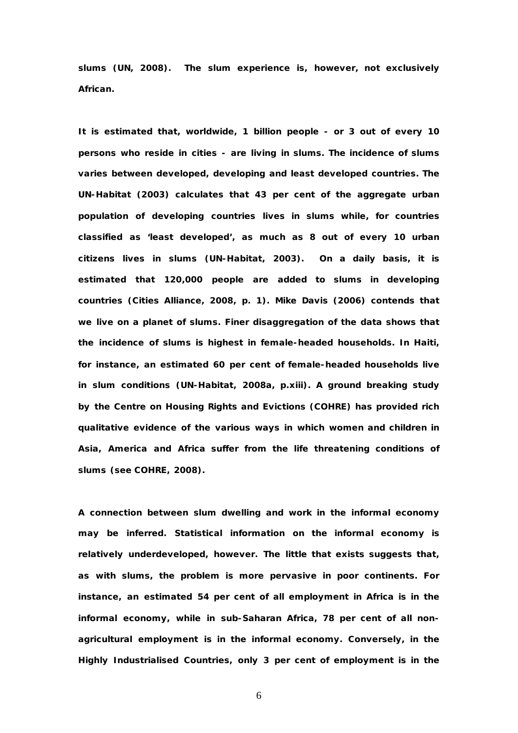**slums (UN, 2008). The slum experience is, however, not exclusively African.**

**It is estimated that, worldwide, 1 billion people - or 3 out of every 10 persons who reside in cities - are living in slums. The incidence of slums varies between developed, developing and least developed countries. The UN-Habitat (2003) calculates that 43 per cent of the aggregate urban population of developing countries lives in slums while, for countries classified as 'least developed', as much as 8 out of every 10 urban citizens lives in slums (UN-Habitat, 2003). On a daily basis, it is estimated that 120,000 people are added to slums in developing countries (Cities Alliance, 2008, p. 1). Mike Davis (2006) contends that we live on a planet of slums. Finer disaggregation of the data shows that the incidence of slums is highest in female-headed households. In Haiti, for instance, an estimated 60 per cent of female-headed households live in slum conditions (UN-Habitat, 2008a, p.xiii). A ground breaking study by the Centre on Housing Rights and Evictions (COHRE) has provided rich qualitative evidence of the various ways in which women and children in Asia, America and Africa suffer from the life threatening conditions of slums (see COHRE, 2008).**

**A connection between slum dwelling and work in the informal economy may be inferred. Statistical information on the informal economy is relatively underdeveloped, however. The little that exists suggests that, as with slums, the problem is more pervasive in poor continents. For instance, an estimated 54 per cent of all employment in Africa is in the informal economy, while in sub-Saharan Africa, 78 per cent of all non-agricultural employment is in the informal economy. Conversely, in the Highly Industrialised Countries, only 3 per cent of employment is in the**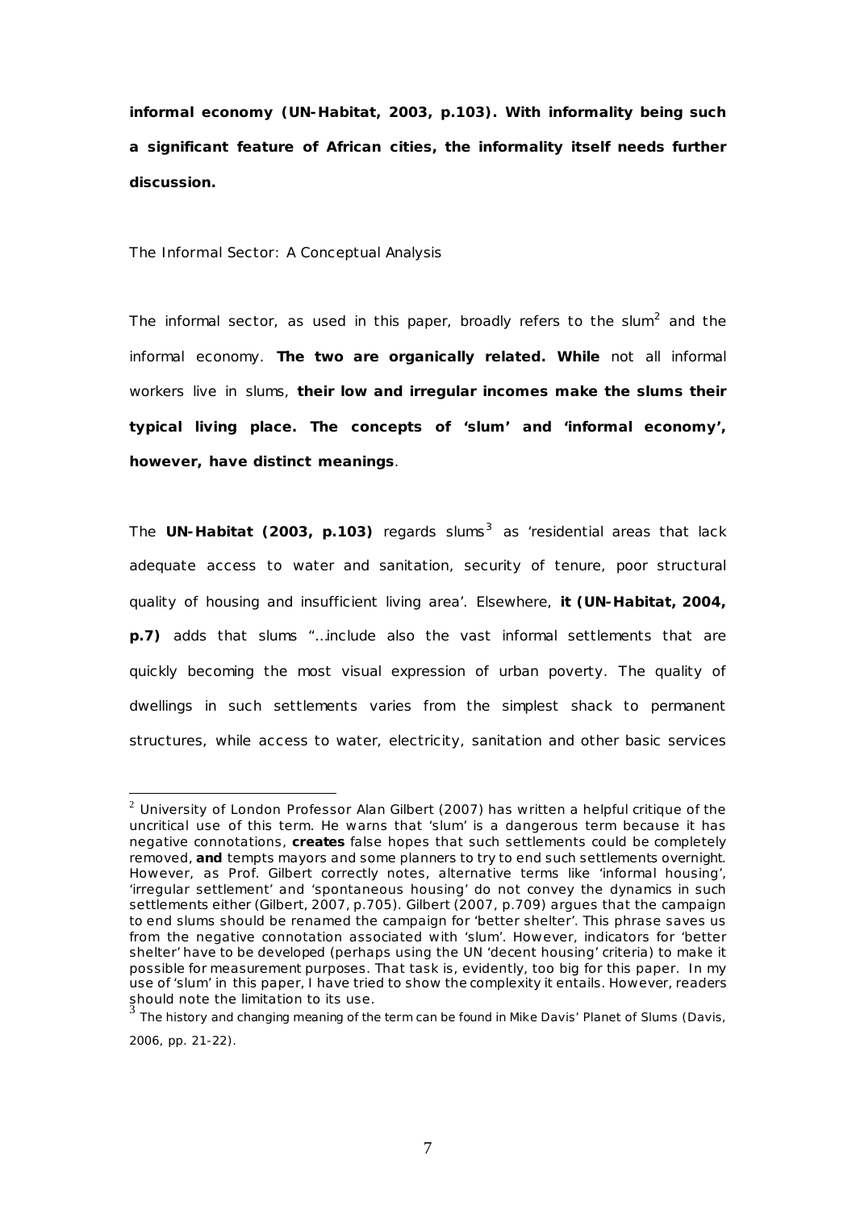**informal economy (UN-Habitat, 2003, p.103). With informality being such a significant feature of African cities, the informality itself needs further discussion.**

## The Informal Sector: A Conceptual Analysis

The informal sector, as used in this paper, broadly refers to the slum[2] and the informal economy. **The two are organically related. While** not all informal workers live in slums, **their low and irregular incomes make the slums their typical living place. The concepts of 'slum' and 'informal economy', however, have distinct meanings**.

The **UN-Habitat (2003, p.103)** regards slums[3] as 'residential areas that lack adequate access to water and sanitation, security of tenure, poor structural quality of housing and insufficient living area'. Elsewhere, **it (UN-Habitat, 2004, p.7)** adds that slums "…include also the vast informal settlements that are quickly becoming the most visual expression of urban poverty. The quality of dwellings in such settlements varies from the simplest shack to permanent structures, while access to water, electricity, sanitation and other basic services

---

[2] University of London Professor Alan Gilbert (2007) has written a helpful critique of the uncritical use of this term. He warns that 'slum' is a dangerous term because it has negative connotations, **creates** false hopes that such settlements could be completely removed, **and** tempts mayors and some planners to try to end such settlements overnight. However, as Prof. Gilbert correctly notes, alternative terms like 'informal housing', 'irregular settlement' and 'spontaneous housing' do not convey the dynamics in such settlements either (Gilbert, 2007, p.705). Gilbert (2007, p.709) argues that the campaign to end slums should be renamed the campaign for 'better shelter'. This phrase saves us from the negative connotation associated with 'slum'. However, indicators for 'better shelter' have to be developed (perhaps using the UN 'decent housing' criteria) to make it possible for measurement purposes. That task is, evidently, too big for this paper. In my use of 'slum' in this paper, I have tried to show the complexity it entails. However, readers should note the limitation to its use.

[3] The history and changing meaning of the term can be found in Mike Davis' Planet of Slums (Davis, 2006, pp. 21-22).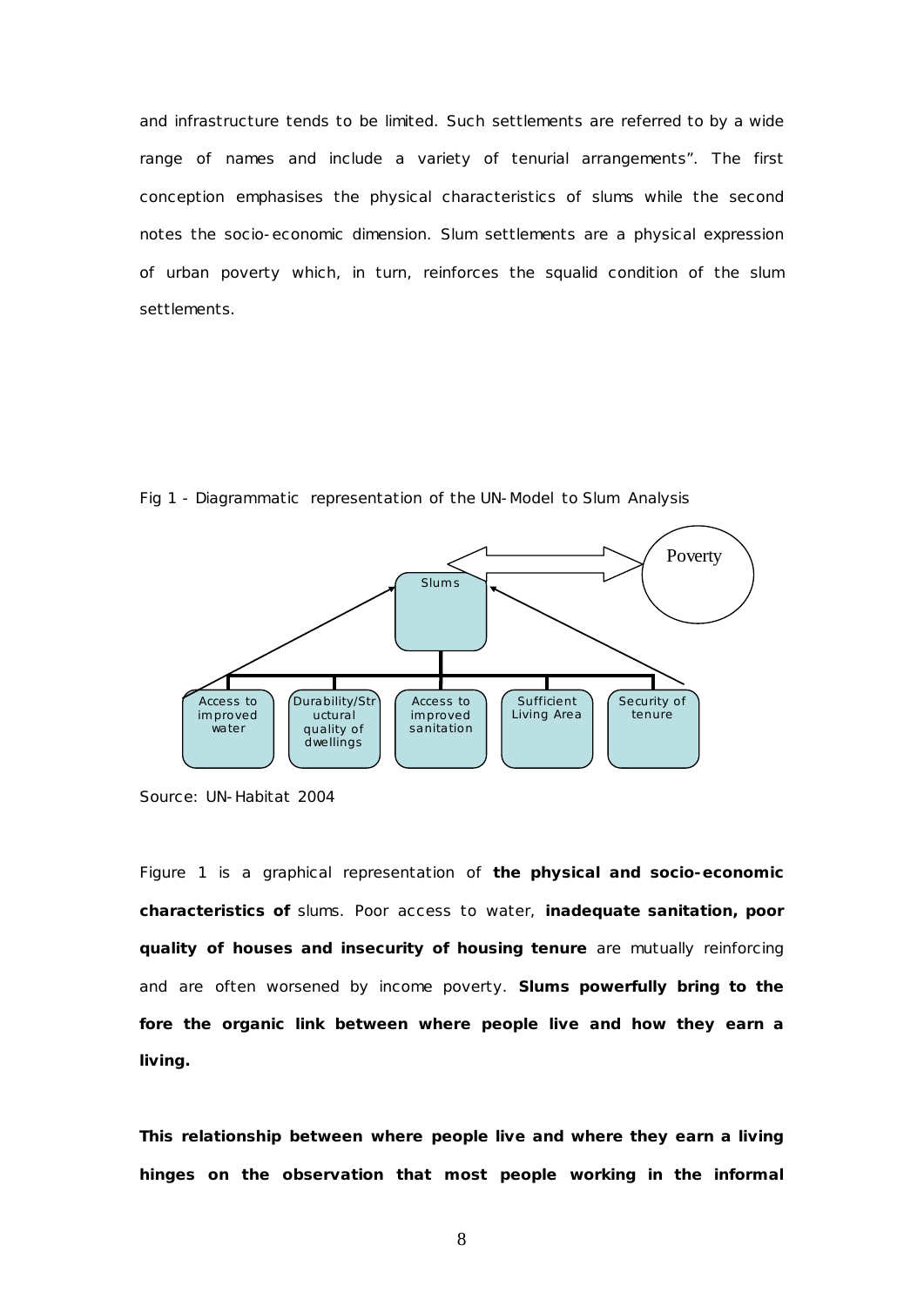and infrastructure tends to be limited. Such settlements are referred to by a wide range of names and include a variety of tenurial arrangements". The first conception emphasises the physical characteristics of slums while the second notes the socio-economic dimension. Slum settlements are a physical expression of urban poverty which, in turn, reinforces the squalid condition of the slum settlements.

Fig 1 - Diagrammatic representation of the UN-Model to Slum Analysis

Poverty

Slums

Access to improved water | Durability/Structural quality of dwellings | Access to improved sanitation | Sufficient Living Area | Security of tenure

Source: UN-Habitat 2004

Figure 1 is a graphical representation of **the physical and socio-economic characteristics of** slums. Poor access to water, **inadequate sanitation, poor quality of houses and insecurity of housing tenure** are mutually reinforcing and are often worsened by income poverty. **Slums powerfully bring to the fore the organic link between where people live and how they earn a living.**

**This relationship between where people live and where they earn a living hinges on the observation that most people working in the informal**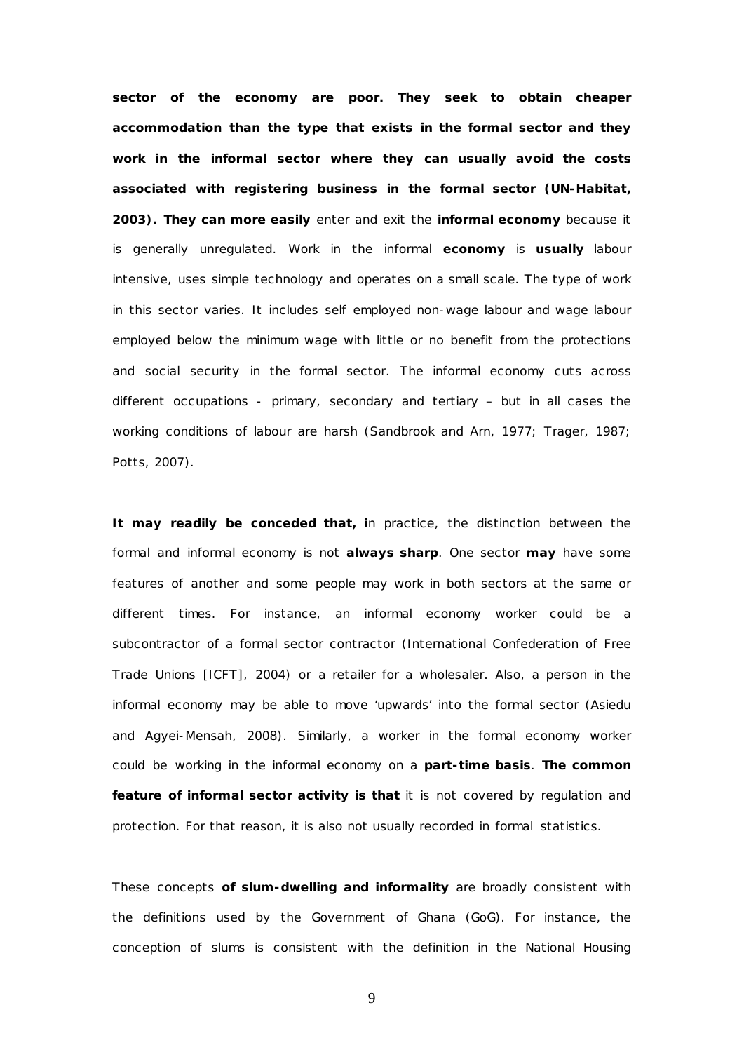**sector of the economy are poor. They seek to obtain cheaper accommodation than the type that exists in the formal sector and they work in the informal sector where they can usually avoid the costs associated with registering business in the formal sector (UN-Habitat, 2003). They can more easily** enter and exit the **informal economy** because it is generally unregulated. Work in the informal **economy** is **usually** labour intensive, uses simple technology and operates on a small scale. The type of work in this sector varies. It includes self employed non-wage labour and wage labour employed below the minimum wage with little or no benefit from the protections and social security in the formal sector. The informal economy cuts across different occupations - primary, secondary and tertiary – but in all cases the working conditions of labour are harsh (Sandbrook and Arn, 1977; Trager, 1987; Potts, 2007).

**It may readily be conceded that, i**n practice, the distinction between the formal and informal economy is not **always sharp**. One sector **may** have some features of another and some people may work in both sectors at the same or different times. For instance, an informal economy worker could be a subcontractor of a formal sector contractor (International Confederation of Free Trade Unions [ICFT], 2004) or a retailer for a wholesaler. Also, a person in the informal economy may be able to move 'upwards' into the formal sector (Asiedu and Agyei-Mensah, 2008). Similarly, a worker in the formal economy worker could be working in the informal economy on a **part-time basis**. **The common feature of informal sector activity is that** it is not covered by regulation and protection. For that reason, it is also not usually recorded in formal statistics.

These concepts **of slum-dwelling and informality** are broadly consistent with the definitions used by the Government of Ghana (GoG). For instance, the conception of slums is consistent with the definition in the National Housing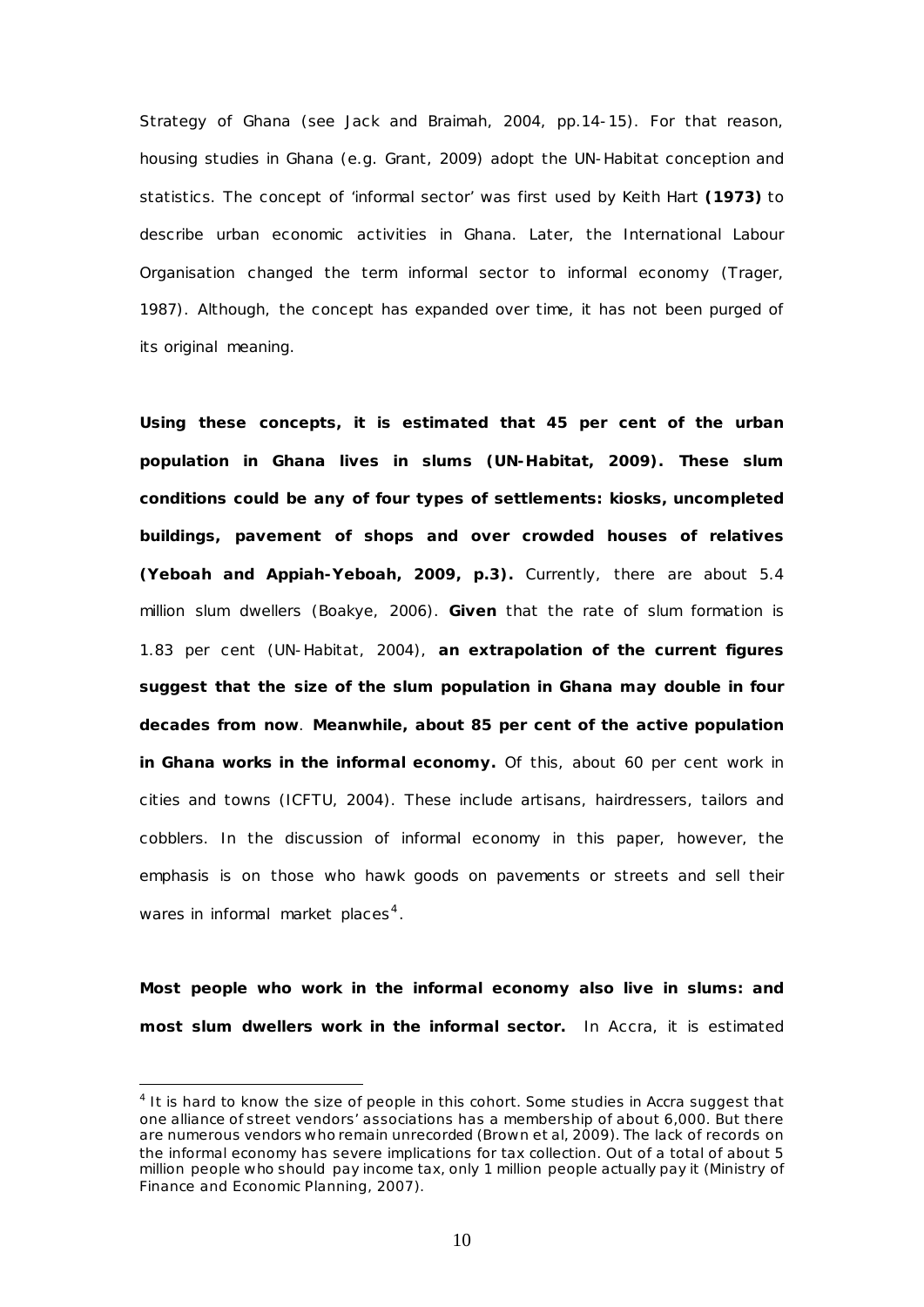Strategy of Ghana (see Jack and Braimah, 2004, pp.14-15). For that reason, housing studies in Ghana (e.g. Grant, 2009) adopt the UN-Habitat conception and statistics. The concept of 'informal sector' was first used by Keith Hart **(1973)** to describe urban economic activities in Ghana. Later, the International Labour Organisation changed the term informal sector to informal economy (Trager, 1987). Although, the concept has expanded over time, it has not been purged of its original meaning.

**Using these concepts, it is estimated that 45 per cent of the urban population in Ghana lives in slums (UN-Habitat, 2009). These slum conditions could be any of four types of settlements: kiosks, uncompleted buildings, pavement of shops and over crowded houses of relatives (Yeboah and Appiah-Yeboah, 2009, p.3).** Currently, there are about 5.4 million slum dwellers (Boakye, 2006). **Given** that the rate of slum formation is 1.83 per cent (UN-Habitat, 2004), **an extrapolation of the current figures suggest that the size of the slum population in Ghana may double in four decades from now**. **Meanwhile, about 85 per cent of the active population in Ghana works in the informal economy.** Of this, about 60 per cent work in cities and towns (ICFTU, 2004). These include artisans, hairdressers, tailors and cobblers. In the discussion of informal economy in this paper, however, the emphasis is on those who hawk goods on pavements or streets and sell their wares in informal market places[4].

**Most people who work in the informal economy also live in slums: and most slum dwellers work in the informal sector.** In Accra, it is estimated

[4] It is hard to know the size of people in this cohort. Some studies in Accra suggest that one alliance of street vendors' associations has a membership of about 6,000. But there are numerous vendors who remain unrecorded (Brown et al, 2009). The lack of records on the informal economy has severe implications for tax collection. Out of a total of about 5 million people who should pay income tax, only 1 million people actually pay it (Ministry of Finance and Economic Planning, 2007).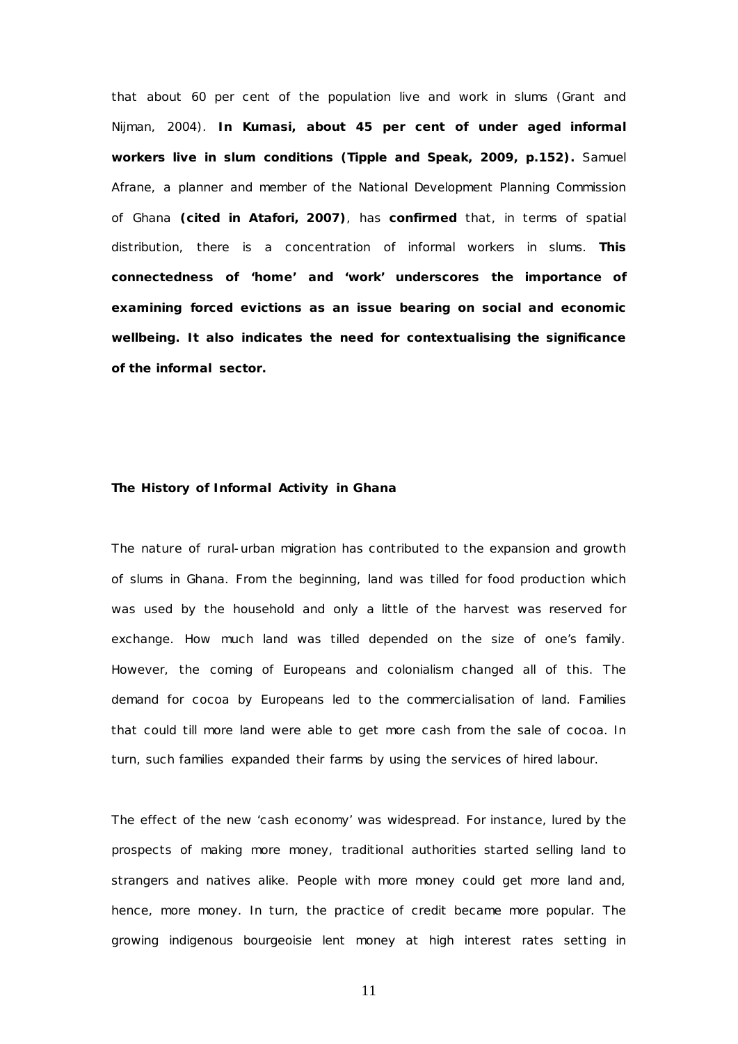that about 60 per cent of the population live and work in slums (Grant and Nijman, 2004). **In Kumasi, about 45 per cent of under aged informal workers live in slum conditions (Tipple and Speak, 2009, p.152).** Samuel Afrane, a planner and member of the National Development Planning Commission of Ghana **(cited in Atafori, 2007)**, has **confirmed** that, in terms of spatial distribution, there is a concentration of informal workers in slums. **This connectedness of 'home' and 'work' underscores the importance of examining forced evictions as an issue bearing on social and economic wellbeing. It also indicates the need for contextualising the significance of the informal sector.**

## The History of Informal Activity in Ghana

The nature of rural-urban migration has contributed to the expansion and growth of slums in Ghana. From the beginning, land was tilled for food production which was used by the household and only a little of the harvest was reserved for exchange. How much land was tilled depended on the size of one's family. However, the coming of Europeans and colonialism changed all of this. The demand for cocoa by Europeans led to the commercialisation of land. Families that could till more land were able to get more cash from the sale of cocoa. In turn, such families expanded their farms by using the services of hired labour.

The effect of the new 'cash economy' was widespread. For instance, lured by the prospects of making more money, traditional authorities started selling land to strangers and natives alike. People with more money could get more land and, hence, more money. In turn, the practice of credit became more popular. The growing indigenous bourgeoisie lent money at high interest rates setting in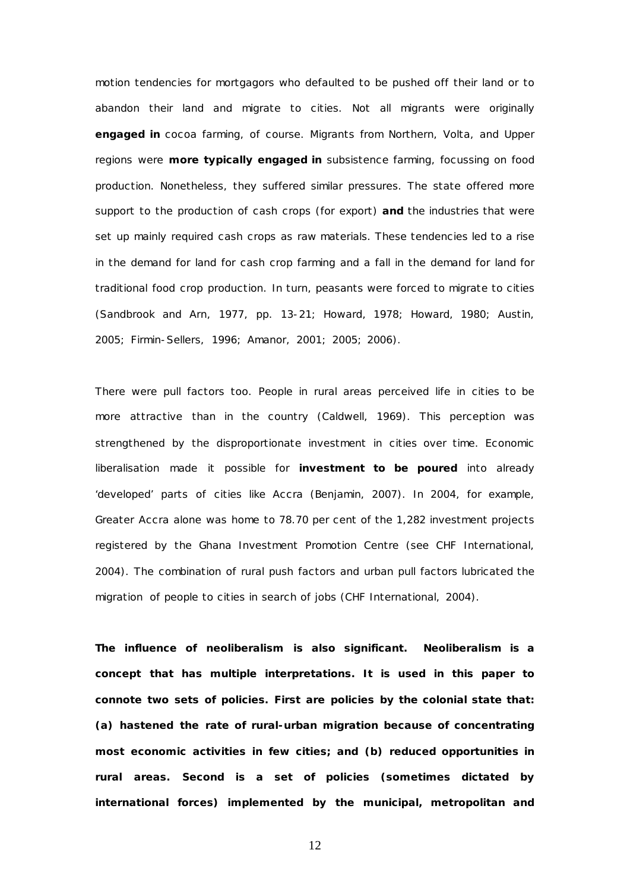motion tendencies for mortgagors who defaulted to be pushed off their land or to abandon their land and migrate to cities. Not all migrants were originally **engaged in** cocoa farming, of course. Migrants from Northern, Volta, and Upper regions were **more typically engaged in** subsistence farming, focussing on food production. Nonetheless, they suffered similar pressures. The state offered more support to the production of cash crops (for export) **and** the industries that were set up mainly required cash crops as raw materials. These tendencies led to a rise in the demand for land for cash crop farming and a fall in the demand for land for traditional food crop production. In turn, peasants were forced to migrate to cities (Sandbrook and Arn, 1977, pp. 13-21; Howard, 1978; Howard, 1980; Austin, 2005; Firmin-Sellers, 1996; Amanor, 2001; 2005; 2006).

There were pull factors too. People in rural areas perceived life in cities to be more attractive than in the country (Caldwell, 1969). This perception was strengthened by the disproportionate investment in cities over time. Economic liberalisation made it possible for **investment to be poured** into already 'developed' parts of cities like Accra (Benjamin, 2007). In 2004, for example, Greater Accra alone was home to 78.70 per cent of the 1,282 investment projects registered by the Ghana Investment Promotion Centre (see CHF International, 2004). The combination of rural push factors and urban pull factors lubricated the migration of people to cities in search of jobs (CHF International, 2004).

**The influence of neoliberalism is also significant. Neoliberalism is a concept that has multiple interpretations. It is used in this paper to connote two sets of policies. First are policies by the colonial state that: (a) hastened the rate of rural-urban migration because of concentrating most economic activities in few cities; and (b) reduced opportunities in rural areas. Second is a set of policies (sometimes dictated by international forces) implemented by the municipal, metropolitan and**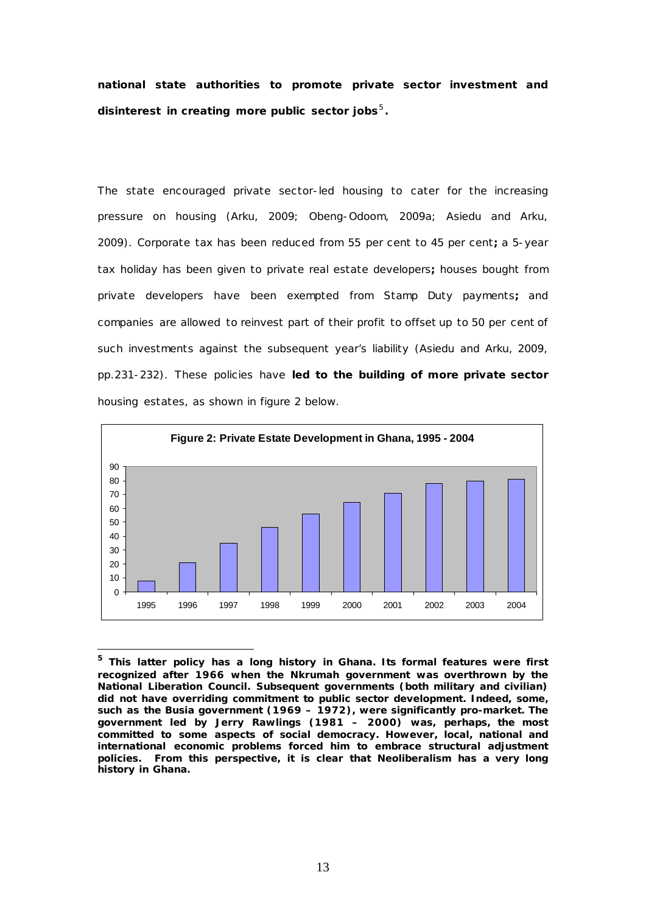**national state authorities to promote private sector investment and disinterest in creating more public sector jobs**[5]**.**

The state encouraged private sector-led housing to cater for the increasing pressure on housing (Arku, 2009; Obeng-Odoom, 2009a; Asiedu and Arku, 2009). Corporate tax has been reduced from 55 per cent to 45 per cent**;** a 5-year tax holiday has been given to private real estate developers**;** houses bought from private developers have been exempted from Stamp Duty payments**;** and companies are allowed to reinvest part of their profit to offset up to 50 per cent of such investments against the subsequent year's liability (Asiedu and Arku, 2009, pp.231-232). These policies have **led to the building of more private sector** housing estates, as shown in figure 2 below.

**Figure 2: Private Estate Development in Ghana, 1995 - 2004**

---

[5] **This latter policy has a long history in Ghana. Its formal features were first recognized after 1966 when the Nkrumah government was overthrown by the National Liberation Council. Subsequent governments (both military and civilian) did not have overriding commitment to public sector development. Indeed, some, such as the Busia government (1969 – 1972), were significantly pro-market. The government led by Jerry Rawlings (1981 – 2000) was, perhaps, the most committed to some aspects of social democracy. However, local, national and international economic problems forced him to embrace structural adjustment policies. From this perspective, it is clear that Neoliberalism has a very long history in Ghana.**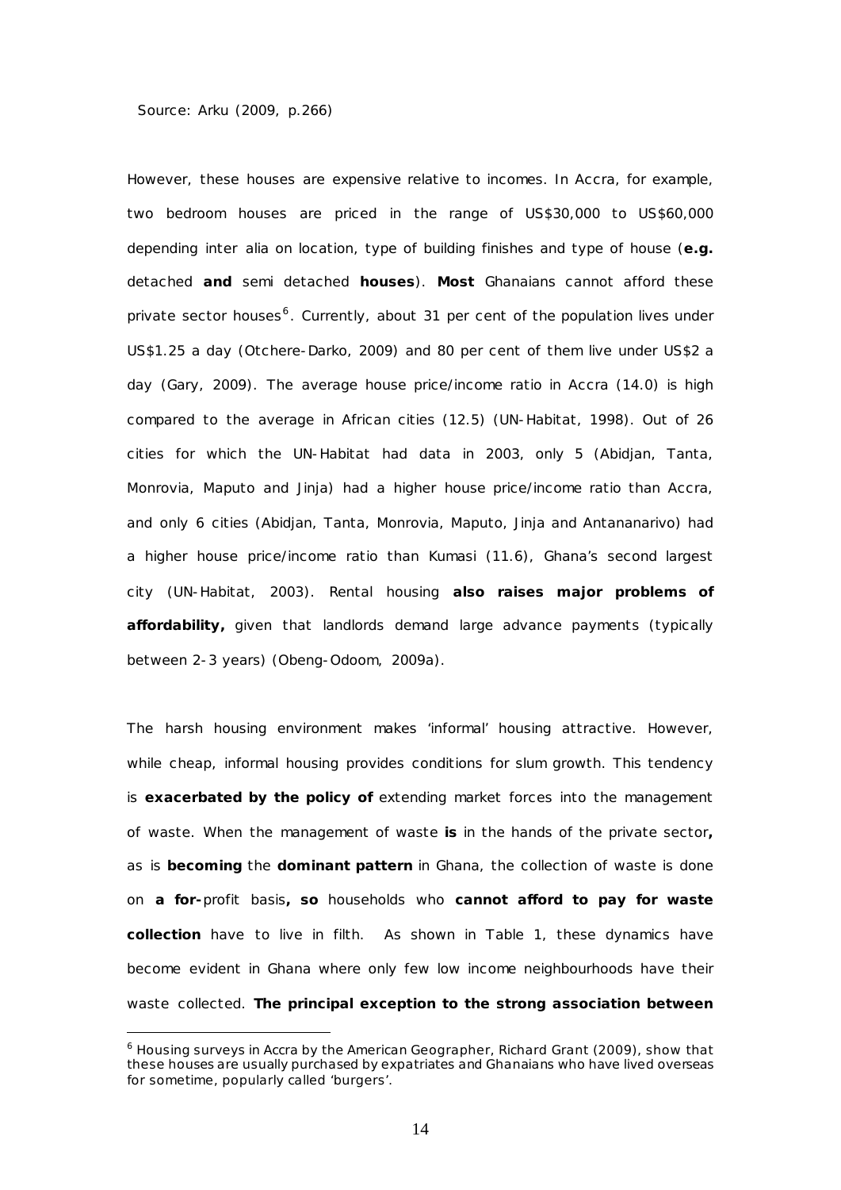Source: Arku (2009, p.266)

However, these houses are expensive relative to incomes. In Accra, for example, two bedroom houses are priced in the range of US$30,000 to US$60,000 depending inter alia on location, type of building finishes and type of house (**e.g.** detached **and** semi detached **houses**). **Most** Ghanaians cannot afford these private sector houses[6]. Currently, about 31 per cent of the population lives under US$1.25 a day (Otchere-Darko, 2009) and 80 per cent of them live under US$2 a day (Gary, 2009). The average house price/income ratio in Accra (14.0) is high compared to the average in African cities (12.5) (UN-Habitat, 1998). Out of 26 cities for which the UN-Habitat had data in 2003, only 5 (Abidjan, Tanta, Monrovia, Maputo and Jinja) had a higher house price/income ratio than Accra, and only 6 cities (Abidjan, Tanta, Monrovia, Maputo, Jinja and Antananarivo) had a higher house price/income ratio than Kumasi (11.6), Ghana's second largest city (UN-Habitat, 2003). Rental housing **also raises major problems of affordability,** given that landlords demand large advance payments (typically between 2-3 years) (Obeng-Odoom, 2009a).

The harsh housing environment makes 'informal' housing attractive. However, while cheap, informal housing provides conditions for slum growth. This tendency is **exacerbated by the policy of** extending market forces into the management of waste. When the management of waste **is** in the hands of the private sector**,** as is **becoming** the **dominant pattern** in Ghana, the collection of waste is done on **a for-**profit basis**, so** households who **cannot afford to pay for waste collection** have to live in filth. As shown in Table 1, these dynamics have become evident in Ghana where only few low income neighbourhoods have their waste collected. **The principal exception to the strong association between**

[6] Housing surveys in Accra by the American Geographer, Richard Grant (2009), show that these houses are usually purchased by expatriates and Ghanaians who have lived overseas for sometime, popularly called 'burgers'.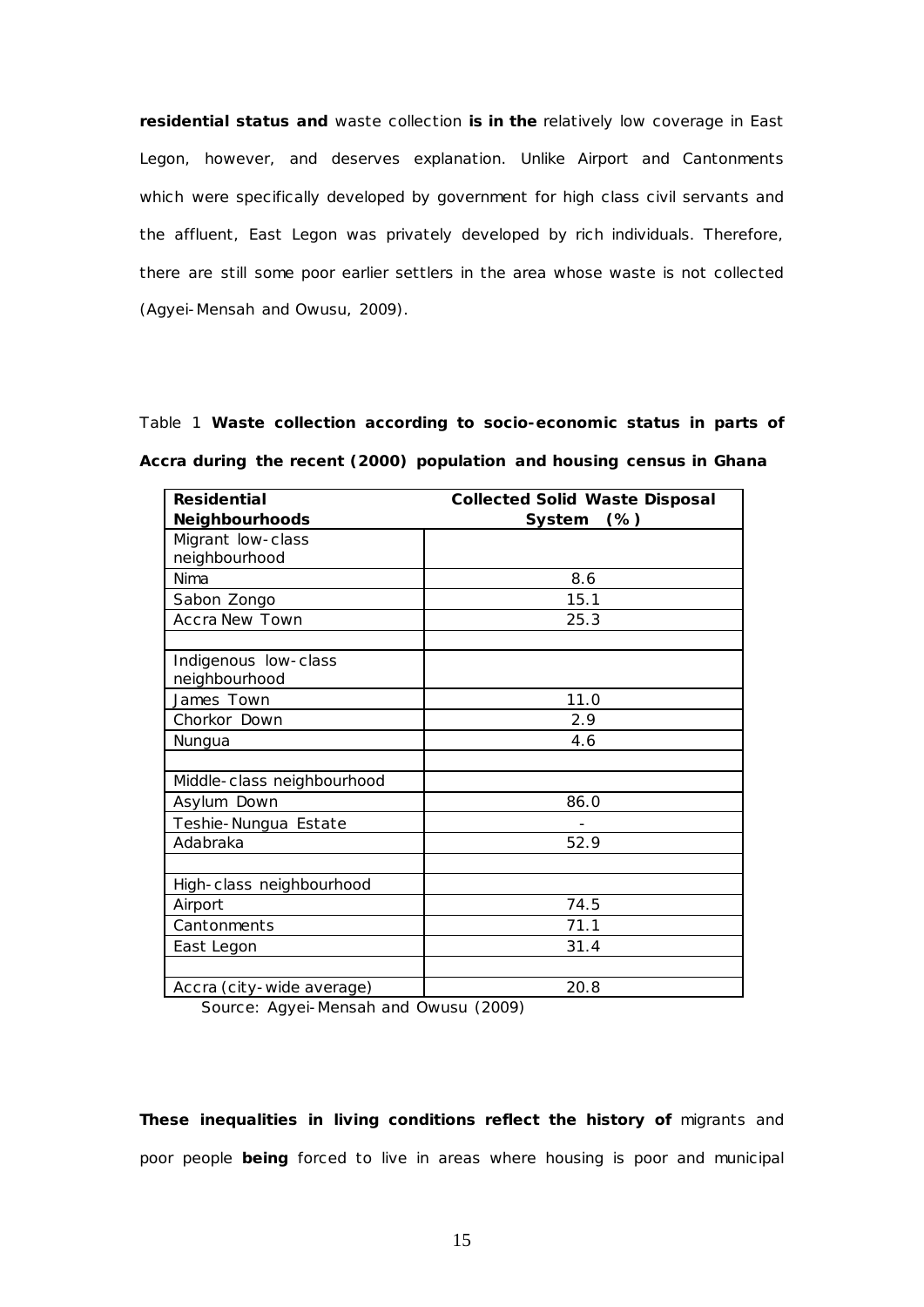**residential status and** waste collection **is in the** relatively low coverage in East Legon, however, and deserves explanation. Unlike Airport and Cantonments which were specifically developed by government for high class civil servants and the affluent, East Legon was privately developed by rich individuals. Therefore, there are still some poor earlier settlers in the area whose waste is not collected (Agyei-Mensah and Owusu, 2009).

Table 1 **Waste collection according to socio-economic status in parts of Accra during the recent (2000) population and housing census in Ghana**

| Residential Neighbourhoods | Collected Solid Waste Disposal System (%) |
|---|---|
| Migrant low-class neighbourhood | |
| Nima | 8.6 |
| Sabon Zongo | 15.1 |
| Accra New Town | 25.3 |
| | |
| Indigenous low-class neighbourhood | |
| James Town | 11.0 |
| Chorkor Down | 2.9 |
| Nungua | 4.6 |
| | |
| Middle-class neighbourhood | |
| Asylum Down | 86.0 |
| Teshie-Nungua Estate | - |
| Adabraka | 52.9 |
| | |
| High-class neighbourhood | |
| Airport | 74.5 |
| Cantonments | 71.1 |
| East Legon | 31.4 |
| | |
| Accra (city-wide average) | 20.8 |

Source: Agyei-Mensah and Owusu (2009)

**These inequalities in living conditions reflect the history of** migrants and poor people **being** forced to live in areas where housing is poor and municipal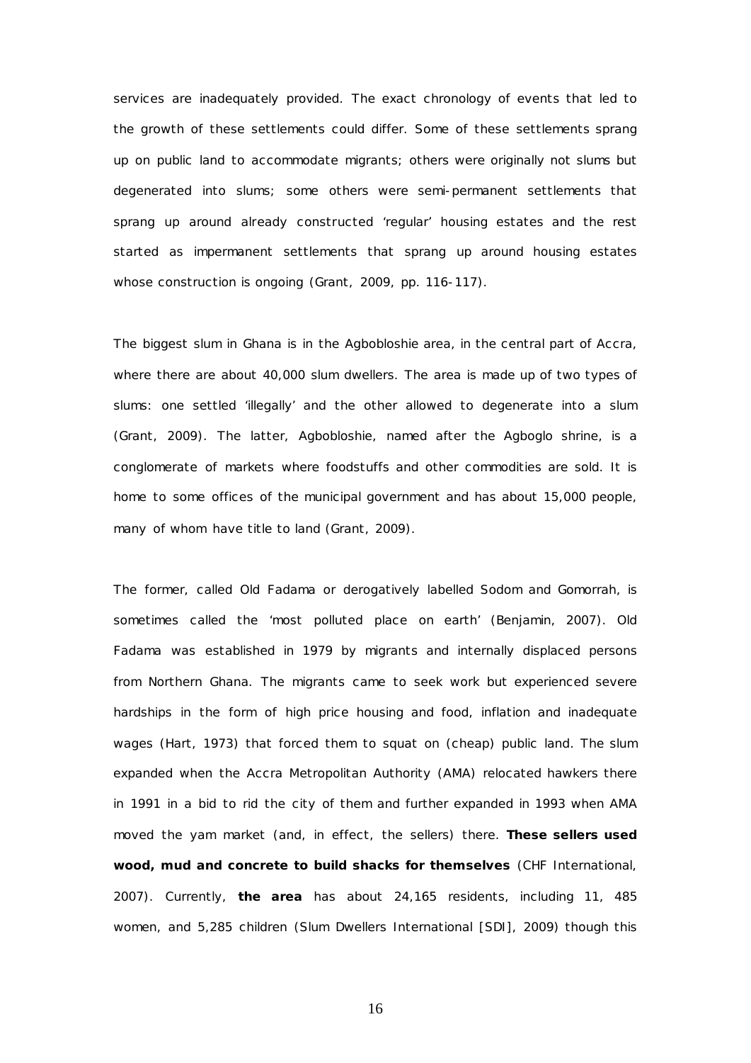services are inadequately provided. The exact chronology of events that led to the growth of these settlements could differ. Some of these settlements sprang up on public land to accommodate migrants; others were originally not slums but degenerated into slums; some others were semi-permanent settlements that sprang up around already constructed 'regular' housing estates and the rest started as impermanent settlements that sprang up around housing estates whose construction is ongoing (Grant, 2009, pp. 116-117).

The biggest slum in Ghana is in the Agbobloshie area, in the central part of Accra, where there are about 40,000 slum dwellers. The area is made up of two types of slums: one settled 'illegally' and the other allowed to degenerate into a slum (Grant, 2009). The latter, Agbobloshie, named after the Agboglo shrine, is a conglomerate of markets where foodstuffs and other commodities are sold. It is home to some offices of the municipal government and has about 15,000 people, many of whom have title to land (Grant, 2009).

The former, called Old Fadama or derogatively labelled Sodom and Gomorrah, is sometimes called the 'most polluted place on earth' (Benjamin, 2007). Old Fadama was established in 1979 by migrants and internally displaced persons from Northern Ghana. The migrants came to seek work but experienced severe hardships in the form of high price housing and food, inflation and inadequate wages (Hart, 1973) that forced them to squat on (cheap) public land. The slum expanded when the Accra Metropolitan Authority (AMA) relocated hawkers there in 1991 in a bid to rid the city of them and further expanded in 1993 when AMA moved the yam market (and, in effect, the sellers) there. **These sellers used wood, mud and concrete to build shacks for themselves** (CHF International, 2007). Currently, **the area** has about 24,165 residents, including 11, 485 women, and 5,285 children (Slum Dwellers International [SDI], 2009) though this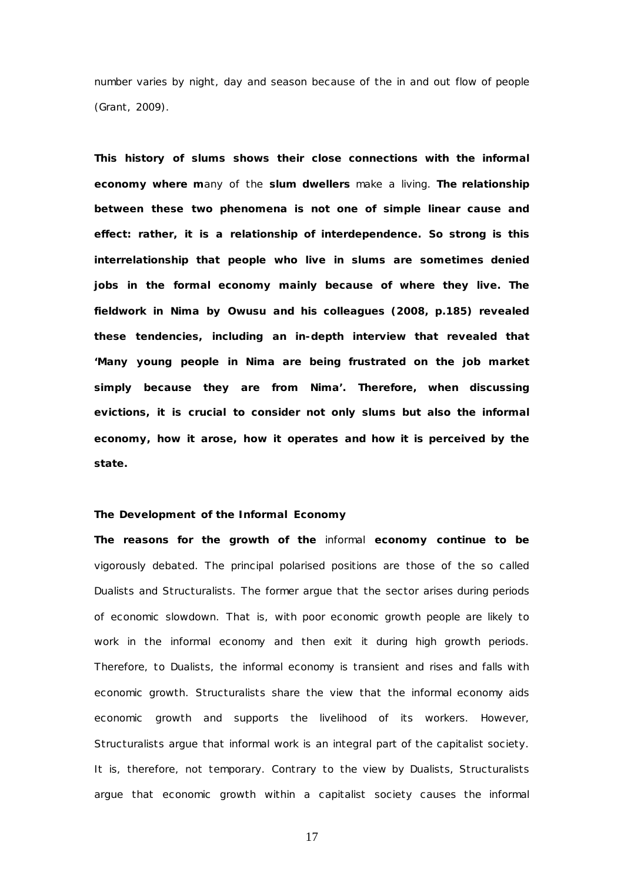number varies by night, day and season because of the in and out flow of people (Grant, 2009).

**This history of slums shows their close connections with the informal economy where m**any of the **slum dwellers** make a living. **The relationship between these two phenomena is not one of simple linear cause and effect: rather, it is a relationship of interdependence. So strong is this interrelationship that people who live in slums are sometimes denied jobs in the formal economy mainly because of where they live. The fieldwork in Nima by Owusu and his colleagues (2008, p.185) revealed these tendencies, including an in-depth interview that revealed that 'Many young people in Nima are being frustrated on the job market simply because they are from Nima'. Therefore, when discussing evictions, it is crucial to consider not only slums but also the informal economy, how it arose, how it operates and how it is perceived by the state.**

### The Development of the Informal Economy

**The reasons for the growth of the** informal **economy continue to be** vigorously debated. The principal polarised positions are those of the so called Dualists and Structuralists. The former argue that the sector arises during periods of economic slowdown. That is, with poor economic growth people are likely to work in the informal economy and then exit it during high growth periods. Therefore, to Dualists, the informal economy is transient and rises and falls with economic growth. Structuralists share the view that the informal economy aids economic growth and supports the livelihood of its workers. However, Structuralists argue that informal work is an integral part of the capitalist society. It is, therefore, not temporary. Contrary to the view by Dualists, Structuralists argue that economic growth within a capitalist society causes the informal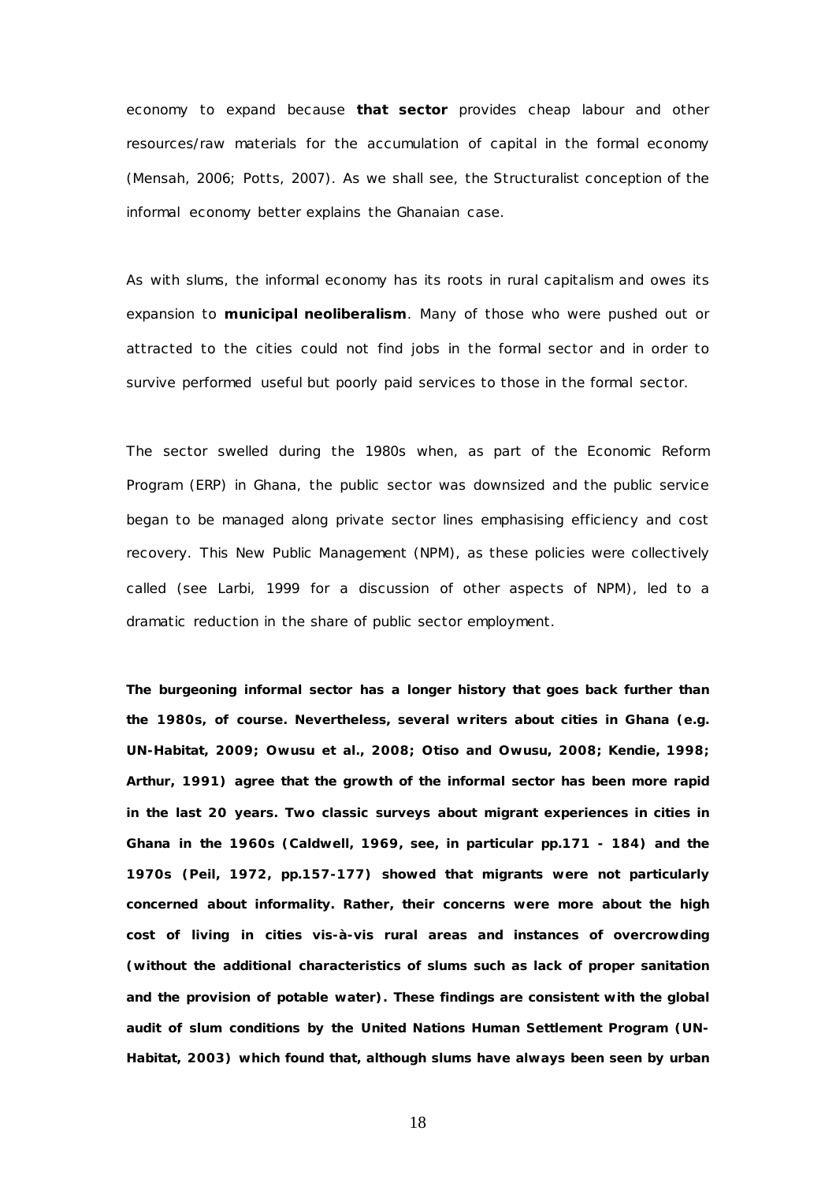economy to expand because **that sector** provides cheap labour and other resources/raw materials for the accumulation of capital in the formal economy (Mensah, 2006; Potts, 2007). As we shall see, the Structuralist conception of the informal economy better explains the Ghanaian case.

As with slums, the informal economy has its roots in rural capitalism and owes its expansion to **municipal neoliberalism**. Many of those who were pushed out or attracted to the cities could not find jobs in the formal sector and in order to survive performed useful but poorly paid services to those in the formal sector.

The sector swelled during the 1980s when, as part of the Economic Reform Program (ERP) in Ghana, the public sector was downsized and the public service began to be managed along private sector lines emphasising efficiency and cost recovery. This New Public Management (NPM), as these policies were collectively called (see Larbi, 1999 for a discussion of other aspects of NPM), led to a dramatic reduction in the share of public sector employment.

**The burgeoning informal sector has a longer history that goes back further than the 1980s, of course. Nevertheless, several writers about cities in Ghana (e.g. UN-Habitat, 2009; Owusu et al., 2008; Otiso and Owusu, 2008; Kendie, 1998; Arthur, 1991) agree that the growth of the informal sector has been more rapid in the last 20 years. Two classic surveys about migrant experiences in cities in Ghana in the 1960s (Caldwell, 1969, see, in particular pp.171 - 184) and the 1970s (Peil, 1972, pp.157-177) showed that migrants were not particularly concerned about informality. Rather, their concerns were more about the high cost of living in cities vis-à-vis rural areas and instances of overcrowding (without the additional characteristics of slums such as lack of proper sanitation and the provision of potable water). These findings are consistent with the global audit of slum conditions by the United Nations Human Settlement Program (UN-Habitat, 2003) which found that, although slums have always been seen by urban**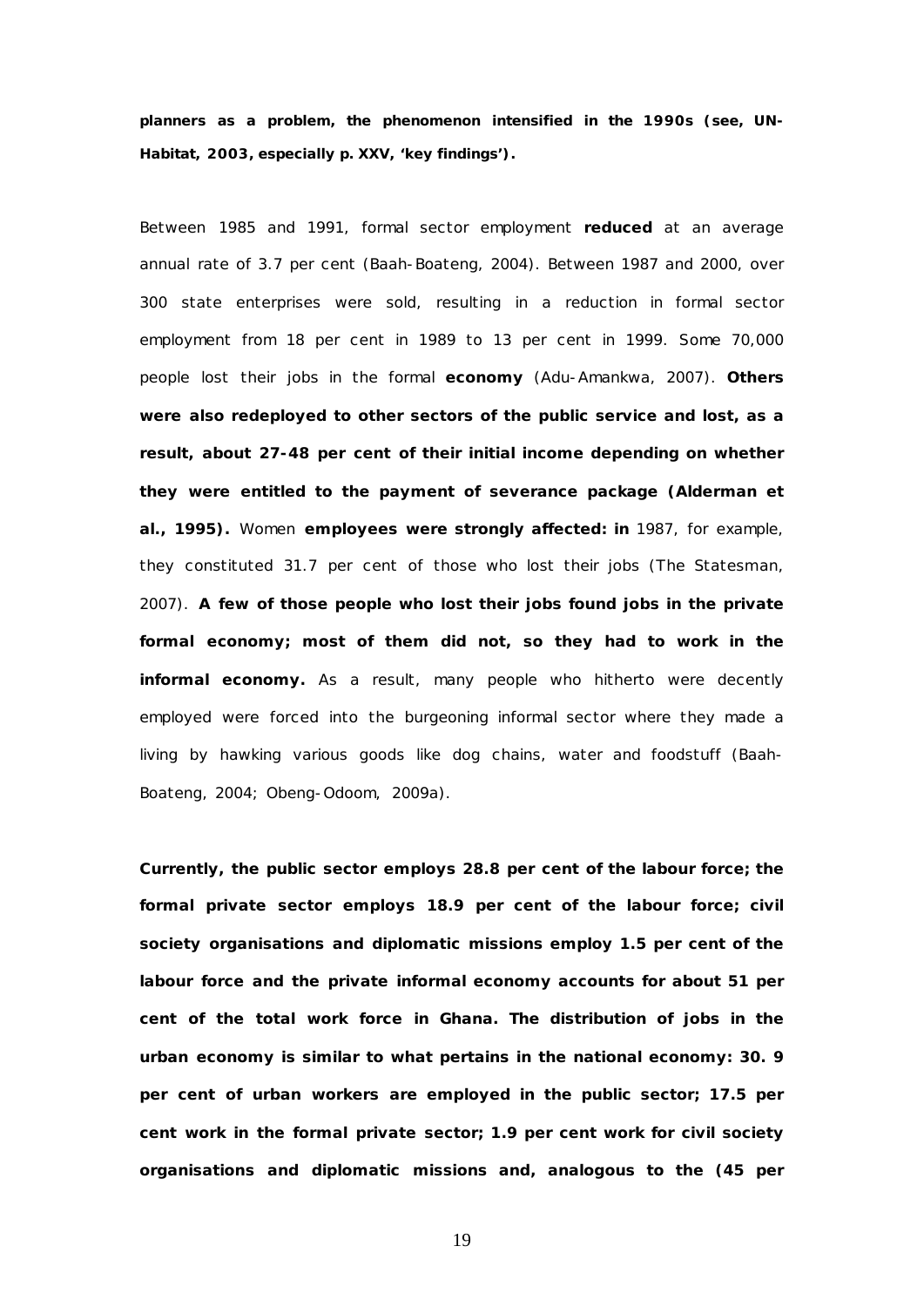**planners as a problem, the phenomenon intensified in the 1990s (see, UN-Habitat, 2003, especially p. XXV, 'key findings').**

Between 1985 and 1991, formal sector employment **reduced** at an average annual rate of 3.7 per cent (Baah-Boateng, 2004). Between 1987 and 2000, over 300 state enterprises were sold, resulting in a reduction in formal sector employment from 18 per cent in 1989 to 13 per cent in 1999. Some 70,000 people lost their jobs in the formal **economy** (Adu-Amankwa, 2007). **Others were also redeployed to other sectors of the public service and lost, as a result, about 27-48 per cent of their initial income depending on whether they were entitled to the payment of severance package (Alderman et al., 1995).** Women **employees were strongly affected: in** 1987, for example, they constituted 31.7 per cent of those who lost their jobs (The Statesman, 2007). **A few of those people who lost their jobs found jobs in the private formal economy; most of them did not, so they had to work in the informal economy.** As a result, many people who hitherto were decently employed were forced into the burgeoning informal sector where they made a living by hawking various goods like dog chains, water and foodstuff (Baah-Boateng, 2004; Obeng-Odoom, 2009a).

**Currently, the public sector employs 28.8 per cent of the labour force; the formal private sector employs 18.9 per cent of the labour force; civil society organisations and diplomatic missions employ 1.5 per cent of the labour force and the private informal economy accounts for about 51 per cent of the total work force in Ghana. The distribution of jobs in the urban economy is similar to what pertains in the national economy: 30. 9 per cent of urban workers are employed in the public sector; 17.5 per cent work in the formal private sector; 1.9 per cent work for civil society organisations and diplomatic missions and, analogous to the (45 per**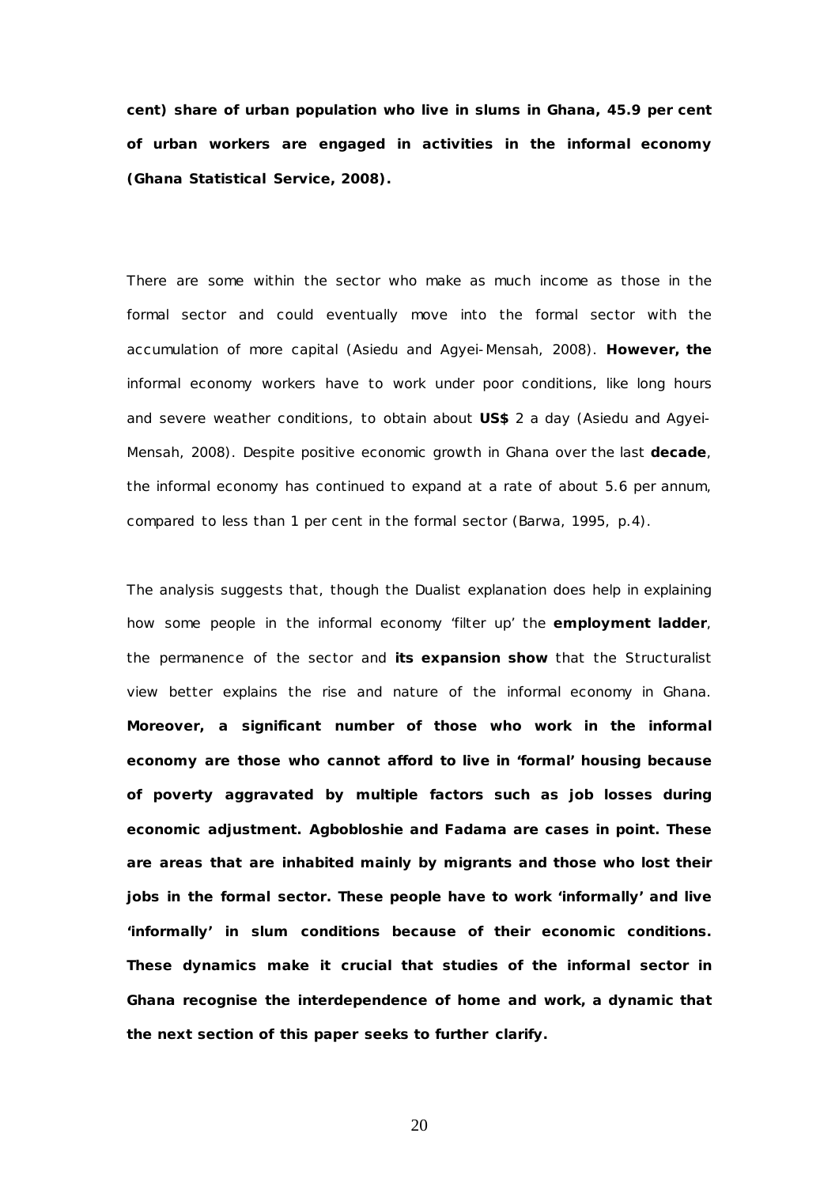**cent) share of urban population who live in slums in Ghana, 45.9 per cent of urban workers are engaged in activities in the informal economy (Ghana Statistical Service, 2008).**

There are some within the sector who make as much income as those in the formal sector and could eventually move into the formal sector with the accumulation of more capital (Asiedu and Agyei-Mensah, 2008). **However, the** informal economy workers have to work under poor conditions, like long hours and severe weather conditions, to obtain about **US$** 2 a day (Asiedu and Agyei-Mensah, 2008). Despite positive economic growth in Ghana over the last **decade**, the informal economy has continued to expand at a rate of about 5.6 per annum, compared to less than 1 per cent in the formal sector (Barwa, 1995, p.4).

The analysis suggests that, though the Dualist explanation does help in explaining how some people in the informal economy 'filter up' the **employment ladder**, the permanence of the sector and **its expansion show** that the Structuralist view better explains the rise and nature of the informal economy in Ghana. **Moreover, a significant number of those who work in the informal economy are those who cannot afford to live in 'formal' housing because of poverty aggravated by multiple factors such as job losses during economic adjustment. Agbobloshie and Fadama are cases in point. These are areas that are inhabited mainly by migrants and those who lost their jobs in the formal sector. These people have to work 'informally' and live 'informally' in slum conditions because of their economic conditions. These dynamics make it crucial that studies of the informal sector in Ghana recognise the interdependence of home and work, a dynamic that the next section of this paper seeks to further clarify.**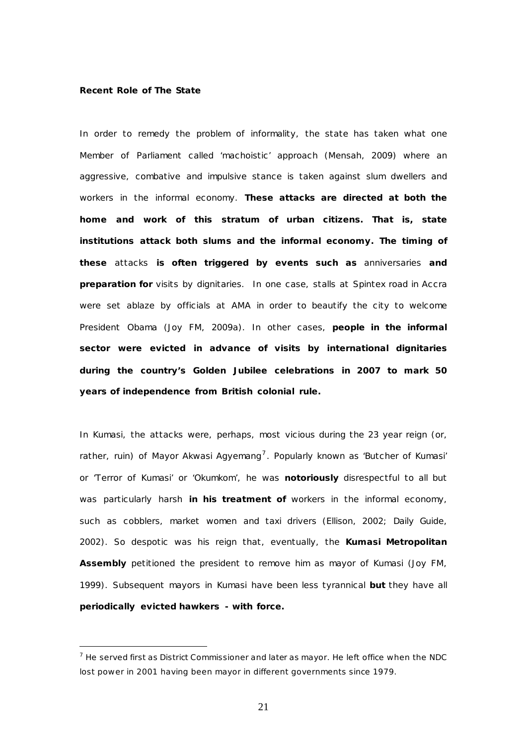**Recent Role of The State**

In order to remedy the problem of informality, the state has taken what one Member of Parliament called 'machoistic' approach (Mensah, 2009) where an aggressive, combative and impulsive stance is taken against slum dwellers and workers in the informal economy. **These attacks are directed at both the home and work of this stratum of urban citizens. That is, state institutions attack both slums and the informal economy. The timing of these** attacks **is often triggered by events such as** anniversaries **and preparation for** visits by dignitaries. In one case, stalls at Spintex road in Accra were set ablaze by officials at AMA in order to beautify the city to welcome President Obama (Joy FM, 2009a). In other cases, **people in the informal sector were evicted in advance of visits by international dignitaries during the country's Golden Jubilee celebrations in 2007 to mark 50 years of independence from British colonial rule.**

In Kumasi, the attacks were, perhaps, most vicious during the 23 year reign (or, rather, ruin) of Mayor Akwasi Agyemang[7]. Popularly known as 'Butcher of Kumasi' or 'Terror of Kumasi' or 'Okumkom', he was **notoriously** disrespectful to all but was particularly harsh **in his treatment of** workers in the informal economy, such as cobblers, market women and taxi drivers (Ellison, 2002; Daily Guide, 2002). So despotic was his reign that, eventually, the **Kumasi Metropolitan Assembly** petitioned the president to remove him as mayor of Kumasi (Joy FM, 1999). Subsequent mayors in Kumasi have been less tyrannical **but** they have all **periodically evicted hawkers - with force.**

[7] He served first as District Commissioner and later as mayor. He left office when the NDC lost power in 2001 having been mayor in different governments since 1979.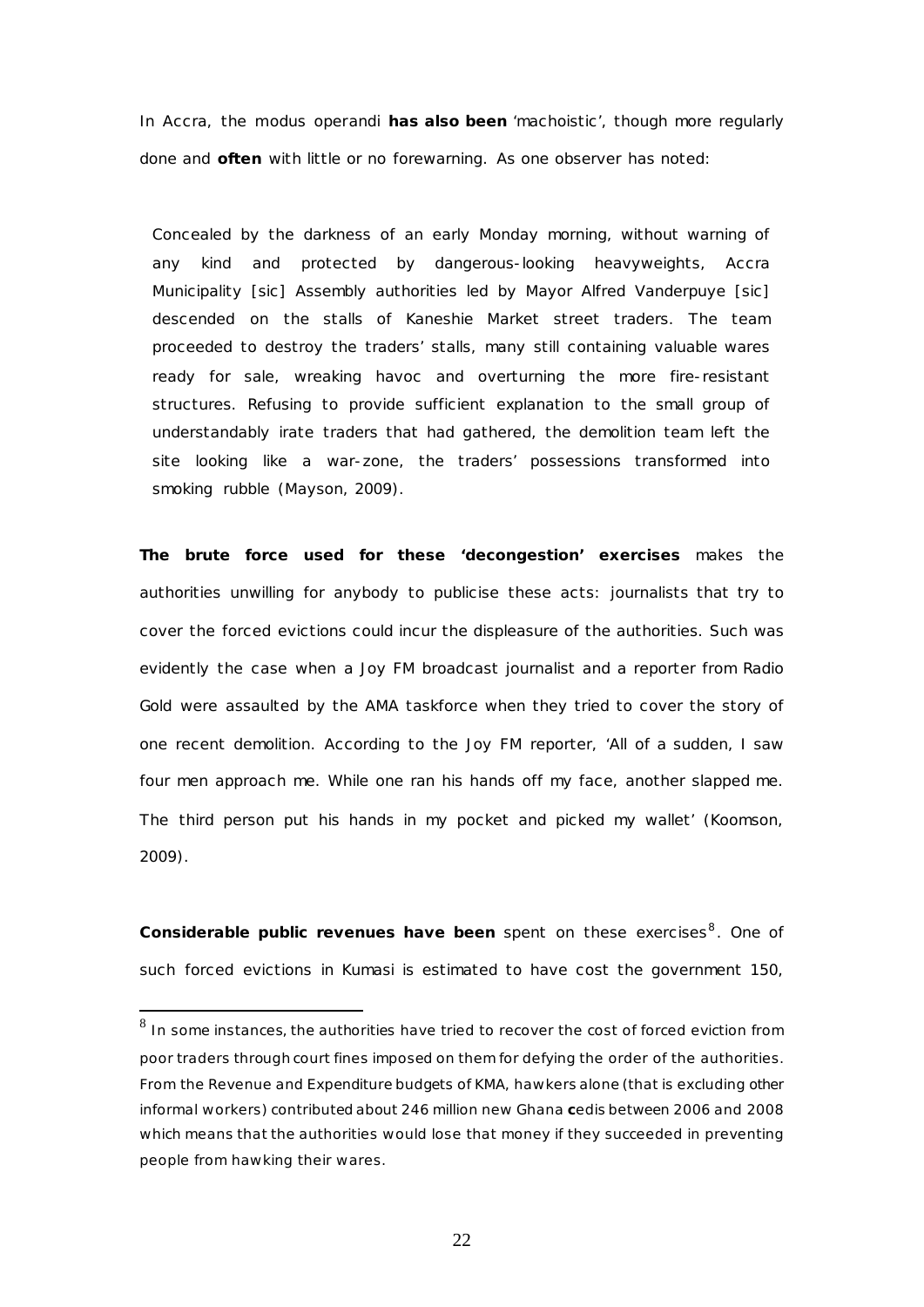In Accra, the modus operandi **has also been** 'machoistic', though more regularly done and **often** with little or no forewarning. As one observer has noted:

> Concealed by the darkness of an early Monday morning, without warning of any kind and protected by dangerous-looking heavyweights, Accra Municipality [sic] Assembly authorities led by Mayor Alfred Vanderpuye [sic] descended on the stalls of Kaneshie Market street traders. The team proceeded to destroy the traders' stalls, many still containing valuable wares ready for sale, wreaking havoc and overturning the more fire-resistant structures. Refusing to provide sufficient explanation to the small group of understandably irate traders that had gathered, the demolition team left the site looking like a war-zone, the traders' possessions transformed into smoking rubble (Mayson, 2009).

**The brute force used for these 'decongestion' exercises** makes the authorities unwilling for anybody to publicise these acts: journalists that try to cover the forced evictions could incur the displeasure of the authorities. Such was evidently the case when a Joy FM broadcast journalist and a reporter from Radio Gold were assaulted by the AMA taskforce when they tried to cover the story of one recent demolition. According to the Joy FM reporter, 'All of a sudden, I saw four men approach me. While one ran his hands off my face, another slapped me. The third person put his hands in my pocket and picked my wallet' (Koomson, 2009).

**Considerable public revenues have been** spent on these exercises[8]. One of such forced evictions in Kumasi is estimated to have cost the government 150,

[8] In some instances, the authorities have tried to recover the cost of forced eviction from poor traders through court fines imposed on them for defying the order of the authorities. From the Revenue and Expenditure budgets of KMA, hawkers alone (that is excluding other informal workers) contributed about 246 million new Ghana **c**edis between 2006 and 2008 which means that the authorities would lose that money if they succeeded in preventing people from hawking their wares.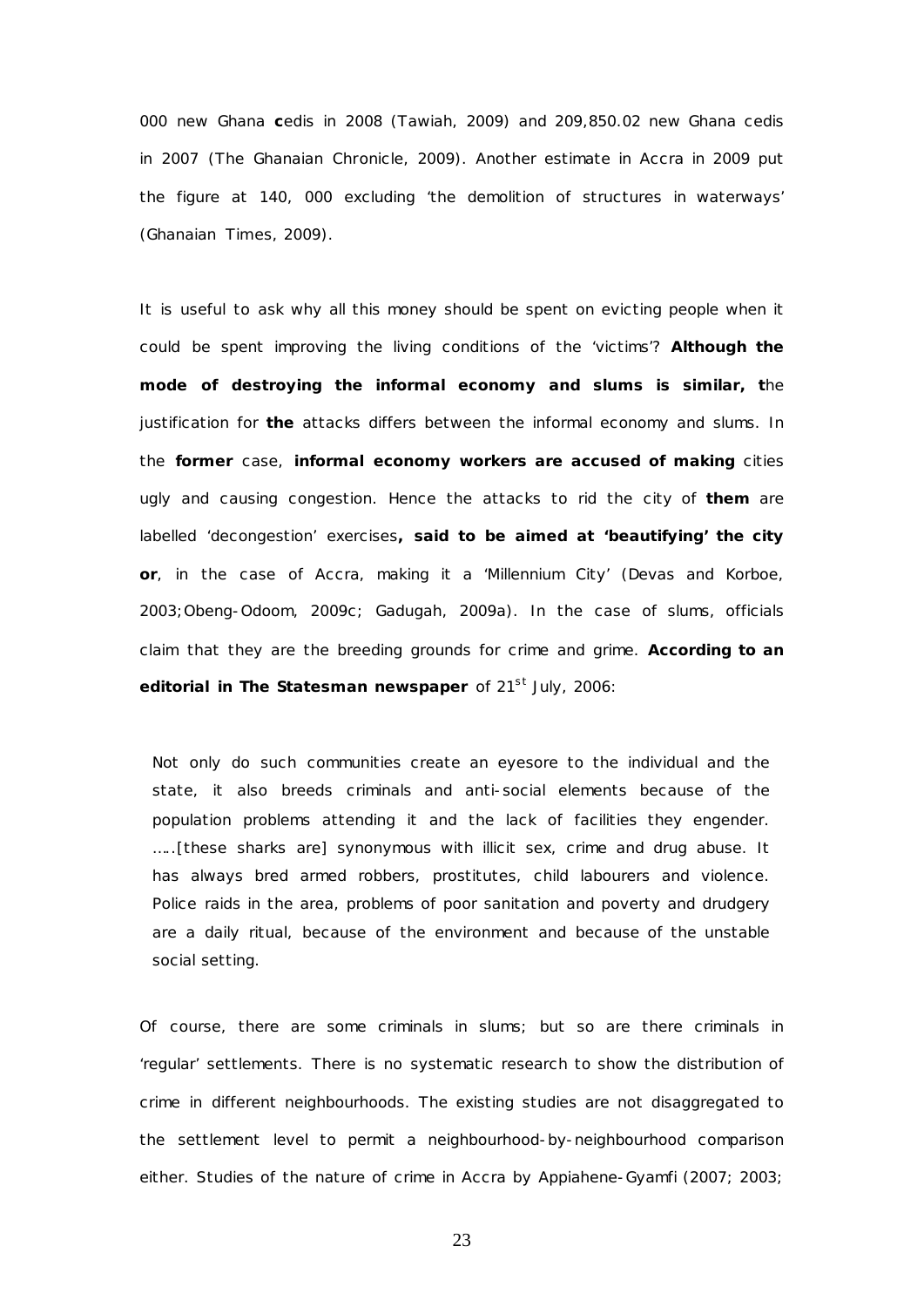000 new Ghana **c**edis in 2008 (Tawiah, 2009) and 209,850.02 new Ghana cedis in 2007 (The Ghanaian Chronicle, 2009). Another estimate in Accra in 2009 put the figure at 140, 000 excluding 'the demolition of structures in waterways' (Ghanaian Times, 2009).

It is useful to ask why all this money should be spent on evicting people when it could be spent improving the living conditions of the 'victims'? **Although the mode of destroying the informal economy and slums is similar, t**he justification for **the** attacks differs between the informal economy and slums. In the **former** case, **informal economy workers are accused of making** cities ugly and causing congestion. Hence the attacks to rid the city of **them** are labelled 'decongestion' exercises**, said to be aimed at 'beautifying' the city or**, in the case of Accra, making it a 'Millennium City' (Devas and Korboe, 2003;Obeng-Odoom, 2009c; Gadugah, 2009a). In the case of slums, officials claim that they are the breeding grounds for crime and grime. **According to an editorial in The Statesman newspaper** of 21st July, 2006:

> Not only do such communities create an eyesore to the individual and the state, it also breeds criminals and anti-social elements because of the population problems attending it and the lack of facilities they engender. …..[these sharks are] synonymous with illicit sex, crime and drug abuse. It has always bred armed robbers, prostitutes, child labourers and violence. Police raids in the area, problems of poor sanitation and poverty and drudgery are a daily ritual, because of the environment and because of the unstable social setting.

Of course, there are some criminals in slums; but so are there criminals in 'regular' settlements. There is no systematic research to show the distribution of crime in different neighbourhoods. The existing studies are not disaggregated to the settlement level to permit a neighbourhood-by-neighbourhood comparison either. Studies of the nature of crime in Accra by Appiahene-Gyamfi (2007; 2003;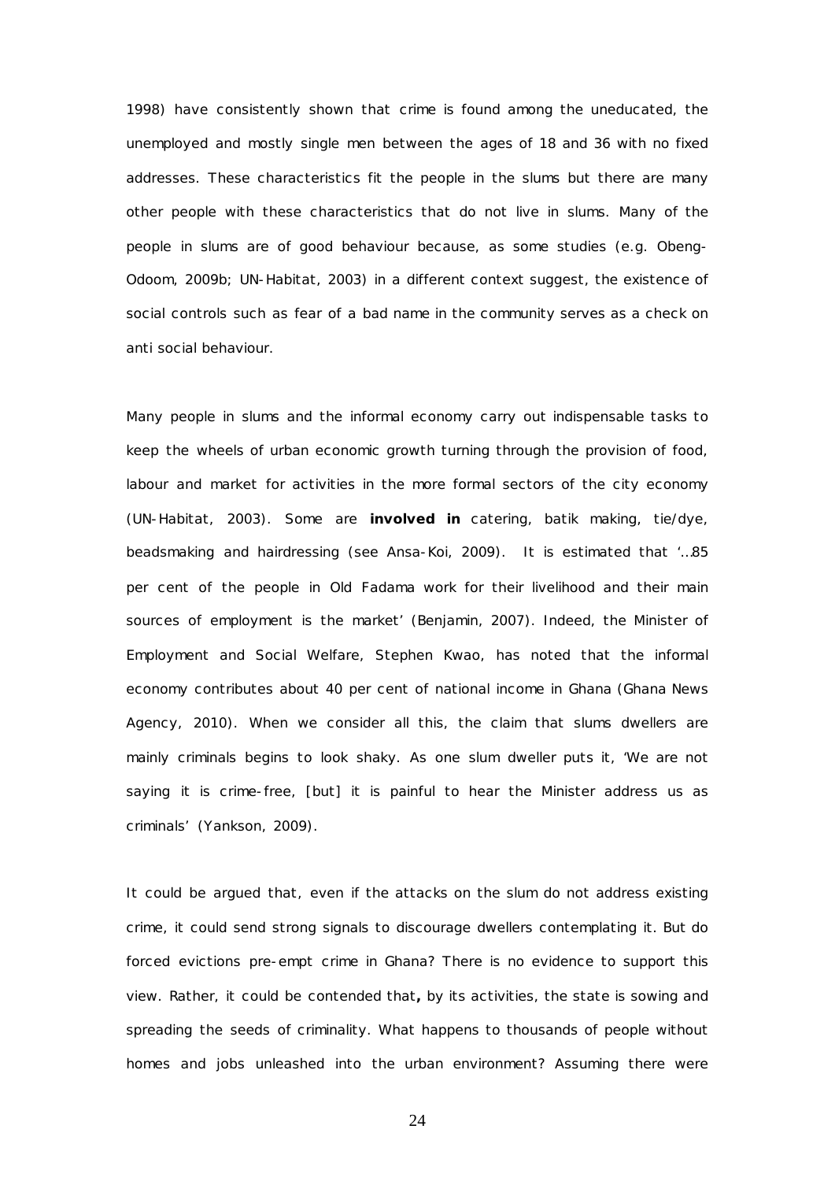1998) have consistently shown that crime is found among the uneducated, the unemployed and mostly single men between the ages of 18 and 36 with no fixed addresses. These characteristics fit the people in the slums but there are many other people with these characteristics that do not live in slums. Many of the people in slums are of good behaviour because, as some studies (e.g. Obeng-Odoom, 2009b; UN-Habitat, 2003) in a different context suggest, the existence of social controls such as fear of a bad name in the community serves as a check on anti social behaviour.

Many people in slums and the informal economy carry out indispensable tasks to keep the wheels of urban economic growth turning through the provision of food, labour and market for activities in the more formal sectors of the city economy (UN-Habitat, 2003). Some are **involved in** catering, batik making, tie/dye, beadsmaking and hairdressing (see Ansa-Koi, 2009). It is estimated that '…85 per cent of the people in Old Fadama work for their livelihood and their main sources of employment is the market' (Benjamin, 2007). Indeed, the Minister of Employment and Social Welfare, Stephen Kwao, has noted that the informal economy contributes about 40 per cent of national income in Ghana (Ghana News Agency, 2010). When we consider all this, the claim that slums dwellers are mainly criminals begins to look shaky. As one slum dweller puts it, 'We are not saying it is crime-free, [but] it is painful to hear the Minister address us as criminals' (Yankson, 2009).

It could be argued that, even if the attacks on the slum do not address existing crime, it could send strong signals to discourage dwellers contemplating it. But do forced evictions pre-empt crime in Ghana? There is no evidence to support this view. Rather, it could be contended that**,** by its activities, the state is sowing and spreading the seeds of criminality. What happens to thousands of people without homes and jobs unleashed into the urban environment? Assuming there were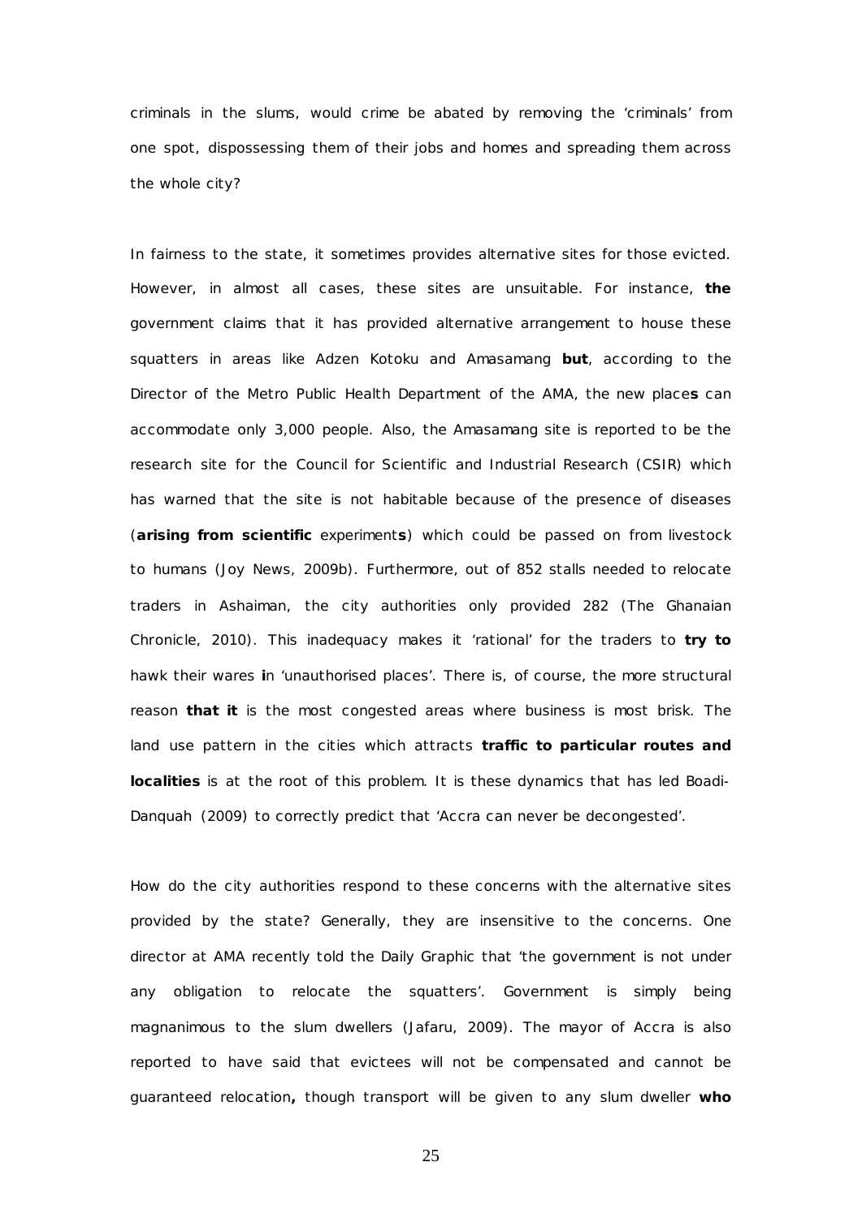criminals in the slums, would crime be abated by removing the 'criminals' from one spot, dispossessing them of their jobs and homes and spreading them across the whole city?

In fairness to the state, it sometimes provides alternative sites for those evicted. However, in almost all cases, these sites are unsuitable. For instance, **the** government claims that it has provided alternative arrangement to house these squatters in areas like Adzen Kotoku and Amasamang **but**, according to the Director of the Metro Public Health Department of the AMA, the new place**s** can accommodate only 3,000 people. Also, the Amasamang site is reported to be the research site for the Council for Scientific and Industrial Research (CSIR) which has warned that the site is not habitable because of the presence of diseases (**arising from scientific** experiment**s**) which could be passed on from livestock to humans (Joy News, 2009b). Furthermore, out of 852 stalls needed to relocate traders in Ashaiman, the city authorities only provided 282 (The Ghanaian Chronicle, 2010). This inadequacy makes it 'rational' for the traders to **try to** hawk their wares **i**n 'unauthorised places'. There is, of course, the more structural reason **that it** is the most congested areas where business is most brisk. The land use pattern in the cities which attracts **traffic to particular routes and localities** is at the root of this problem. It is these dynamics that has led Boadi-Danquah (2009) to correctly predict that 'Accra can never be decongested'.

How do the city authorities respond to these concerns with the alternative sites provided by the state? Generally, they are insensitive to the concerns. One director at AMA recently told the Daily Graphic that 'the government is not under any obligation to relocate the squatters'. Government is simply being magnanimous to the slum dwellers (Jafaru, 2009). The mayor of Accra is also reported to have said that evictees will not be compensated and cannot be guaranteed relocation**,** though transport will be given to any slum dweller **who**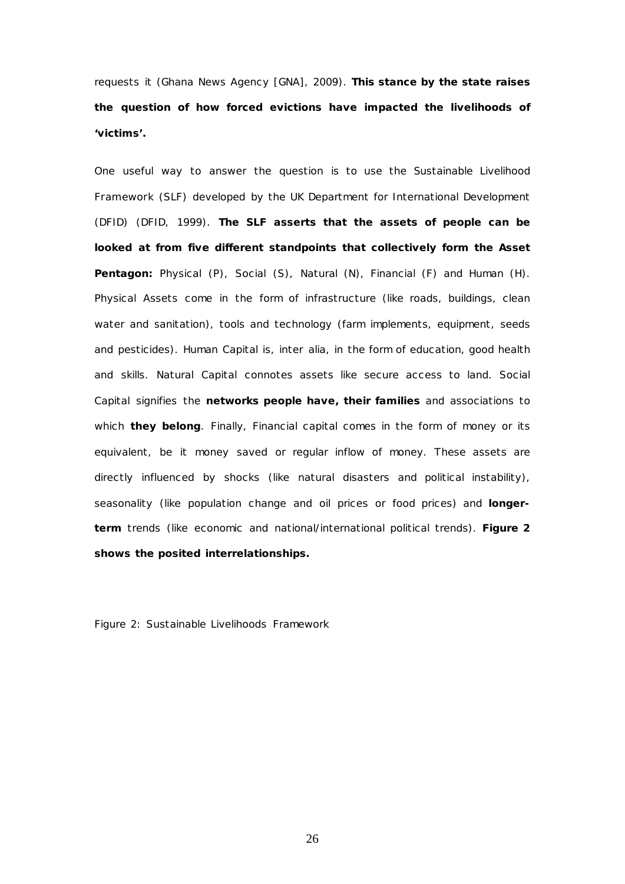requests it (Ghana News Agency [GNA], 2009). **This stance by the state raises the question of how forced evictions have impacted the livelihoods of 'victims'.**

One useful way to answer the question is to use the Sustainable Livelihood Framework (SLF) developed by the UK Department for International Development (DFID) (DFID, 1999). **The SLF asserts that the assets of people can be looked at from five different standpoints that collectively form the Asset Pentagon:** Physical (P), Social (S), Natural (N), Financial (F) and Human (H). Physical Assets come in the form of infrastructure (like roads, buildings, clean water and sanitation), tools and technology (farm implements, equipment, seeds and pesticides). Human Capital is, inter alia, in the form of education, good health and skills. Natural Capital connotes assets like secure access to land. Social Capital signifies the **networks people have, their families** and associations to which **they belong**. Finally, Financial capital comes in the form of money or its equivalent, be it money saved or regular inflow of money. These assets are directly influenced by shocks (like natural disasters and political instability), seasonality (like population change and oil prices or food prices) and **longer-term** trends (like economic and national/international political trends). **Figure 2 shows the posited interrelationships.**

Figure 2: Sustainable Livelihoods Framework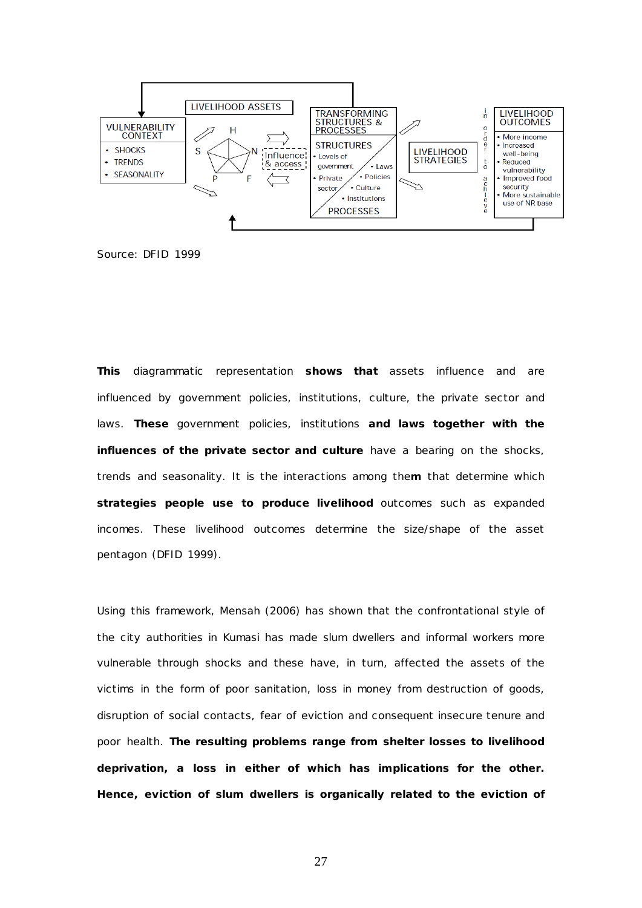VULNERABILITY CONTEXT
- SHOCKS
- TRENDS
- SEASONALITY

LIVELIHOOD ASSETS

H, S, N, P, F

Influence & access

TRANSFORMING STRUCTURES & PROCESSES

STRUCTURES
- Levels of government
- Private sector
- Laws
- Policies
- Culture
- Institutions

PROCESSES

LIVELIHOOD STRATEGIES

in order to achieve

LIVELIHOOD OUTCOMES
- More income
- Increased well-being
- Reduced vulnerability
- Improved food security
- More sustainable use of NR base

Source: DFID 1999

**This** diagrammatic representation **shows that** assets influence and are influenced by government policies, institutions, culture, the private sector and laws. **These** government policies, institutions **and laws together with the influences of the private sector and culture** have a bearing on the shocks, trends and seasonality. It is the interactions among the**m** that determine which **strategies people use to produce livelihood** outcomes such as expanded incomes. These livelihood outcomes determine the size/shape of the asset pentagon (DFID 1999).

Using this framework, Mensah (2006) has shown that the confrontational style of the city authorities in Kumasi has made slum dwellers and informal workers more vulnerable through shocks and these have, in turn, affected the assets of the victims in the form of poor sanitation, loss in money from destruction of goods, disruption of social contacts, fear of eviction and consequent insecure tenure and poor health. **The resulting problems range from shelter losses to livelihood deprivation, a loss in either of which has implications for the other. Hence, eviction of slum dwellers is organically related to the eviction of**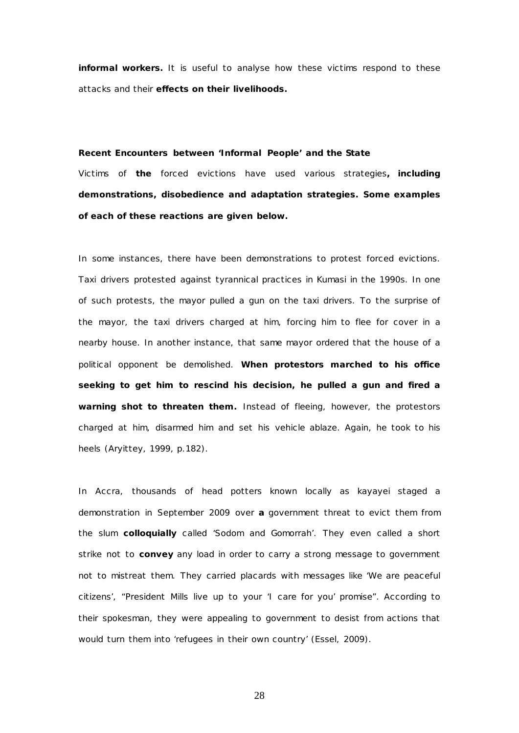**informal workers.** It is useful to analyse how these victims respond to these attacks and their **effects on their livelihoods.**

**Recent Encounters between 'Informal People' and the State**

Victims of **the** forced evictions have used various strategies**, including demonstrations, disobedience and adaptation strategies. Some examples of each of these reactions are given below.**

In some instances, there have been demonstrations to protest forced evictions. Taxi drivers protested against tyrannical practices in Kumasi in the 1990s. In one of such protests, the mayor pulled a gun on the taxi drivers. To the surprise of the mayor, the taxi drivers charged at him, forcing him to flee for cover in a nearby house. In another instance, that same mayor ordered that the house of a political opponent be demolished. **When protestors marched to his office seeking to get him to rescind his decision, he pulled a gun and fired a warning shot to threaten them.** Instead of fleeing, however, the protestors charged at him, disarmed him and set his vehicle ablaze. Again, he took to his heels (Aryittey, 1999, p.182).

In Accra, thousands of head potters known locally as kayayei staged a demonstration in September 2009 over **a** government threat to evict them from the slum **colloquially** called 'Sodom and Gomorrah'. They even called a short strike not to **convey** any load in order to carry a strong message to government not to mistreat them. They carried placards with messages like 'We are peaceful citizens', "President Mills live up to your 'I care for you' promise". According to their spokesman, they were appealing to government to desist from actions that would turn them into 'refugees in their own country' (Essel, 2009).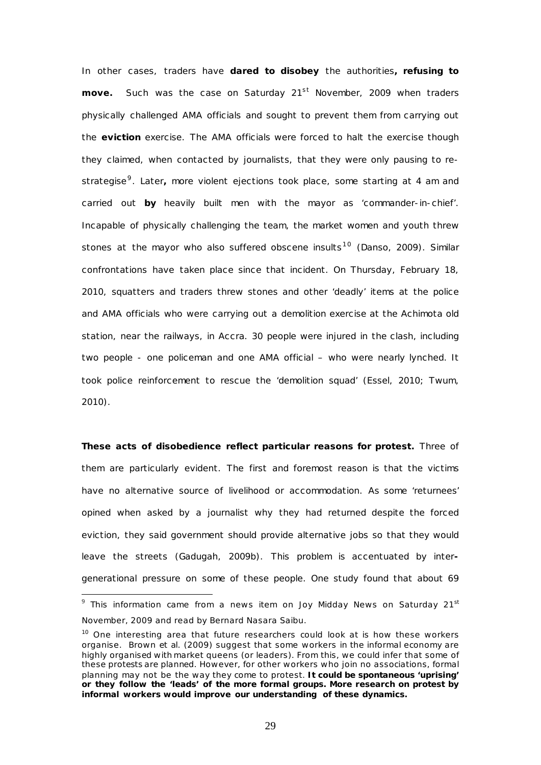In other cases, traders have **dared to disobey** the authorities**, refusing to move.** Such was the case on Saturday 21st November, 2009 when traders physically challenged AMA officials and sought to prevent them from carrying out the **eviction** exercise. The AMA officials were forced to halt the exercise though they claimed, when contacted by journalists, that they were only pausing to re-strategise[9]. Later**,** more violent ejections took place, some starting at 4 am and carried out **by** heavily built men with the mayor as 'commander-in-chief'. Incapable of physically challenging the team, the market women and youth threw stones at the mayor who also suffered obscene insults[10] (Danso, 2009). Similar confrontations have taken place since that incident. On Thursday, February 18, 2010, squatters and traders threw stones and other 'deadly' items at the police and AMA officials who were carrying out a demolition exercise at the Achimota old station, near the railways, in Accra. 30 people were injured in the clash, including two people - one policeman and one AMA official – who were nearly lynched. It took police reinforcement to rescue the 'demolition squad' (Essel, 2010; Twum, 2010).

**These acts of disobedience reflect particular reasons for protest.** Three of them are particularly evident. The first and foremost reason is that the victims have no alternative source of livelihood or accommodation. As some 'returnees' opined when asked by a journalist why they had returned despite the forced eviction, they said government should provide alternative jobs so that they would leave the streets (Gadugah, 2009b). This problem is accentuated by inter**-**generational pressure on some of these people. One study found that about 69

---

[9] This information came from a news item on Joy Midday News on Saturday 21st November, 2009 and read by Bernard Nasara Saibu.

[10] One interesting area that future researchers could look at is how these workers organise. Brown et al. (2009) suggest that some workers in the informal economy are highly organised with market queens (or leaders). From this, we could infer that some of these protests are planned. However, for other workers who join no associations, formal planning may not be the way they come to protest. **It could be spontaneous 'uprising' or they follow the 'leads' of the more formal groups. More research on protest by informal workers would improve our understanding of these dynamics.**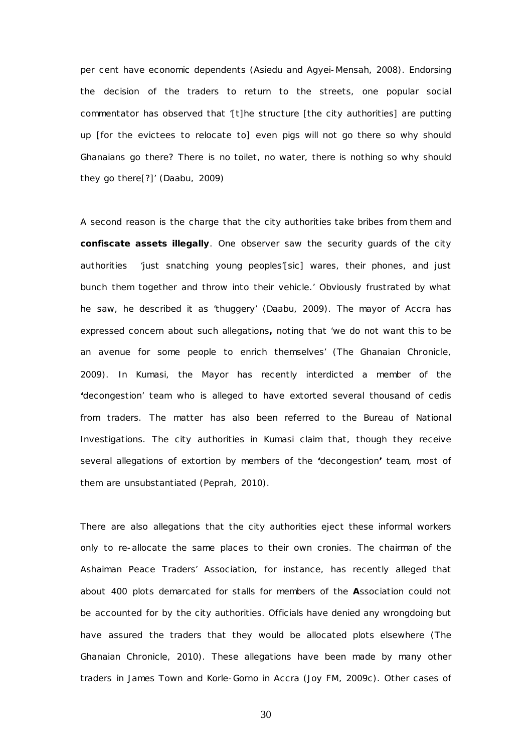per cent have economic dependents (Asiedu and Agyei-Mensah, 2008). Endorsing the decision of the traders to return to the streets, one popular social commentator has observed that '[t]he structure [the city authorities] are putting up [for the evictees to relocate to] even pigs will not go there so why should Ghanaians go there? There is no toilet, no water, there is nothing so why should they go there[?]' (Daabu, 2009)

A second reason is the charge that the city authorities take bribes from them and **confiscate assets illegally**. One observer saw the security guards of the city authorities 'just snatching young peoples'[sic] wares, their phones, and just bunch them together and throw into their vehicle.' Obviously frustrated by what he saw, he described it as 'thuggery' (Daabu, 2009). The mayor of Accra has expressed concern about such allegations**,** noting that 'we do not want this to be an avenue for some people to enrich themselves' (The Ghanaian Chronicle, 2009). In Kumasi, the Mayor has recently interdicted a member of the **'**decongestion' team who is alleged to have extorted several thousand of cedis from traders. The matter has also been referred to the Bureau of National Investigations. The city authorities in Kumasi claim that, though they receive several allegations of extortion by members of the **'**decongestion**'** team, most of them are unsubstantiated (Peprah, 2010).

There are also allegations that the city authorities eject these informal workers only to re-allocate the same places to their own cronies. The chairman of the Ashaiman Peace Traders' Association, for instance, has recently alleged that about 400 plots demarcated for stalls for members of the **A**ssociation could not be accounted for by the city authorities. Officials have denied any wrongdoing but have assured the traders that they would be allocated plots elsewhere (The Ghanaian Chronicle, 2010). These allegations have been made by many other traders in James Town and Korle-Gorno in Accra (Joy FM, 2009c). Other cases of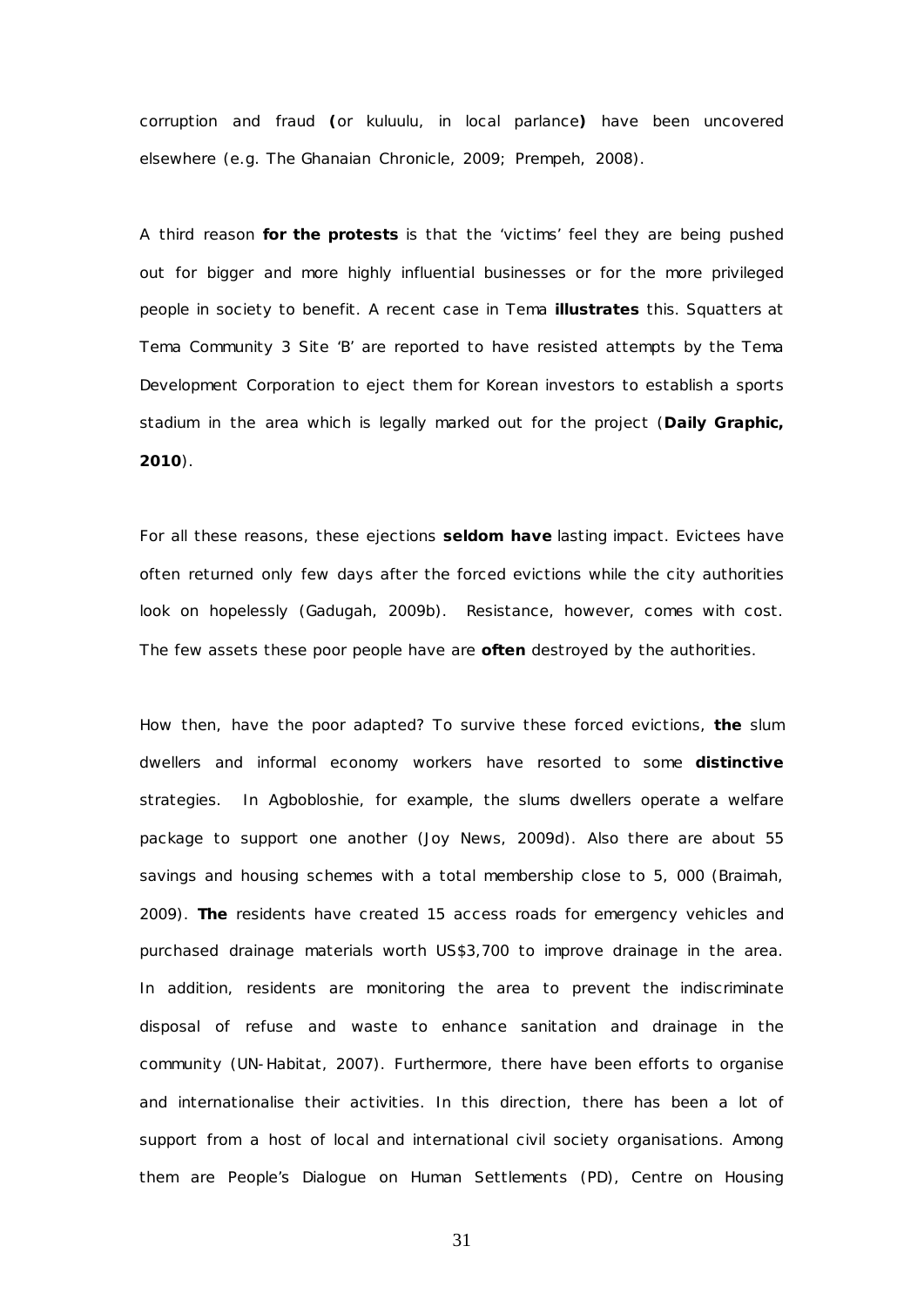corruption and fraud **(**or kuluulu, in local parlance**)** have been uncovered elsewhere (e.g. The Ghanaian Chronicle, 2009; Prempeh, 2008).

A third reason **for the protests** is that the 'victims' feel they are being pushed out for bigger and more highly influential businesses or for the more privileged people in society to benefit. A recent case in Tema **illustrates** this. Squatters at Tema Community 3 Site 'B' are reported to have resisted attempts by the Tema Development Corporation to eject them for Korean investors to establish a sports stadium in the area which is legally marked out for the project (**Daily Graphic, 2010**).

For all these reasons, these ejections **seldom have** lasting impact. Evictees have often returned only few days after the forced evictions while the city authorities look on hopelessly (Gadugah, 2009b). Resistance, however, comes with cost. The few assets these poor people have are **often** destroyed by the authorities.

How then, have the poor adapted? To survive these forced evictions, **the** slum dwellers and informal economy workers have resorted to some **distinctive** strategies. In Agbobloshie, for example, the slums dwellers operate a welfare package to support one another (Joy News, 2009d). Also there are about 55 savings and housing schemes with a total membership close to 5, 000 (Braimah, 2009). **The** residents have created 15 access roads for emergency vehicles and purchased drainage materials worth US$3,700 to improve drainage in the area. In addition, residents are monitoring the area to prevent the indiscriminate disposal of refuse and waste to enhance sanitation and drainage in the community (UN-Habitat, 2007). Furthermore, there have been efforts to organise and internationalise their activities. In this direction, there has been a lot of support from a host of local and international civil society organisations. Among them are People's Dialogue on Human Settlements (PD), Centre on Housing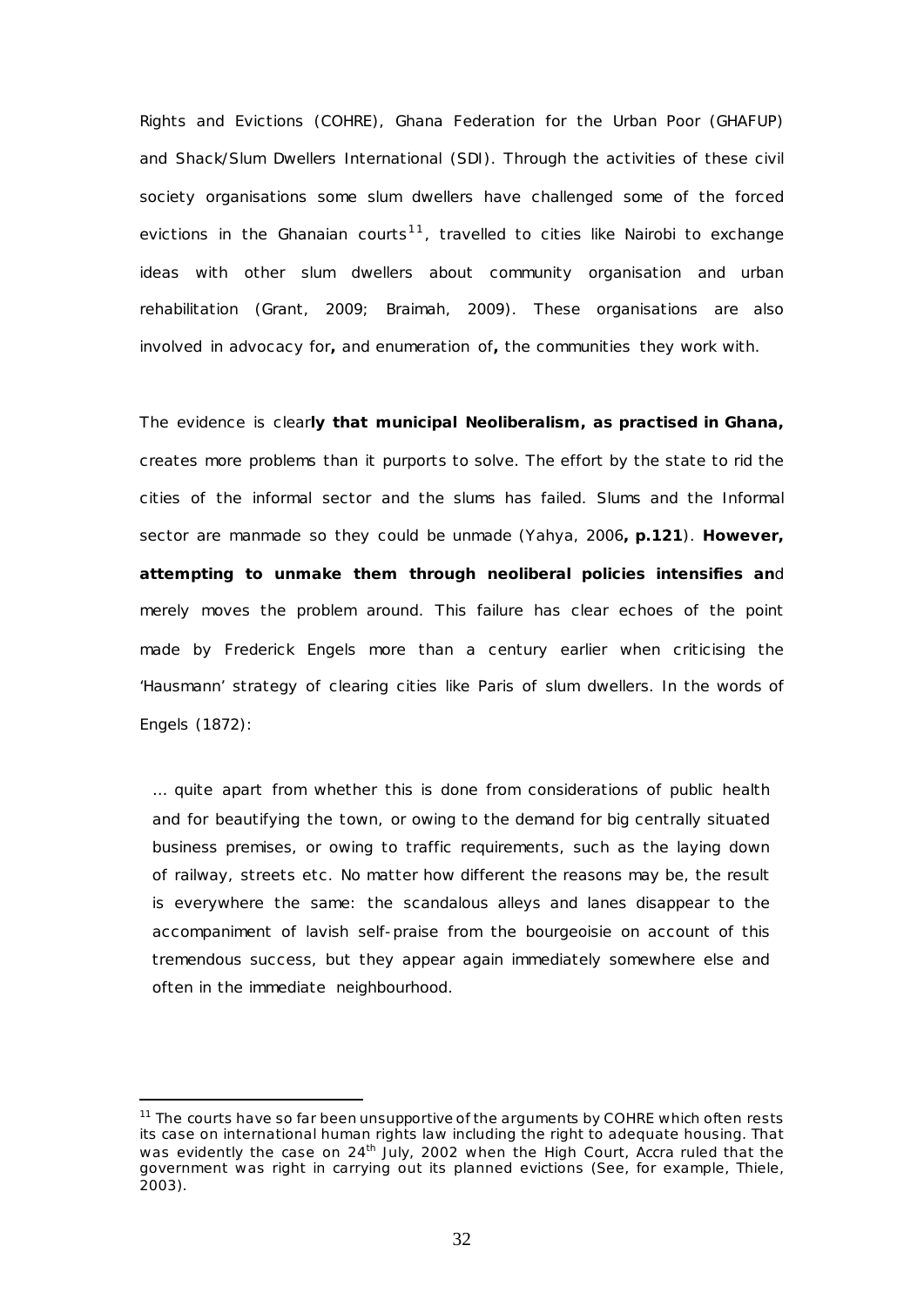Rights and Evictions (COHRE), Ghana Federation for the Urban Poor (GHAFUP) and Shack/Slum Dwellers International (SDI). Through the activities of these civil society organisations some slum dwellers have challenged some of the forced evictions in the Ghanaian courts[11], travelled to cities like Nairobi to exchange ideas with other slum dwellers about community organisation and urban rehabilitation (Grant, 2009; Braimah, 2009). These organisations are also involved in advocacy for**,** and enumeration of**,** the communities they work with.

The evidence is clear**ly that municipal Neoliberalism, as practised in Ghana,** creates more problems than it purports to solve. The effort by the state to rid the cities of the informal sector and the slums has failed. Slums and the Informal sector are manmade so they could be unmade (Yahya, 2006**, p.121**). **However, attempting to unmake them through neoliberal policies intensifies an**d merely moves the problem around. This failure has clear echoes of the point made by Frederick Engels more than a century earlier when criticising the 'Hausmann' strategy of clearing cities like Paris of slum dwellers. In the words of Engels (1872):

> … quite apart from whether this is done from considerations of public health and for beautifying the town, or owing to the demand for big centrally situated business premises, or owing to traffic requirements, such as the laying down of railway, streets etc. No matter how different the reasons may be, the result is everywhere the same: the scandalous alleys and lanes disappear to the accompaniment of lavish self-praise from the bourgeoisie on account of this tremendous success, but they appear again immediately somewhere else and often in the immediate neighbourhood.

---

[11] The courts have so far been unsupportive of the arguments by COHRE which often rests its case on international human rights law including the right to adequate housing. That was evidently the case on 24th July, 2002 when the High Court, Accra ruled that the government was right in carrying out its planned evictions (See, for example, Thiele, 2003).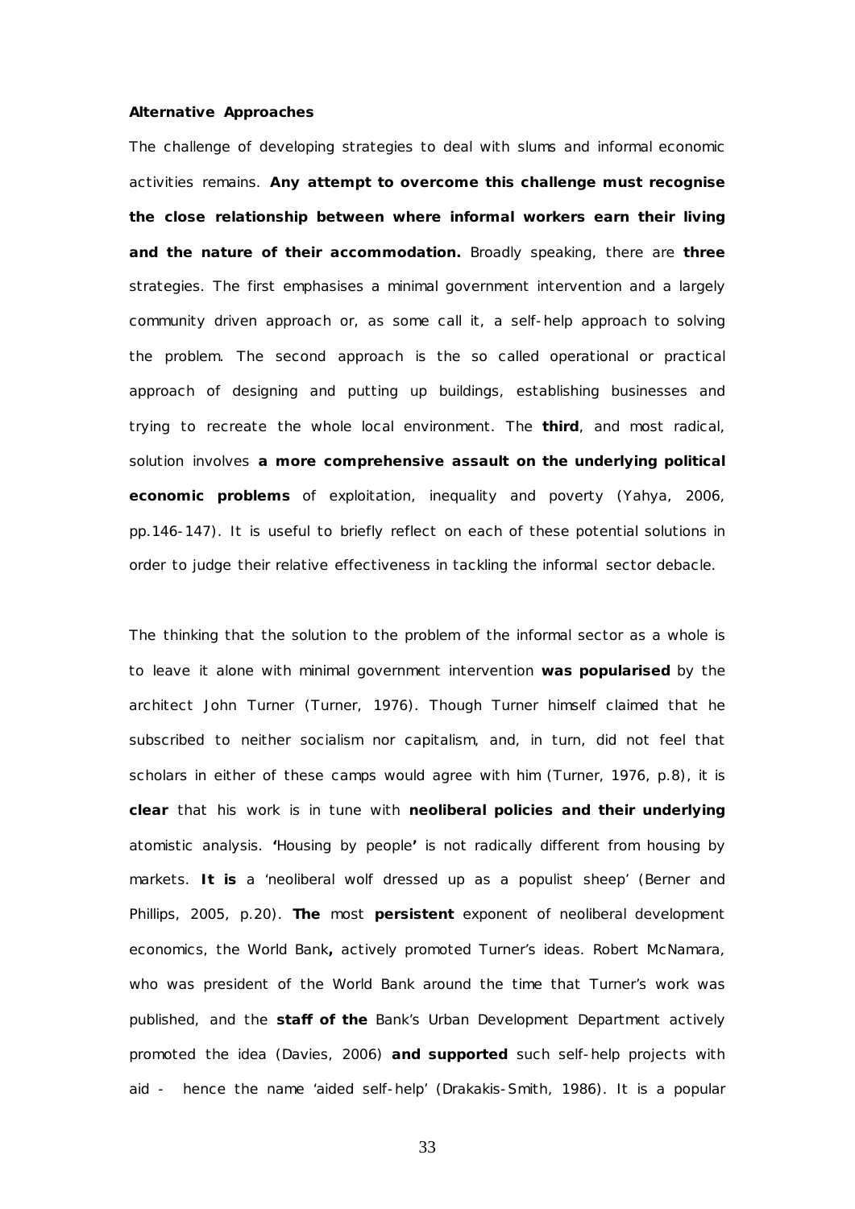**Alternative Approaches**

The challenge of developing strategies to deal with slums and informal economic activities remains. **Any attempt to overcome this challenge must recognise the close relationship between where informal workers earn their living and the nature of their accommodation.** Broadly speaking, there are **three** strategies. The first emphasises a minimal government intervention and a largely community driven approach or, as some call it, a self-help approach to solving the problem. The second approach is the so called operational or practical approach of designing and putting up buildings, establishing businesses and trying to recreate the whole local environment. The **third**, and most radical, solution involves **a more comprehensive assault on the underlying political economic problems** of exploitation, inequality and poverty (Yahya, 2006, pp.146-147). It is useful to briefly reflect on each of these potential solutions in order to judge their relative effectiveness in tackling the informal sector debacle.

The thinking that the solution to the problem of the informal sector as a whole is to leave it alone with minimal government intervention **was popularised** by the architect John Turner (Turner, 1976). Though Turner himself claimed that he subscribed to neither socialism nor capitalism, and, in turn, did not feel that scholars in either of these camps would agree with him (Turner, 1976, p.8), it is **clear** that his work is in tune with **neoliberal policies and their underlying** atomistic analysis. **'**Housing by people**'** is not radically different from housing by markets. **It is** a 'neoliberal wolf dressed up as a populist sheep' (Berner and Phillips, 2005, p.20). **The** most **persistent** exponent of neoliberal development economics, the World Bank**,** actively promoted Turner's ideas. Robert McNamara, who was president of the World Bank around the time that Turner's work was published, and the **staff of the** Bank's Urban Development Department actively promoted the idea (Davies, 2006) **and supported** such self-help projects with aid - hence the name 'aided self-help' (Drakakis-Smith, 1986). It is a popular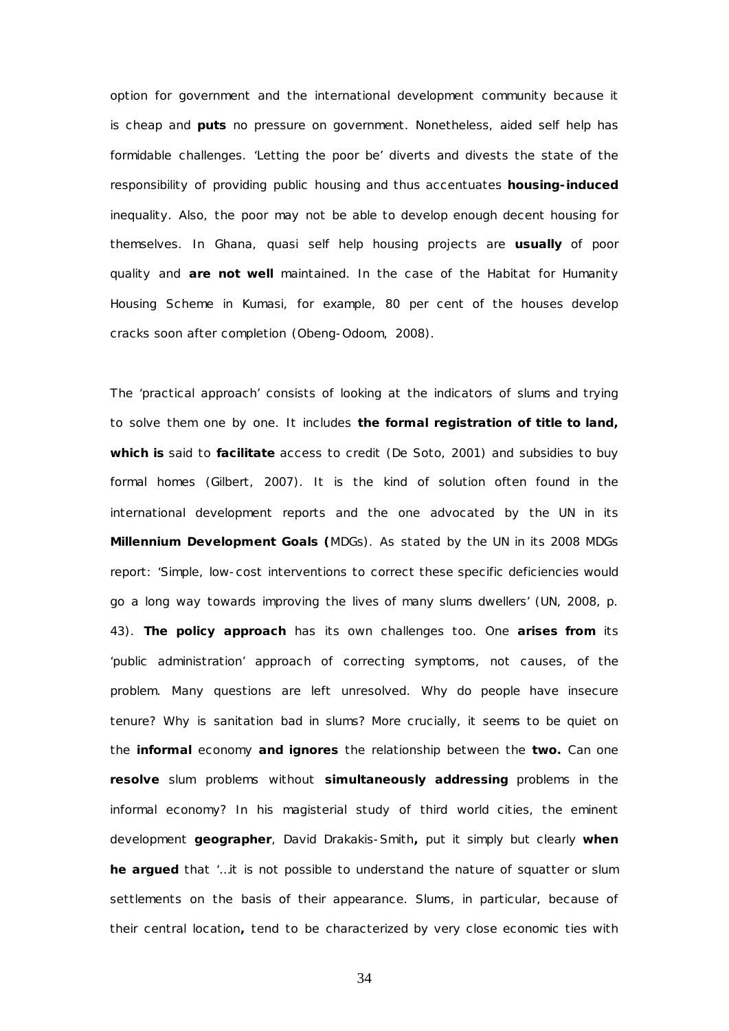option for government and the international development community because it is cheap and **puts** no pressure on government. Nonetheless, aided self help has formidable challenges. 'Letting the poor be' diverts and divests the state of the responsibility of providing public housing and thus accentuates **housing-induced** inequality. Also, the poor may not be able to develop enough decent housing for themselves. In Ghana, quasi self help housing projects are **usually** of poor quality and **are not well** maintained. In the case of the Habitat for Humanity Housing Scheme in Kumasi, for example, 80 per cent of the houses develop cracks soon after completion (Obeng-Odoom, 2008).

The 'practical approach' consists of looking at the indicators of slums and trying to solve them one by one. It includes **the formal registration of title to land, which is** said to **facilitate** access to credit (De Soto, 2001) and subsidies to buy formal homes (Gilbert, 2007). It is the kind of solution often found in the international development reports and the one advocated by the UN in its **Millennium Development Goals (**MDGs). As stated by the UN in its 2008 MDGs report: 'Simple, low-cost interventions to correct these specific deficiencies would go a long way towards improving the lives of many slums dwellers' (UN, 2008, p. 43). **The policy approach** has its own challenges too. One **arises from** its 'public administration' approach of correcting symptoms, not causes, of the problem. Many questions are left unresolved. Why do people have insecure tenure? Why is sanitation bad in slums? More crucially, it seems to be quiet on the **informal** economy **and ignores** the relationship between the **two.** Can one **resolve** slum problems without **simultaneously addressing** problems in the informal economy? In his magisterial study of third world cities, the eminent development **geographer**, David Drakakis-Smith**,** put it simply but clearly **when he argued** that '…it is not possible to understand the nature of squatter or slum settlements on the basis of their appearance. Slums, in particular, because of their central location**,** tend to be characterized by very close economic ties with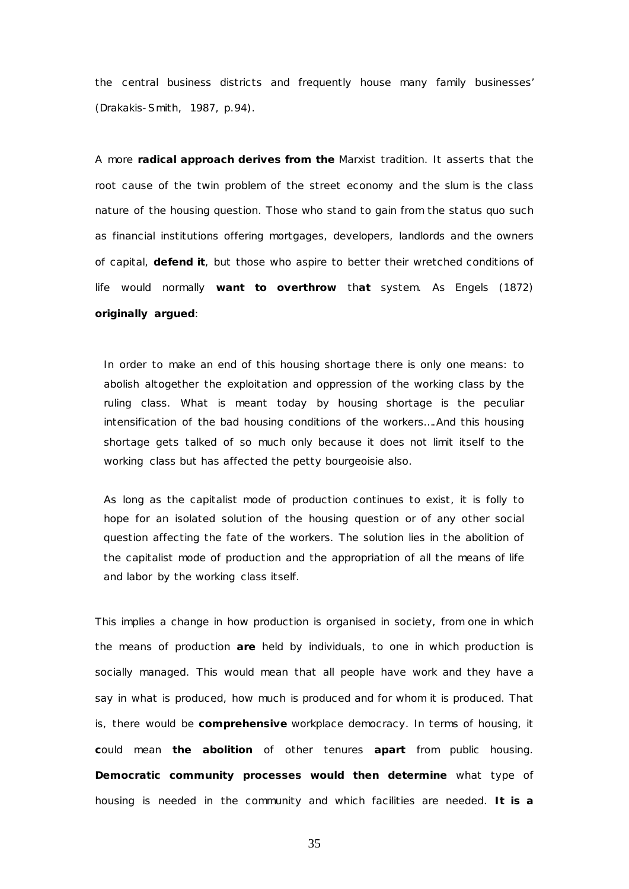the central business districts and frequently house many family businesses' (Drakakis-Smith, 1987, p.94).

A more **radical approach derives from the** Marxist tradition. It asserts that the root cause of the twin problem of the street economy and the slum is the class nature of the housing question. Those who stand to gain from the status quo such as financial institutions offering mortgages, developers, landlords and the owners of capital, **defend it**, but those who aspire to better their wretched conditions of life would normally **want to overthrow** th**at** system. As Engels (1872) **originally argued**:

> In order to make an end of this housing shortage there is only one means: to abolish altogether the exploitation and oppression of the working class by the ruling class. What is meant today by housing shortage is the peculiar intensification of the bad housing conditions of the workers….And this housing shortage gets talked of so much only because it does not limit itself to the working class but has affected the petty bourgeoisie also.
>
> As long as the capitalist mode of production continues to exist, it is folly to hope for an isolated solution of the housing question or of any other social question affecting the fate of the workers. The solution lies in the abolition of the capitalist mode of production and the appropriation of all the means of life and labor by the working class itself.

This implies a change in how production is organised in society, from one in which the means of production **are** held by individuals, to one in which production is socially managed. This would mean that all people have work and they have a say in what is produced, how much is produced and for whom it is produced. That is, there would be **comprehensive** workplace democracy. In terms of housing, it **c**ould mean **the abolition** of other tenures **apart** from public housing. **Democratic community processes would then determine** what type of housing is needed in the community and which facilities are needed. **It is a**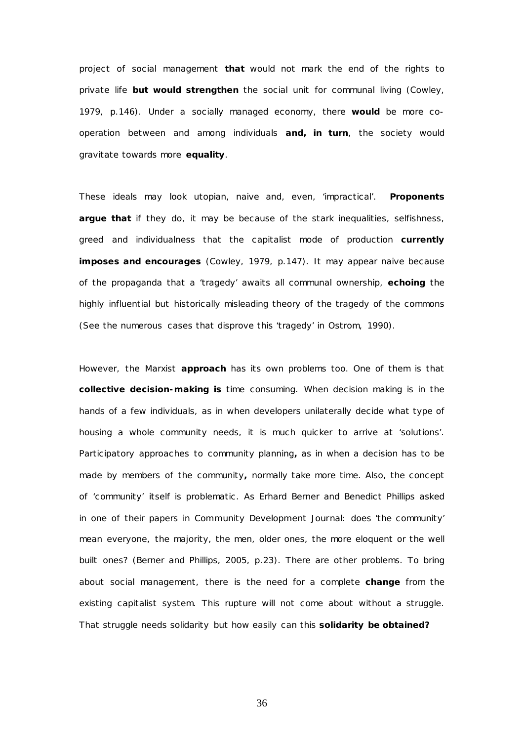project of social management **that** would not mark the end of the rights to private life **but would strengthen** the social unit for communal living (Cowley, 1979, p.146). Under a socially managed economy, there **would** be more co-operation between and among individuals **and, in turn**, the society would gravitate towards more **equality**.

These ideals may look utopian, naive and, even, 'impractical'. **Proponents argue that** if they do, it may be because of the stark inequalities, selfishness, greed and individualness that the capitalist mode of production **currently imposes and encourages** (Cowley, 1979, p.147). It may appear naive because of the propaganda that a 'tragedy' awaits all communal ownership, **echoing** the highly influential but historically misleading theory of the tragedy of the commons (See the numerous cases that disprove this 'tragedy' in Ostrom, 1990).

However, the Marxist **approach** has its own problems too. One of them is that **collective decision-making is** time consuming. When decision making is in the hands of a few individuals, as in when developers unilaterally decide what type of housing a whole community needs, it is much quicker to arrive at 'solutions'. Participatory approaches to community planning**,** as in when a decision has to be made by members of the community**,** normally take more time. Also, the concept of 'community' itself is problematic. As Erhard Berner and Benedict Phillips asked in one of their papers in Community Development Journal: does 'the community' mean everyone, the majority, the men, older ones, the more eloquent or the well built ones? (Berner and Phillips, 2005, p.23). There are other problems. To bring about social management, there is the need for a complete **change** from the existing capitalist system. This rupture will not come about without a struggle. That struggle needs solidarity but how easily can this **solidarity be obtained?**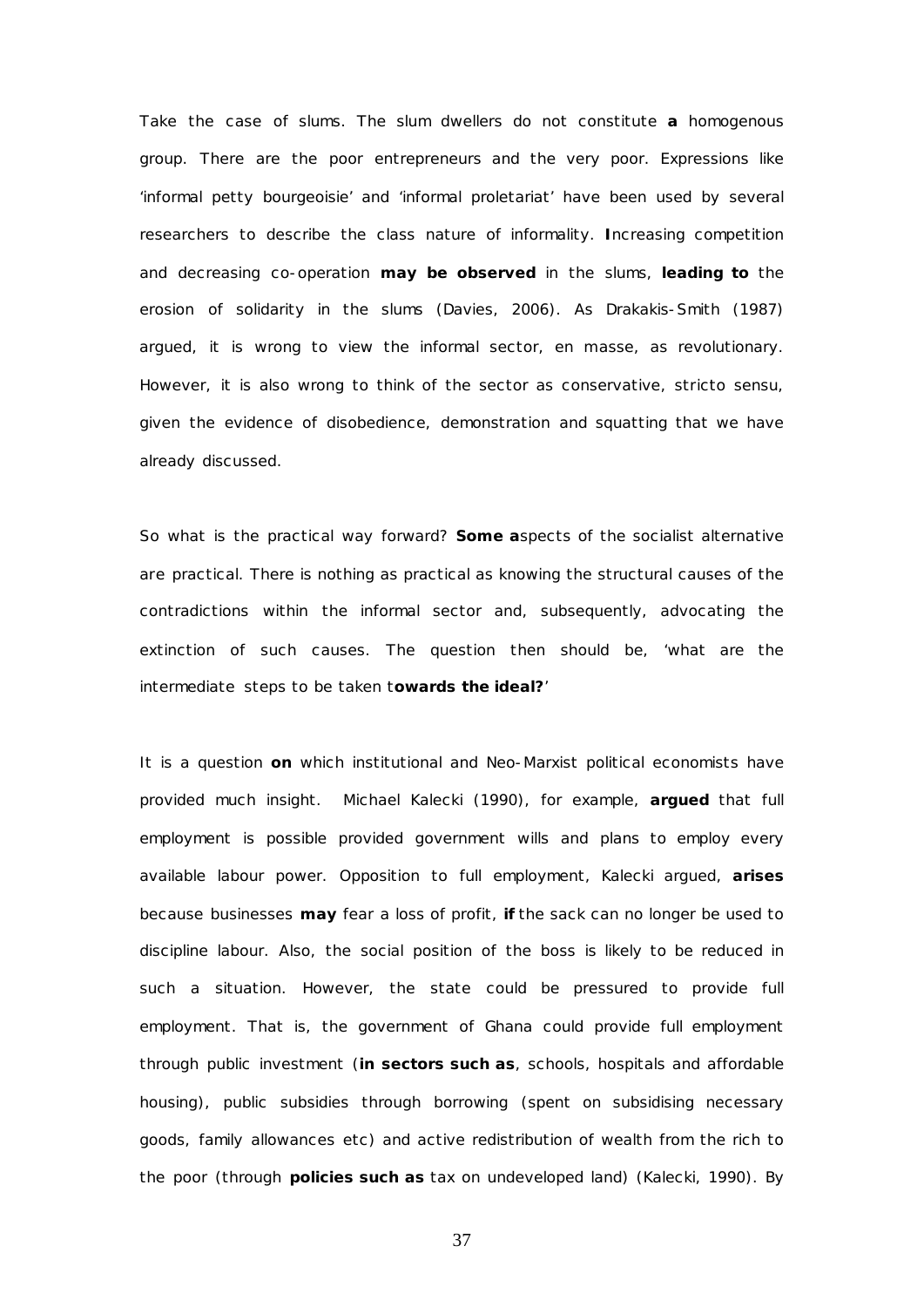Take the case of slums. The slum dwellers do not constitute **a** homogenous group. There are the poor entrepreneurs and the very poor. Expressions like 'informal petty bourgeoisie' and 'informal proletariat' have been used by several researchers to describe the class nature of informality. **I**ncreasing competition and decreasing co-operation **may be observed** in the slums, **leading to** the erosion of solidarity in the slums (Davies, 2006). As Drakakis-Smith (1987) argued, it is wrong to view the informal sector, en masse, as revolutionary. However, it is also wrong to think of the sector as conservative, stricto sensu, given the evidence of disobedience, demonstration and squatting that we have already discussed.

So what is the practical way forward? **Some a**spects of the socialist alternative are practical. There is nothing as practical as knowing the structural causes of the contradictions within the informal sector and, subsequently, advocating the extinction of such causes. The question then should be, 'what are the intermediate steps to be taken t**owards the ideal?**'

It is a question **on** which institutional and Neo-Marxist political economists have provided much insight. Michael Kalecki (1990), for example, **argued** that full employment is possible provided government wills and plans to employ every available labour power. Opposition to full employment, Kalecki argued, **arises** because businesses **may** fear a loss of profit, **if** the sack can no longer be used to discipline labour. Also, the social position of the boss is likely to be reduced in such a situation. However, the state could be pressured to provide full employment. That is, the government of Ghana could provide full employment through public investment (**in sectors such as**, schools, hospitals and affordable housing), public subsidies through borrowing (spent on subsidising necessary goods, family allowances etc) and active redistribution of wealth from the rich to the poor (through **policies such as** tax on undeveloped land) (Kalecki, 1990). By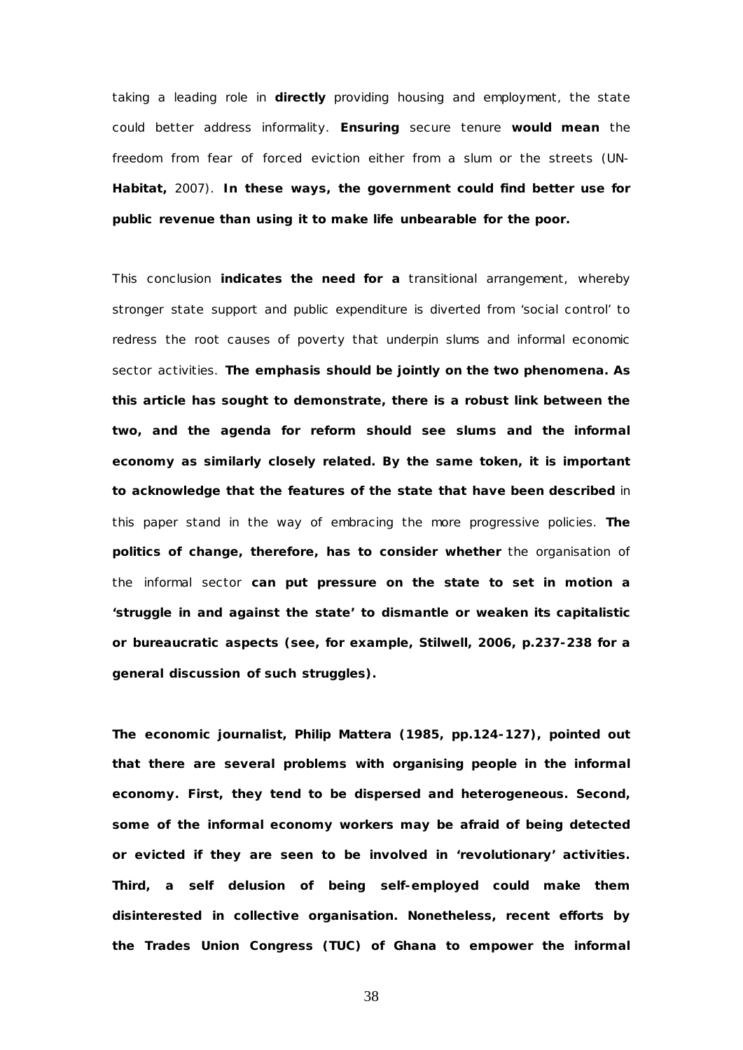taking a leading role in **directly** providing housing and employment, the state could better address informality. **Ensuring** secure tenure **would mean** the freedom from fear of forced eviction either from a slum or the streets (UN-**Habitat,** 2007). **In these ways, the government could find better use for public revenue than using it to make life unbearable for the poor.**

This conclusion **indicates the need for a** transitional arrangement, whereby stronger state support and public expenditure is diverted from 'social control' to redress the root causes of poverty that underpin slums and informal economic sector activities. **The emphasis should be jointly on the two phenomena. As this article has sought to demonstrate, there is a robust link between the two, and the agenda for reform should see slums and the informal economy as similarly closely related. By the same token, it is important to acknowledge that the features of the state that have been described** in this paper stand in the way of embracing the more progressive policies. **The politics of change, therefore, has to consider whether** the organisation of the informal sector **can put pressure on the state to set in motion a 'struggle in and against the state' to dismantle or weaken its capitalistic or bureaucratic aspects (see, for example, Stilwell, 2006, p.237-238 for a general discussion of such struggles).**

**The economic journalist, Philip Mattera (1985, pp.124-127), pointed out that there are several problems with organising people in the informal economy. First, they tend to be dispersed and heterogeneous. Second, some of the informal economy workers may be afraid of being detected or evicted if they are seen to be involved in 'revolutionary' activities. Third, a self delusion of being self-employed could make them disinterested in collective organisation. Nonetheless, recent efforts by the Trades Union Congress (TUC) of Ghana to empower the informal**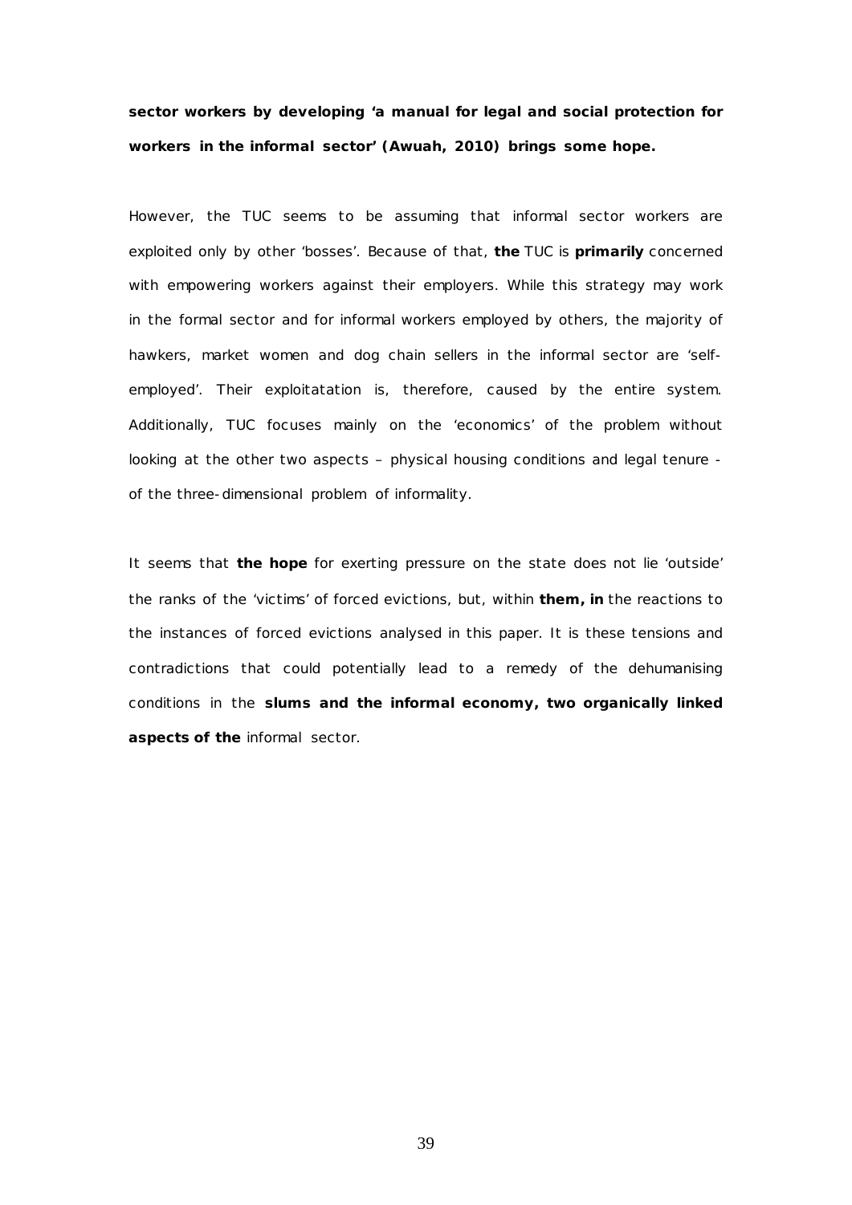**sector workers by developing 'a manual for legal and social protection for workers in the informal sector' (Awuah, 2010) brings some hope.**

However, the TUC seems to be assuming that informal sector workers are exploited only by other 'bosses'. Because of that, **the** TUC is **primarily** concerned with empowering workers against their employers. While this strategy may work in the formal sector and for informal workers employed by others, the majority of hawkers, market women and dog chain sellers in the informal sector are 'self-employed'. Their exploitatation is, therefore, caused by the entire system. Additionally, TUC focuses mainly on the 'economics' of the problem without looking at the other two aspects – physical housing conditions and legal tenure - of the three-dimensional problem of informality.

It seems that **the hope** for exerting pressure on the state does not lie 'outside' the ranks of the 'victims' of forced evictions, but, within **them, in** the reactions to the instances of forced evictions analysed in this paper. It is these tensions and contradictions that could potentially lead to a remedy of the dehumanising conditions in the **slums and the informal economy, two organically linked aspects of the** informal sector.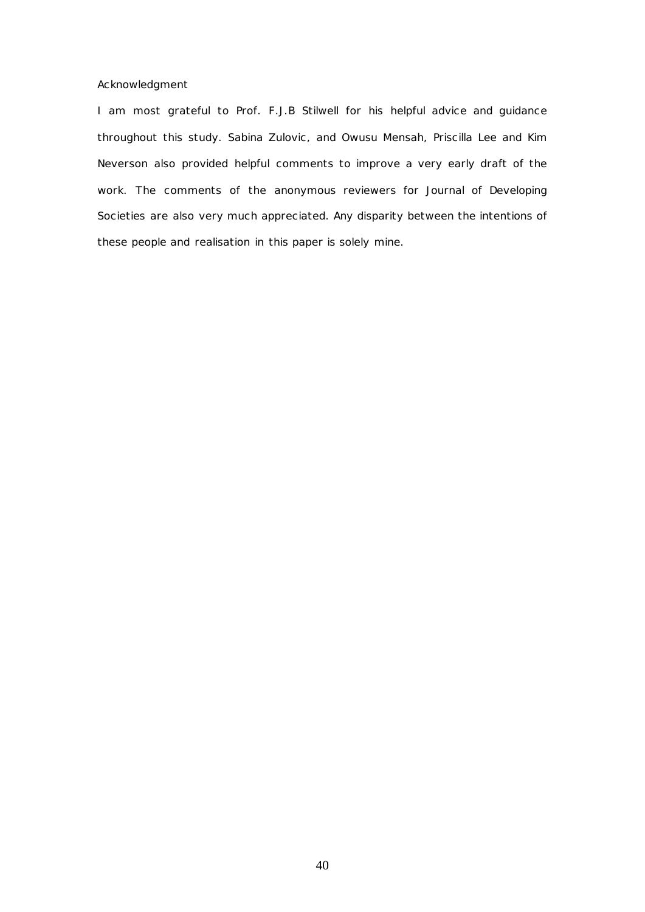## Acknowledgment

I am most grateful to Prof. F.J.B Stilwell for his helpful advice and guidance throughout this study. Sabina Zulovic, and Owusu Mensah, Priscilla Lee and Kim Neverson also provided helpful comments to improve a very early draft of the work. The comments of the anonymous reviewers for Journal of Developing Societies are also very much appreciated. Any disparity between the intentions of these people and realisation in this paper is solely mine.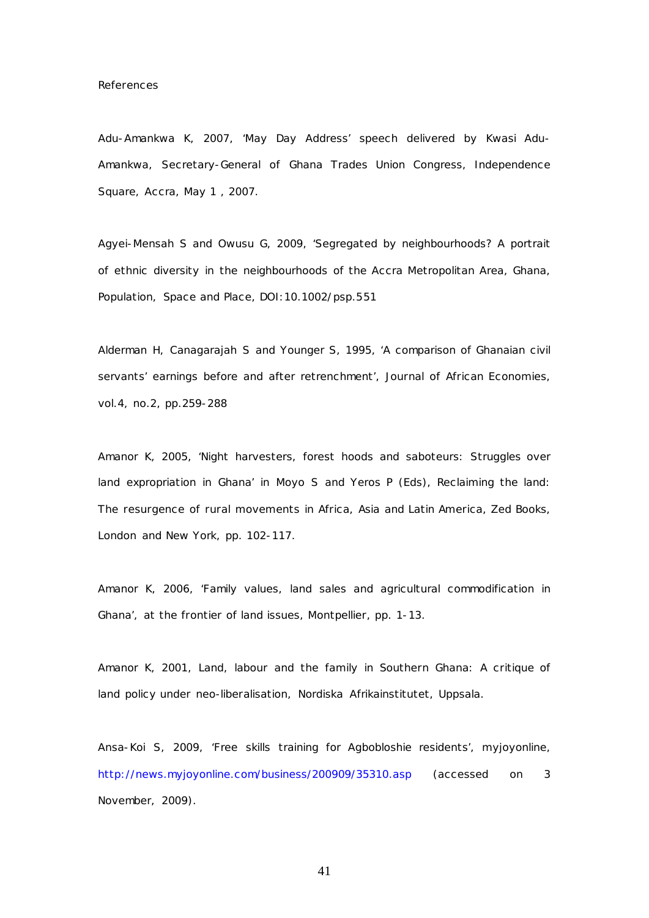## References

Adu-Amankwa K, 2007, 'May Day Address' speech delivered by Kwasi Adu-Amankwa, Secretary-General of Ghana Trades Union Congress, Independence Square, Accra, May 1 , 2007.

Agyei-Mensah S and Owusu G, 2009, 'Segregated by neighbourhoods? A portrait of ethnic diversity in the neighbourhoods of the Accra Metropolitan Area, Ghana, Population, Space and Place, DOI:10.1002/psp.551

Alderman H, Canagarajah S and Younger S, 1995, 'A comparison of Ghanaian civil servants' earnings before and after retrenchment', Journal of African Economies, vol.4, no.2, pp.259-288

Amanor K, 2005, 'Night harvesters, forest hoods and saboteurs: Struggles over land expropriation in Ghana' in Moyo S and Yeros P (Eds), Reclaiming the land: The resurgence of rural movements in Africa, Asia and Latin America, Zed Books, London and New York, pp. 102-117.

Amanor K, 2006, 'Family values, land sales and agricultural commodification in Ghana', at the frontier of land issues, Montpellier, pp. 1-13.

Amanor K, 2001, Land, labour and the family in Southern Ghana: A critique of land policy under neo-liberalisation, Nordiska Afrikainstitutet, Uppsala.

Ansa-Koi S, 2009, 'Free skills training for Agbobloshie residents', myjoyonline, http://news.myjoyonline.com/business/200909/35310.asp (accessed on 3 November, 2009).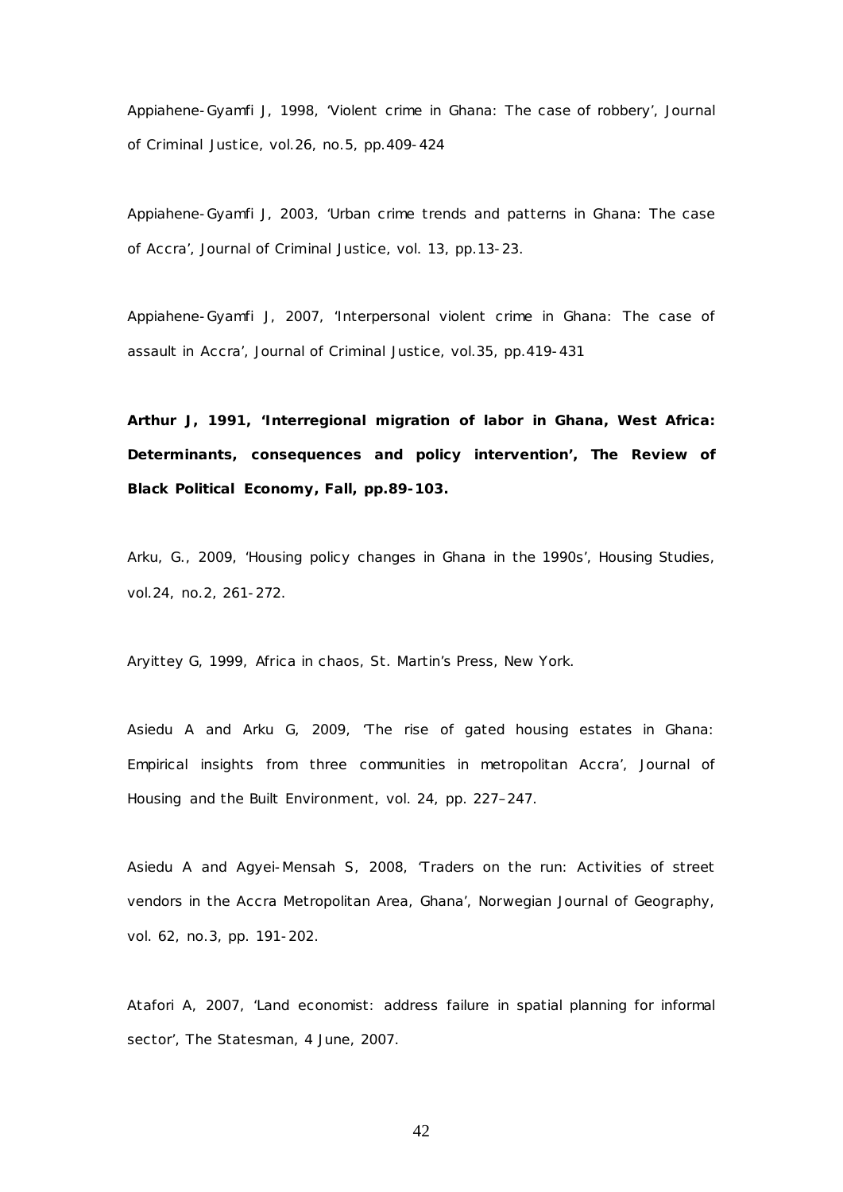Appiahene-Gyamfi J, 1998, 'Violent crime in Ghana: The case of robbery', Journal of Criminal Justice, vol.26, no.5, pp.409-424

Appiahene-Gyamfi J, 2003, 'Urban crime trends and patterns in Ghana: The case of Accra', Journal of Criminal Justice, vol. 13, pp.13-23.

Appiahene-Gyamfi J, 2007, 'Interpersonal violent crime in Ghana: The case of assault in Accra', Journal of Criminal Justice, vol.35, pp.419-431

**Arthur J, 1991, 'Interregional migration of labor in Ghana, West Africa: Determinants, consequences and policy intervention', The Review of Black Political Economy, Fall, pp.89-103.**

Arku, G., 2009, 'Housing policy changes in Ghana in the 1990s', Housing Studies, vol.24, no.2, 261-272.

Aryittey G, 1999, Africa in chaos, St. Martin's Press, New York.

Asiedu A and Arku G, 2009, 'The rise of gated housing estates in Ghana: Empirical insights from three communities in metropolitan Accra', Journal of Housing and the Built Environment, vol. 24, pp. 227–247.

Asiedu A and Agyei-Mensah S, 2008, 'Traders on the run: Activities of street vendors in the Accra Metropolitan Area, Ghana', Norwegian Journal of Geography, vol. 62, no.3, pp. 191-202.

Atafori A, 2007, 'Land economist: address failure in spatial planning for informal sector', The Statesman, 4 June, 2007.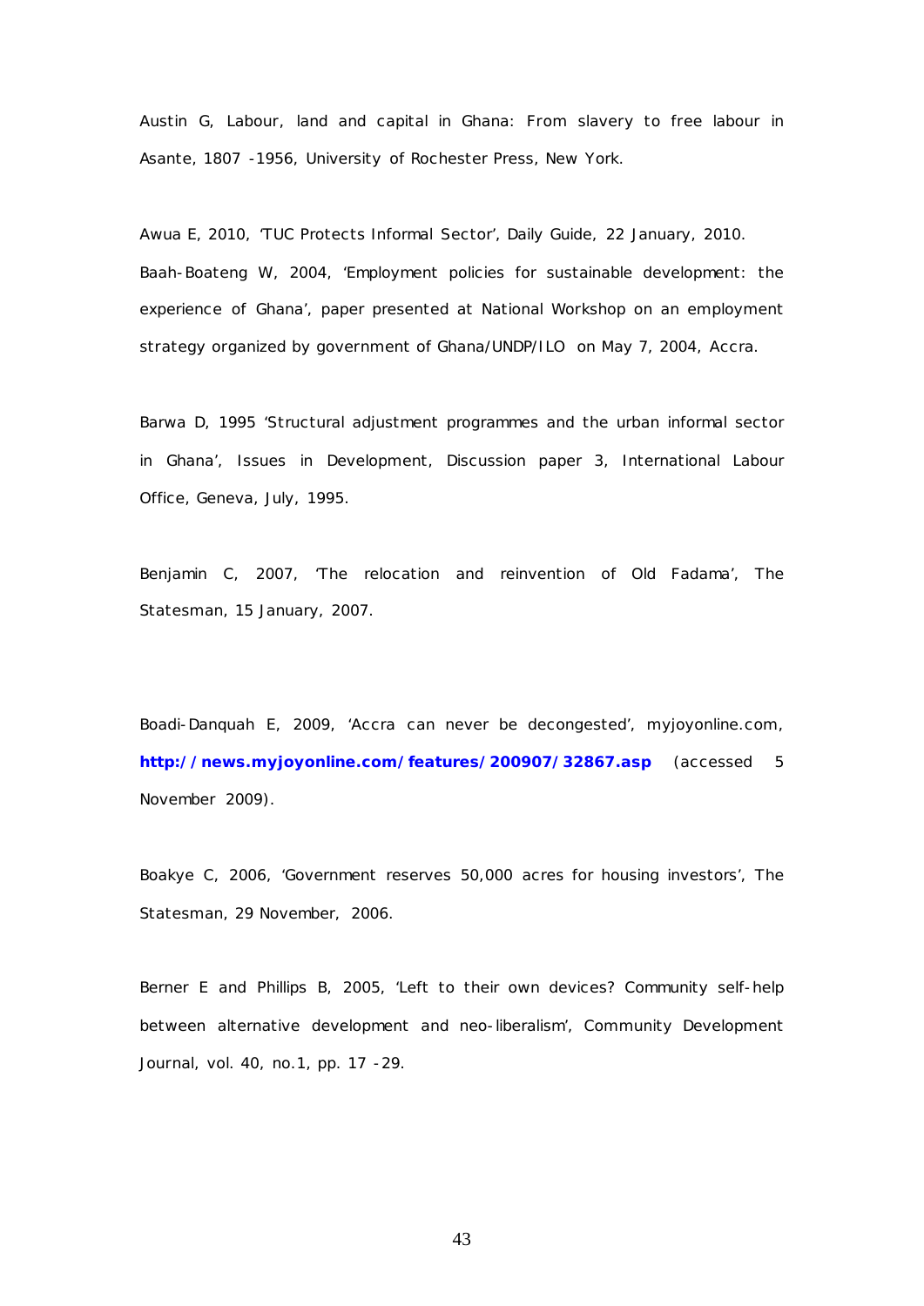Austin G, Labour, land and capital in Ghana: From slavery to free labour in Asante, 1807 -1956, University of Rochester Press, New York.

Awua E, 2010, 'TUC Protects Informal Sector', Daily Guide, 22 January, 2010.

Baah-Boateng W, 2004, 'Employment policies for sustainable development: the experience of Ghana', paper presented at National Workshop on an employment strategy organized by government of Ghana/UNDP/ILO on May 7, 2004, Accra.

Barwa D, 1995 'Structural adjustment programmes and the urban informal sector in Ghana', Issues in Development, Discussion paper 3, International Labour Office, Geneva, July, 1995.

Benjamin C, 2007, 'The relocation and reinvention of Old Fadama', The Statesman, 15 January, 2007.

Boadi-Danquah E, 2009, 'Accra can never be decongested', myjoyonline.com, **http://news.myjoyonline.com/features/200907/32867.asp** (accessed 5 November 2009).

Boakye C, 2006, 'Government reserves 50,000 acres for housing investors', The Statesman, 29 November, 2006.

Berner E and Phillips B, 2005, 'Left to their own devices? Community self-help between alternative development and neo-liberalism', Community Development Journal, vol. 40, no.1, pp. 17 -29.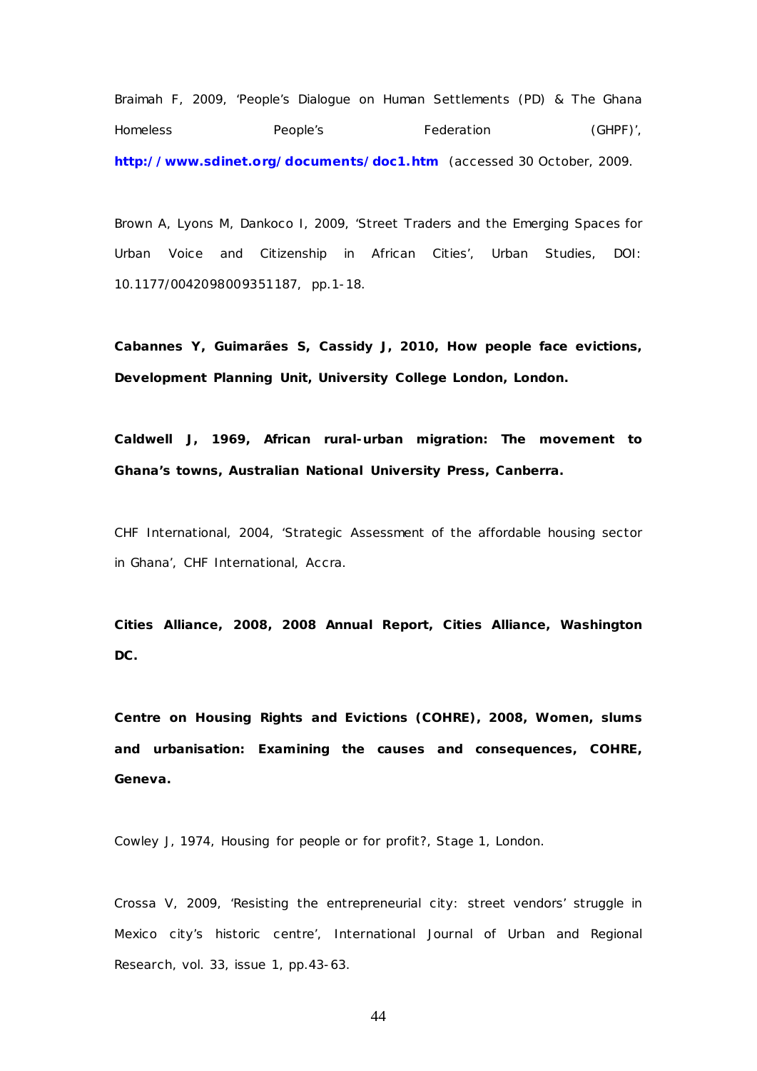Braimah F, 2009, 'People's Dialogue on Human Settlements (PD) & The Ghana Homeless People's Federation (GHPF)', **http://www.sdinet.org/documents/doc1.htm** (accessed 30 October, 2009.

Brown A, Lyons M, Dankoco I, 2009, 'Street Traders and the Emerging Spaces for Urban Voice and Citizenship in African Cities', Urban Studies, DOI: 10.1177/0042098009351187, pp.1-18.

**Cabannes Y, Guimarães S, Cassidy J, 2010, How people face evictions, Development Planning Unit, University College London, London.**

**Caldwell J, 1969, African rural-urban migration: The movement to Ghana's towns, Australian National University Press, Canberra.**

CHF International, 2004, 'Strategic Assessment of the affordable housing sector in Ghana', CHF International, Accra.

**Cities Alliance, 2008, 2008 Annual Report, Cities Alliance, Washington DC.**

**Centre on Housing Rights and Evictions (COHRE), 2008, Women, slums and urbanisation: Examining the causes and consequences, COHRE, Geneva.**

Cowley J, 1974, Housing for people or for profit?, Stage 1, London.

Crossa V, 2009, 'Resisting the entrepreneurial city: street vendors' struggle in Mexico city's historic centre', International Journal of Urban and Regional Research, vol. 33, issue 1, pp.43-63.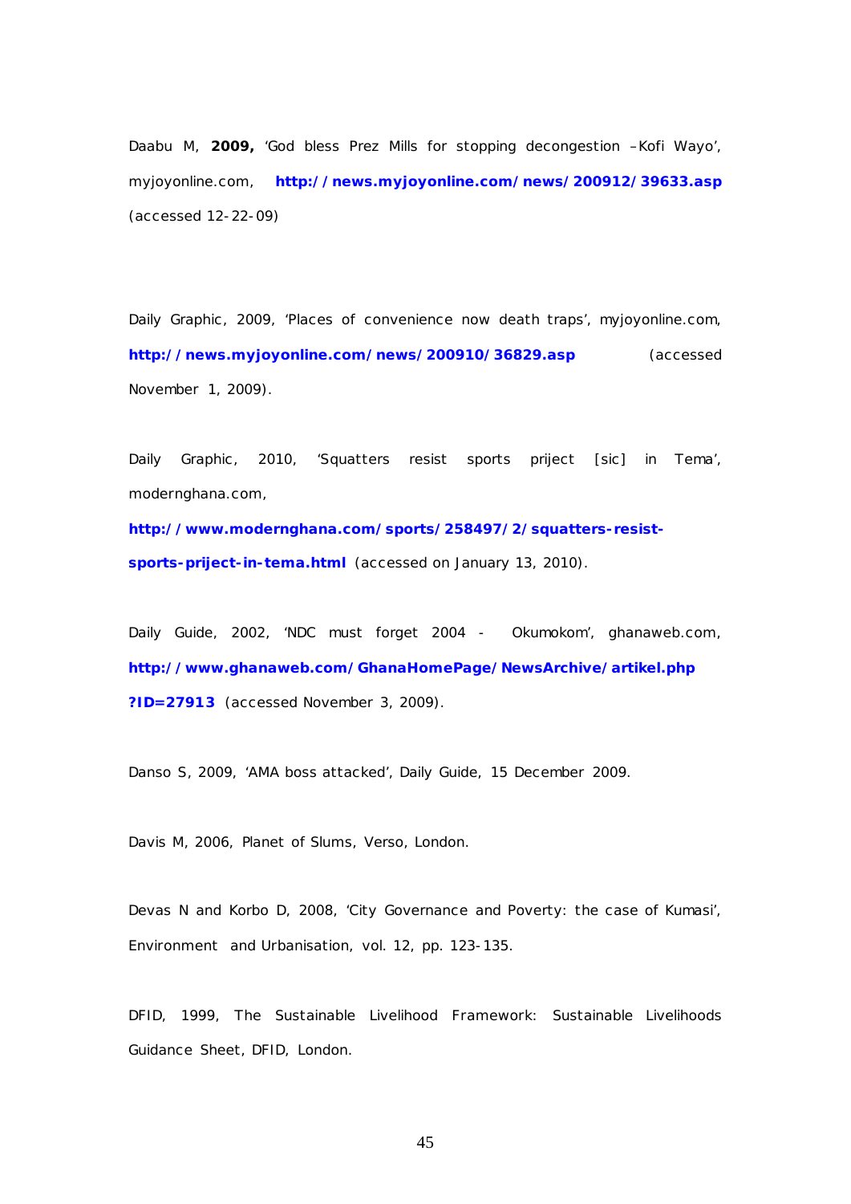Daabu M, **2009,** 'God bless Prez Mills for stopping decongestion –Kofi Wayo', myjoyonline.com, **http://news.myjoyonline.com/news/200912/39633.asp** (accessed 12-22-09)

Daily Graphic, 2009, 'Places of convenience now death traps', myjoyonline.com, **http://news.myjoyonline.com/news/200910/36829.asp** (accessed November 1, 2009).

Daily Graphic, 2010, 'Squatters resist sports priject [sic] in Tema', modernghana.com, **http://www.modernghana.com/sports/258497/2/squatters-resist-sports-priject-in-tema.html** (accessed on January 13, 2010).

Daily Guide, 2002, 'NDC must forget 2004 - Okumokom', ghanaweb.com, **http://www.ghanaweb.com/GhanaHomePage/NewsArchive/artikel.php?ID=27913** (accessed November 3, 2009).

Danso S, 2009, 'AMA boss attacked', Daily Guide, 15 December 2009.

Davis M, 2006, Planet of Slums, Verso, London.

Devas N and Korbo D, 2008, 'City Governance and Poverty: the case of Kumasi', Environment and Urbanisation, vol. 12, pp. 123-135.

DFID, 1999, The Sustainable Livelihood Framework: Sustainable Livelihoods Guidance Sheet, DFID, London.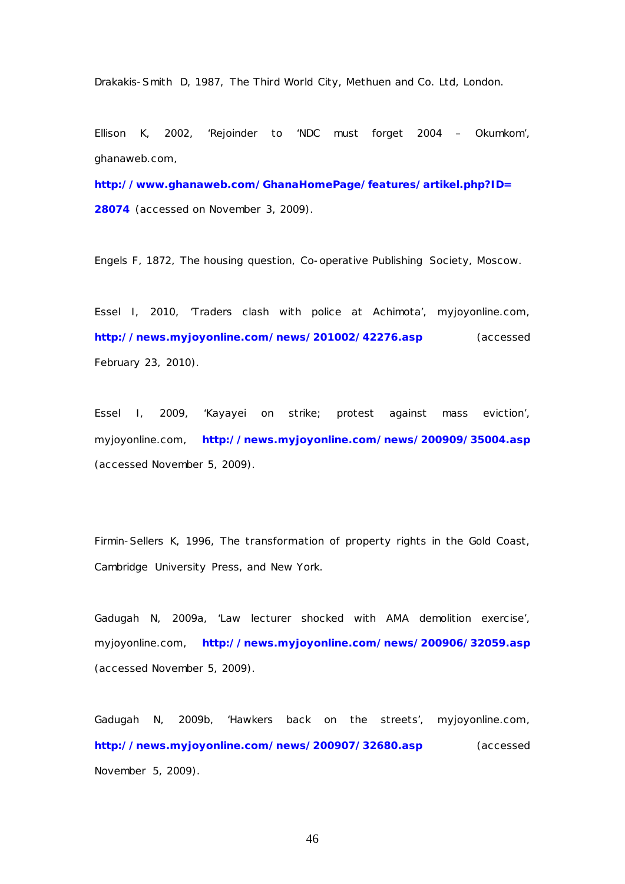Drakakis-Smith D, 1987, The Third World City, Methuen and Co. Ltd, London.

Ellison K, 2002, 'Rejoinder to 'NDC must forget 2004 – Okumkom', ghanaweb.com, **http://www.ghanaweb.com/GhanaHomePage/features/artikel.php?ID=28074** (accessed on November 3, 2009).

Engels F, 1872, The housing question, Co-operative Publishing Society, Moscow.

Essel I, 2010, 'Traders clash with police at Achimota', myjoyonline.com, **http://news.myjoyonline.com/news/201002/42276.asp** (accessed February 23, 2010).

Essel I, 2009, 'Kayayei on strike; protest against mass eviction', myjoyonline.com, **http://news.myjoyonline.com/news/200909/35004.asp** (accessed November 5, 2009).

Firmin-Sellers K, 1996, The transformation of property rights in the Gold Coast, Cambridge University Press, and New York.

Gadugah N, 2009a, 'Law lecturer shocked with AMA demolition exercise', myjoyonline.com, **http://news.myjoyonline.com/news/200906/32059.asp** (accessed November 5, 2009).

Gadugah N, 2009b, 'Hawkers back on the streets', myjoyonline.com, **http://news.myjoyonline.com/news/200907/32680.asp** (accessed November 5, 2009).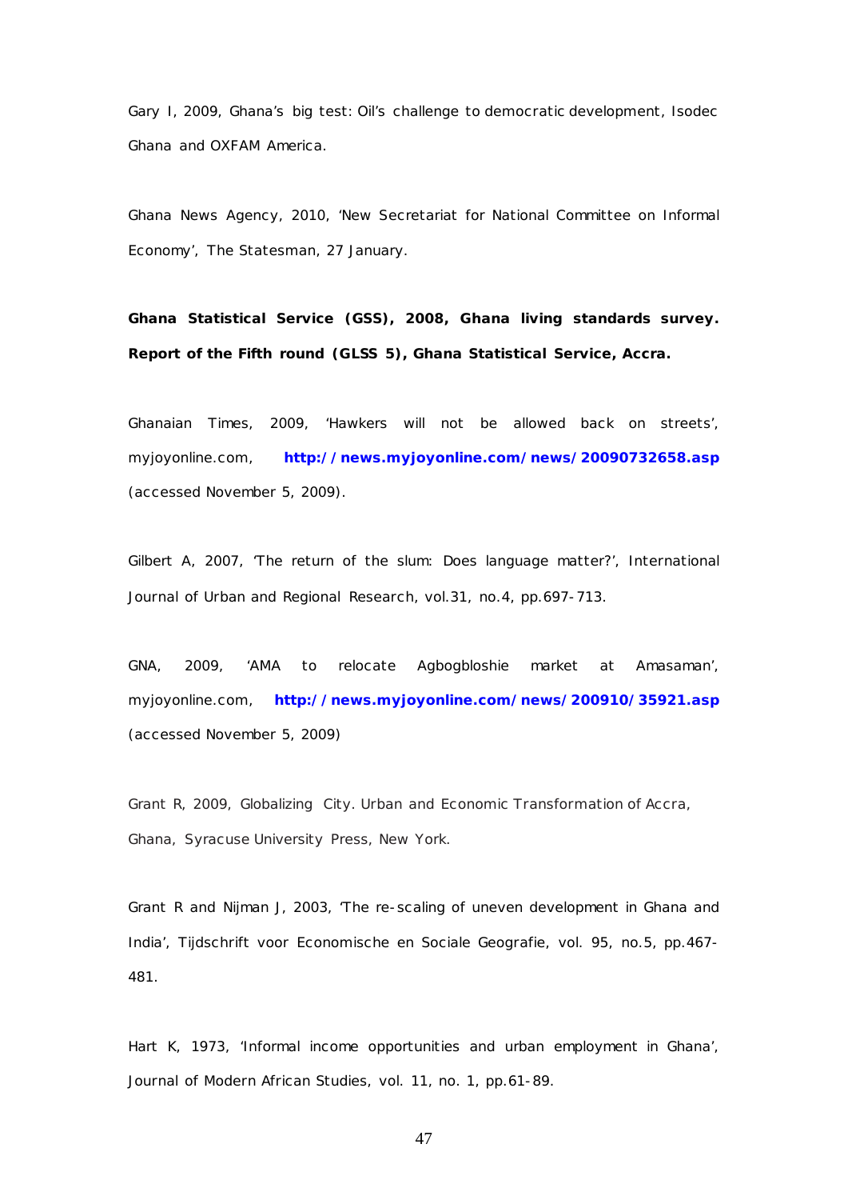Gary I, 2009, Ghana's big test: Oil's challenge to democratic development, Isodec Ghana and OXFAM America.

Ghana News Agency, 2010, 'New Secretariat for National Committee on Informal Economy', The Statesman, 27 January.

**Ghana Statistical Service (GSS), 2008, Ghana living standards survey. Report of the Fifth round (GLSS 5), Ghana Statistical Service, Accra.**

Ghanaian Times, 2009, 'Hawkers will not be allowed back on streets', myjoyonline.com, **http://news.myjoyonline.com/news/20090732658.asp** (accessed November 5, 2009).

Gilbert A, 2007, 'The return of the slum: Does language matter?', International Journal of Urban and Regional Research, vol.31, no.4, pp.697-713.

GNA, 2009, 'AMA to relocate Agbogbloshie market at Amasaman', myjoyonline.com, **http://news.myjoyonline.com/news/200910/35921.asp** (accessed November 5, 2009)

Grant R, 2009, Globalizing City. Urban and Economic Transformation of Accra, Ghana, Syracuse University Press, New York.

Grant R and Nijman J, 2003, 'The re-scaling of uneven development in Ghana and India', Tijdschrift voor Economische en Sociale Geografie, vol. 95, no.5, pp.467-481.

Hart K, 1973, 'Informal income opportunities and urban employment in Ghana', Journal of Modern African Studies, vol. 11, no. 1, pp.61-89.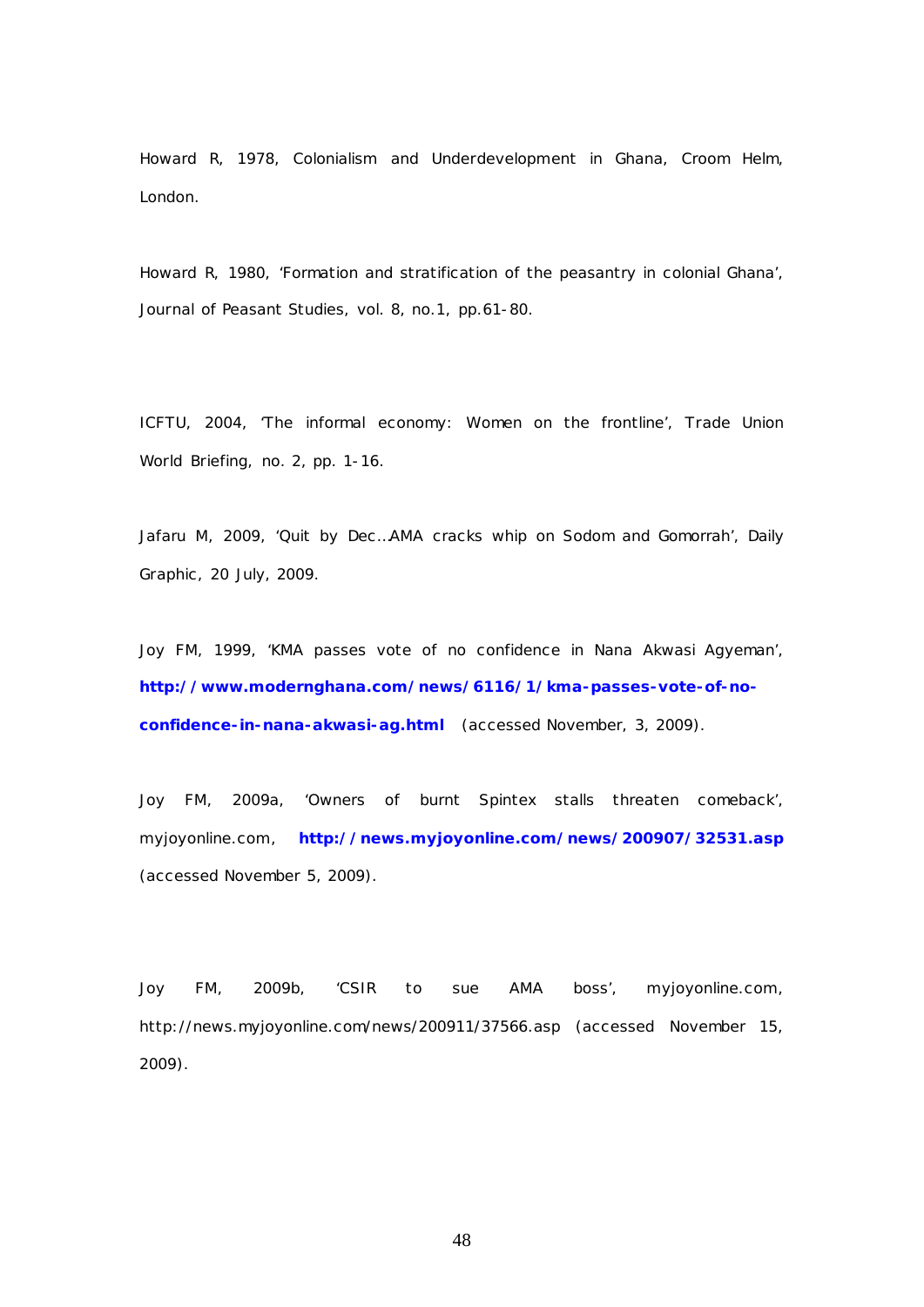Howard R, 1978, Colonialism and Underdevelopment in Ghana, Croom Helm, London.

Howard R, 1980, 'Formation and stratification of the peasantry in colonial Ghana', Journal of Peasant Studies, vol. 8, no.1, pp.61-80.

ICFTU, 2004, 'The informal economy: Women on the frontline', Trade Union World Briefing, no. 2, pp. 1-16.

Jafaru M, 2009, 'Quit by Dec…AMA cracks whip on Sodom and Gomorrah', Daily Graphic, 20 July, 2009.

Joy FM, 1999, 'KMA passes vote of no confidence in Nana Akwasi Agyeman', **http://www.modernghana.com/news/6116/1/kma-passes-vote-of-no-confidence-in-nana-akwasi-ag.html** (accessed November, 3, 2009).

Joy FM, 2009a, 'Owners of burnt Spintex stalls threaten comeback', myjoyonline.com, **http://news.myjoyonline.com/news/200907/32531.asp** (accessed November 5, 2009).

Joy FM, 2009b, 'CSIR to sue AMA boss', myjoyonline.com, http://news.myjoyonline.com/news/200911/37566.asp (accessed November 15, 2009).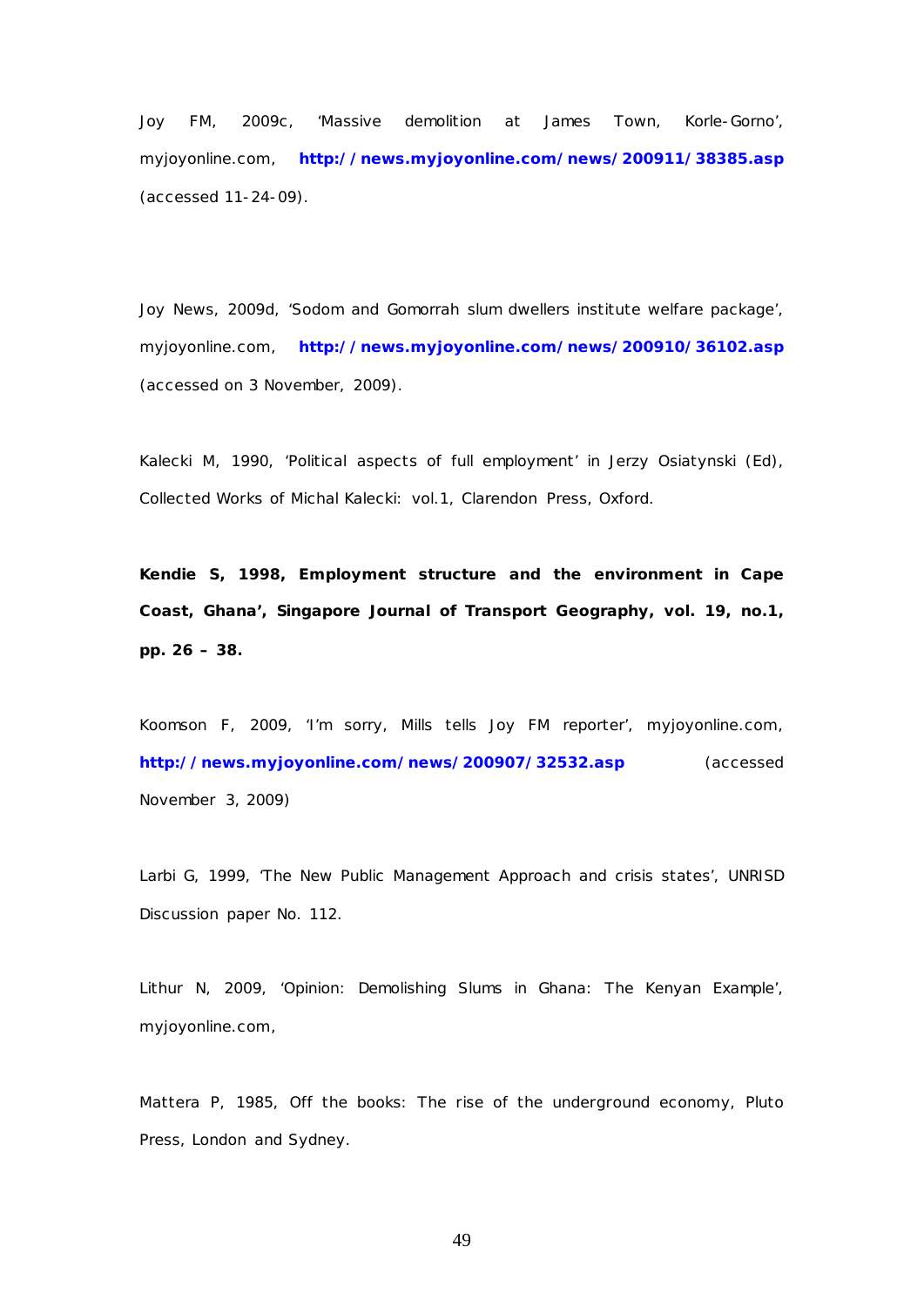Joy FM, 2009c, 'Massive demolition at James Town, Korle-Gorno', myjoyonline.com, **http://news.myjoyonline.com/news/200911/38385.asp** (accessed 11-24-09).

Joy News, 2009d, 'Sodom and Gomorrah slum dwellers institute welfare package', myjoyonline.com, **http://news.myjoyonline.com/news/200910/36102.asp** (accessed on 3 November, 2009).

Kalecki M, 1990, 'Political aspects of full employment' in Jerzy Osiatynski (Ed), Collected Works of Michal Kalecki: vol.1, Clarendon Press, Oxford.

**Kendie S, 1998, Employment structure and the environment in Cape Coast, Ghana', Singapore Journal of Transport Geography, vol. 19, no.1, pp. 26 – 38.**

Koomson F, 2009, 'I'm sorry, Mills tells Joy FM reporter', myjoyonline.com, **http://news.myjoyonline.com/news/200907/32532.asp** (accessed November 3, 2009)

Larbi G, 1999, 'The New Public Management Approach and crisis states', UNRISD Discussion paper No. 112.

Lithur N, 2009, 'Opinion: Demolishing Slums in Ghana: The Kenyan Example', myjoyonline.com,

Mattera P, 1985, Off the books: The rise of the underground economy, Pluto Press, London and Sydney.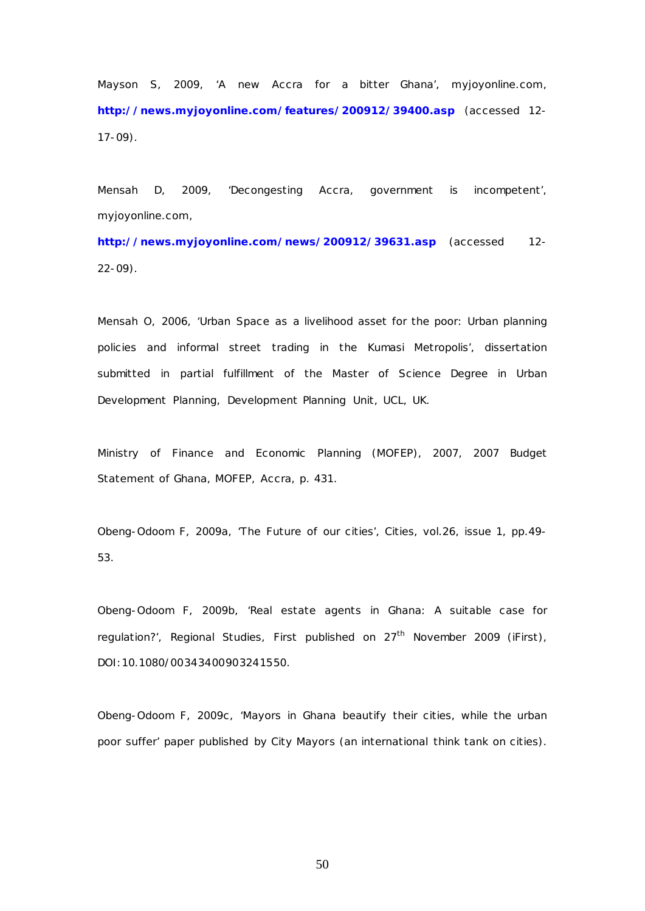Mayson S, 2009, 'A new Accra for a bitter Ghana', myjoyonline.com, **http://news.myjoyonline.com/features/200912/39400.asp** (accessed 12-17-09).

Mensah D, 2009, 'Decongesting Accra, government is incompetent', myjoyonline.com, **http://news.myjoyonline.com/news/200912/39631.asp** (accessed 12-22-09).

Mensah O, 2006, 'Urban Space as a livelihood asset for the poor: Urban planning policies and informal street trading in the Kumasi Metropolis', dissertation submitted in partial fulfillment of the Master of Science Degree in Urban Development Planning, Development Planning Unit, UCL, UK.

Ministry of Finance and Economic Planning (MOFEP), 2007, 2007 Budget Statement of Ghana, MOFEP, Accra, p. 431.

Obeng-Odoom F, 2009a, 'The Future of our cities', Cities, vol.26, issue 1, pp.49-53.

Obeng-Odoom F, 2009b, 'Real estate agents in Ghana: A suitable case for regulation?', Regional Studies, First published on 27th November 2009 (iFirst), DOI:10.1080/00343400903241550.

Obeng-Odoom F, 2009c, 'Mayors in Ghana beautify their cities, while the urban poor suffer' paper published by City Mayors (an international think tank on cities).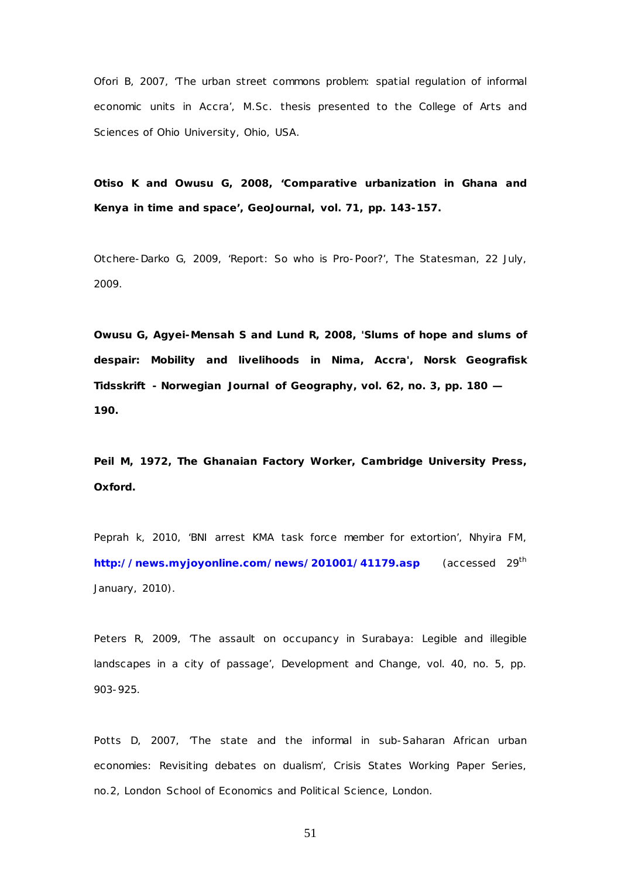Ofori B, 2007, 'The urban street commons problem: spatial regulation of informal economic units in Accra', M.Sc. thesis presented to the College of Arts and Sciences of Ohio University, Ohio, USA.

**Otiso K and Owusu G, 2008, 'Comparative urbanization in Ghana and Kenya in time and space', GeoJournal, vol. 71, pp. 143-157.**

Otchere-Darko G, 2009, 'Report: So who is Pro-Poor?', The Statesman, 22 July, 2009.

**Owusu G, Agyei-Mensah S and Lund R, 2008, 'Slums of hope and slums of despair: Mobility and livelihoods in Nima, Accra', Norsk Geografisk Tidsskrift - Norwegian Journal of Geography, vol. 62, no. 3, pp. 180 — 190.**

**Peil M, 1972, The Ghanaian Factory Worker, Cambridge University Press, Oxford.**

Peprah k, 2010, 'BNI arrest KMA task force member for extortion', Nhyira FM, **http://news.myjoyonline.com/news/201001/41179.asp** (accessed 29th January, 2010).

Peters R, 2009, 'The assault on occupancy in Surabaya: Legible and illegible landscapes in a city of passage', Development and Change, vol. 40, no. 5, pp. 903-925.

Potts D, 2007, 'The state and the informal in sub-Saharan African urban economies: Revisiting debates on dualism', Crisis States Working Paper Series, no.2, London School of Economics and Political Science, London.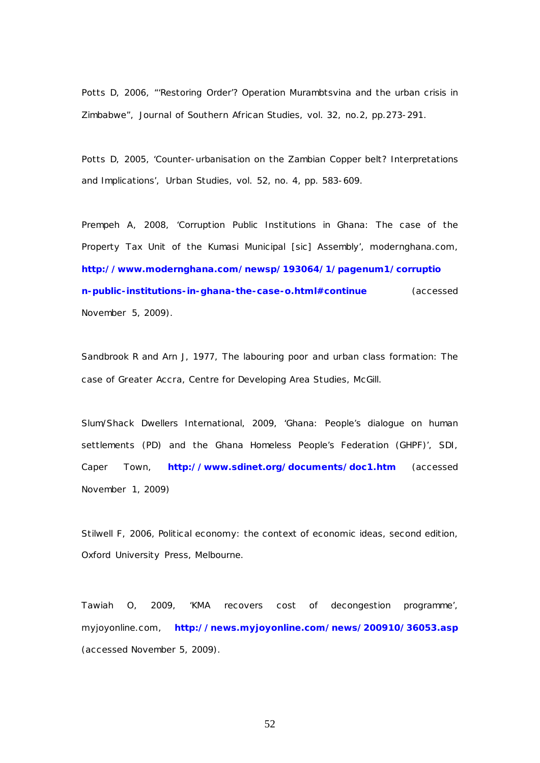Potts D, 2006, "'Restoring Order'? Operation Murambtsvina and the urban crisis in Zimbabwe", Journal of Southern African Studies, vol. 32, no.2, pp.273-291.

Potts D, 2005, 'Counter-urbanisation on the Zambian Copper belt? Interpretations and Implications', Urban Studies, vol. 52, no. 4, pp. 583-609.

Prempeh A, 2008, 'Corruption Public Institutions in Ghana: The case of the Property Tax Unit of the Kumasi Municipal [sic] Assembly', modernghana.com, **http://www.modernghana.com/newsp/193064/1/pagenum1/corruption-public-institutions-in-ghana-the-case-o.html#continue** (accessed November 5, 2009).

Sandbrook R and Arn J, 1977, The labouring poor and urban class formation: The case of Greater Accra, Centre for Developing Area Studies, McGill.

Slum/Shack Dwellers International, 2009, 'Ghana: People's dialogue on human settlements (PD) and the Ghana Homeless People's Federation (GHPF)', SDI, Caper Town, **http://www.sdinet.org/documents/doc1.htm** (accessed November 1, 2009)

Stilwell F, 2006, Political economy: the context of economic ideas, second edition, Oxford University Press, Melbourne.

Tawiah O, 2009, 'KMA recovers cost of decongestion programme', myjoyonline.com, **http://news.myjoyonline.com/news/200910/36053.asp** (accessed November 5, 2009).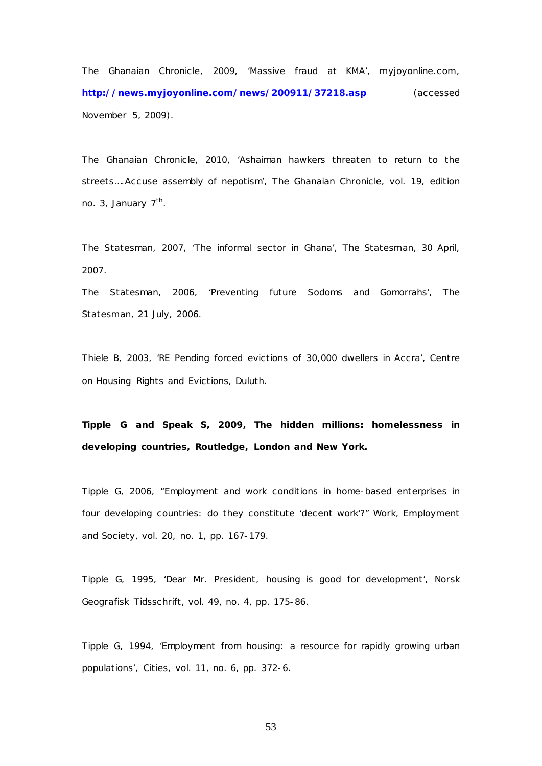The Ghanaian Chronicle, 2009, 'Massive fraud at KMA', myjoyonline.com, **http://news.myjoyonline.com/news/200911/37218.asp** (accessed November 5, 2009).

The Ghanaian Chronicle, 2010, 'Ashaiman hawkers threaten to return to the streets….Accuse assembly of nepotism', The Ghanaian Chronicle, vol. 19, edition no. 3, January 7th.

The Statesman, 2007, 'The informal sector in Ghana', The Statesman, 30 April, 2007.

The Statesman, 2006, 'Preventing future Sodoms and Gomorrahs', The Statesman, 21 July, 2006.

Thiele B, 2003, 'RE Pending forced evictions of 30,000 dwellers in Accra', Centre on Housing Rights and Evictions, Duluth.

**Tipple G and Speak S, 2009, The hidden millions: homelessness in developing countries, Routledge, London and New York.**

Tipple G, 2006, "Employment and work conditions in home-based enterprises in four developing countries: do they constitute 'decent work'?" Work, Employment and Society, vol. 20, no. 1, pp. 167-179.

Tipple G, 1995, 'Dear Mr. President, housing is good for development', Norsk Geografisk Tidsschrift, vol. 49, no. 4, pp. 175-86.

Tipple G, 1994, 'Employment from housing: a resource for rapidly growing urban populations', Cities, vol. 11, no. 6, pp. 372-6.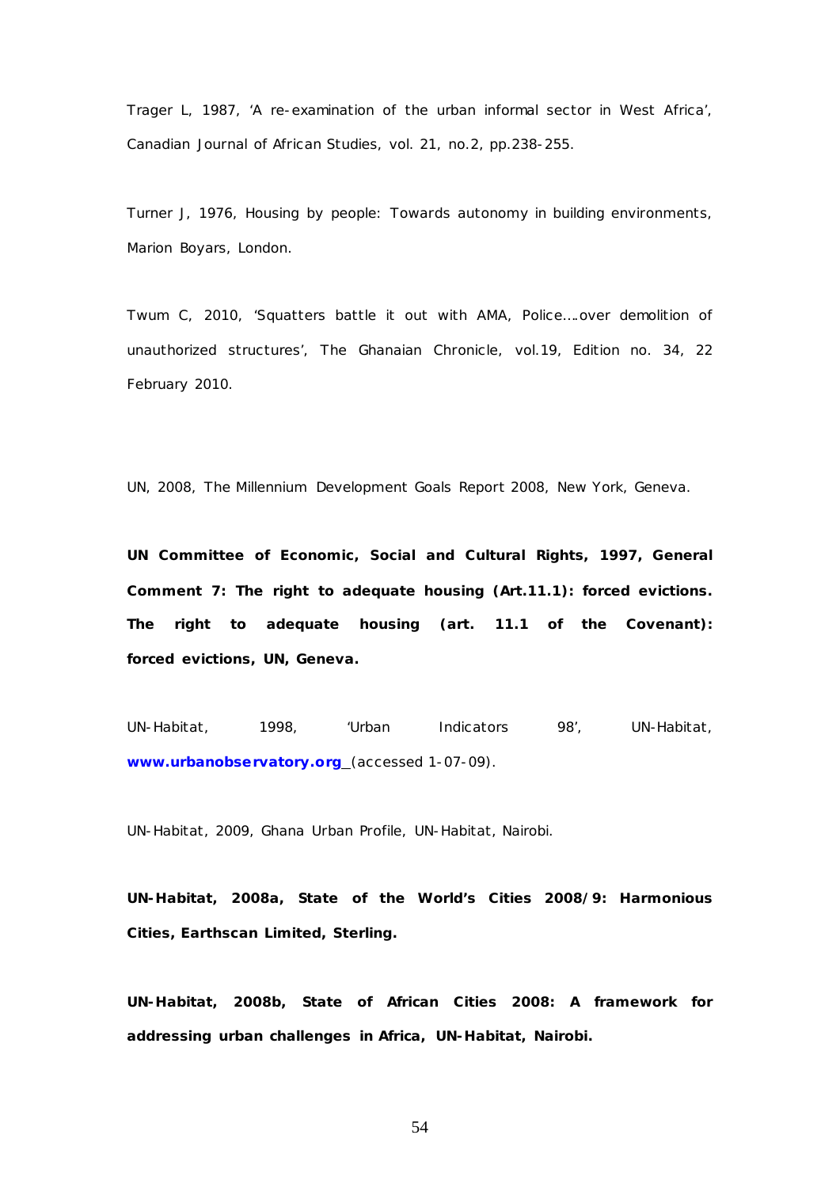Trager L, 1987, 'A re-examination of the urban informal sector in West Africa', Canadian Journal of African Studies, vol. 21, no.2, pp.238-255.

Turner J, 1976, Housing by people: Towards autonomy in building environments, Marion Boyars, London.

Twum C, 2010, 'Squatters battle it out with AMA, Police….over demolition of unauthorized structures', The Ghanaian Chronicle, vol.19, Edition no. 34, 22 February 2010.

UN, 2008, The Millennium Development Goals Report 2008, New York, Geneva.

**UN Committee of Economic, Social and Cultural Rights, 1997, General Comment 7: The right to adequate housing (Art.11.1): forced evictions. The right to adequate housing (art. 11.1 of the Covenant): forced evictions, UN, Geneva.**

UN-Habitat, 1998, 'Urban Indicators 98', UN-Habitat, **www.urbanobservatory.org** (accessed 1-07-09).

UN-Habitat, 2009, Ghana Urban Profile, UN-Habitat, Nairobi.

**UN-Habitat, 2008a, State of the World's Cities 2008/9: Harmonious Cities, Earthscan Limited, Sterling.**

**UN-Habitat, 2008b, State of African Cities 2008: A framework for addressing urban challenges in Africa, UN-Habitat, Nairobi.**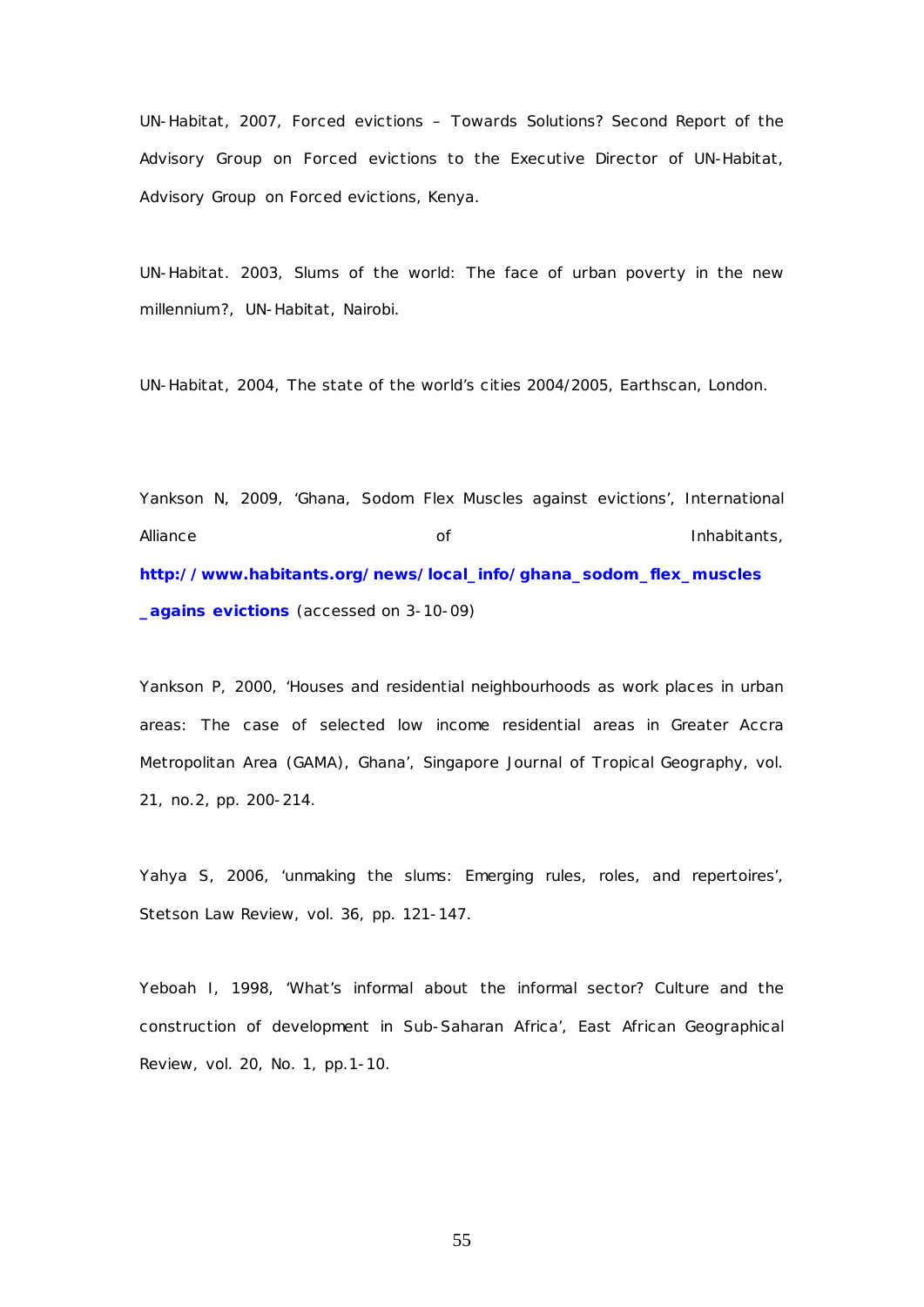UN-Habitat, 2007, Forced evictions – Towards Solutions? Second Report of the Advisory Group on Forced evictions to the Executive Director of UN-Habitat, Advisory Group on Forced evictions, Kenya.

UN-Habitat. 2003, Slums of the world: The face of urban poverty in the new millennium?, UN-Habitat, Nairobi.

UN-Habitat, 2004, The state of the world's cities 2004/2005, Earthscan, London.

Yankson N, 2009, 'Ghana, Sodom Flex Muscles against evictions', International Alliance of Inhabitants, **http://www.habitants.org/news/local_info/ghana_sodom_flex_muscles_agains evictions** (accessed on 3-10-09)

Yankson P, 2000, 'Houses and residential neighbourhoods as work places in urban areas: The case of selected low income residential areas in Greater Accra Metropolitan Area (GAMA), Ghana', Singapore Journal of Tropical Geography, vol. 21, no.2, pp. 200-214.

Yahya S, 2006, 'unmaking the slums: Emerging rules, roles, and repertoires', Stetson Law Review, vol. 36, pp. 121-147.

Yeboah I, 1998, 'What's informal about the informal sector? Culture and the construction of development in Sub-Saharan Africa', East African Geographical Review, vol. 20, No. 1, pp.1-10.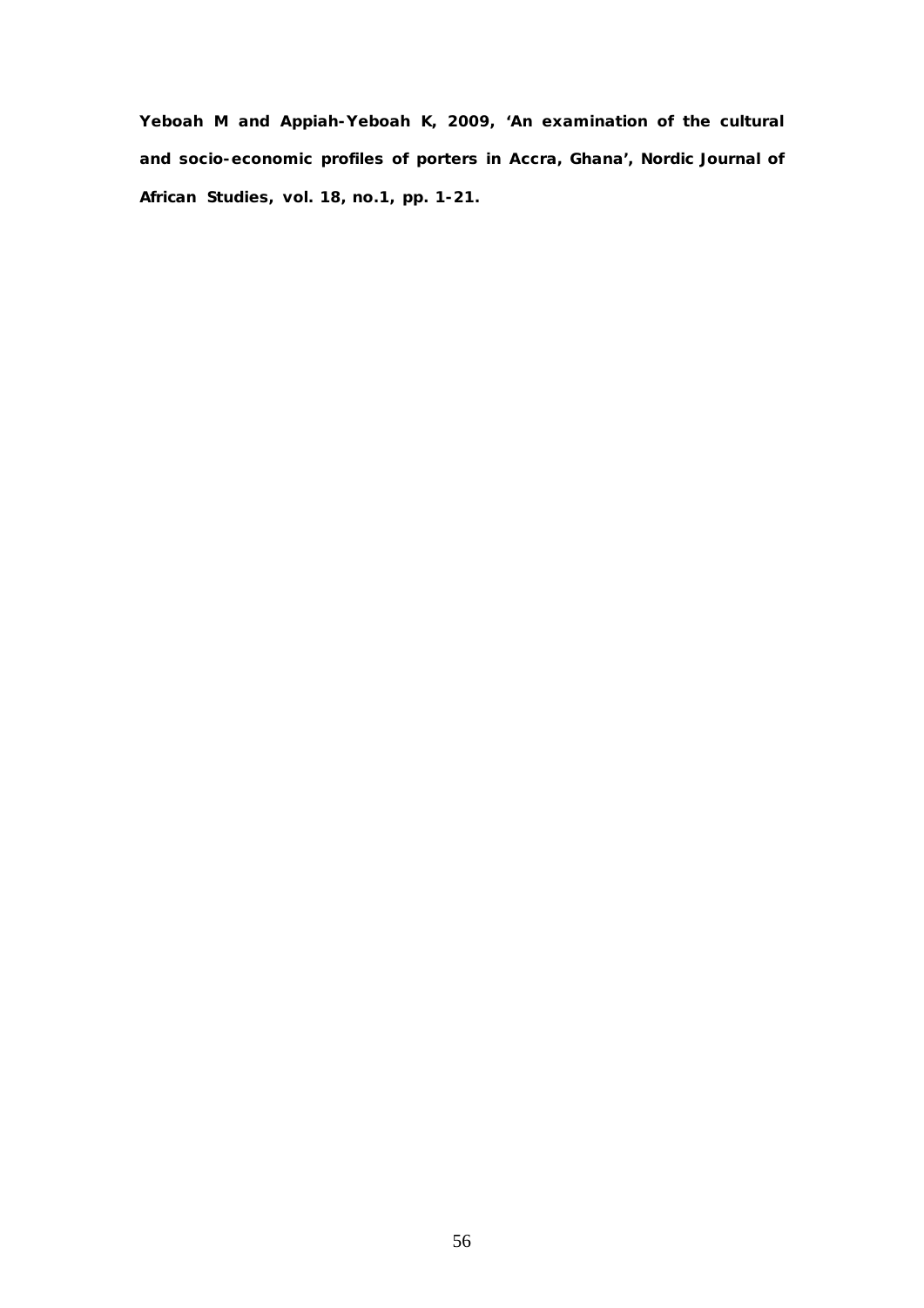**Yeboah M and Appiah-Yeboah K, 2009, 'An examination of the cultural and socio-economic profiles of porters in Accra, Ghana', Nordic Journal of African Studies, vol. 18, no.1, pp. 1-21.**